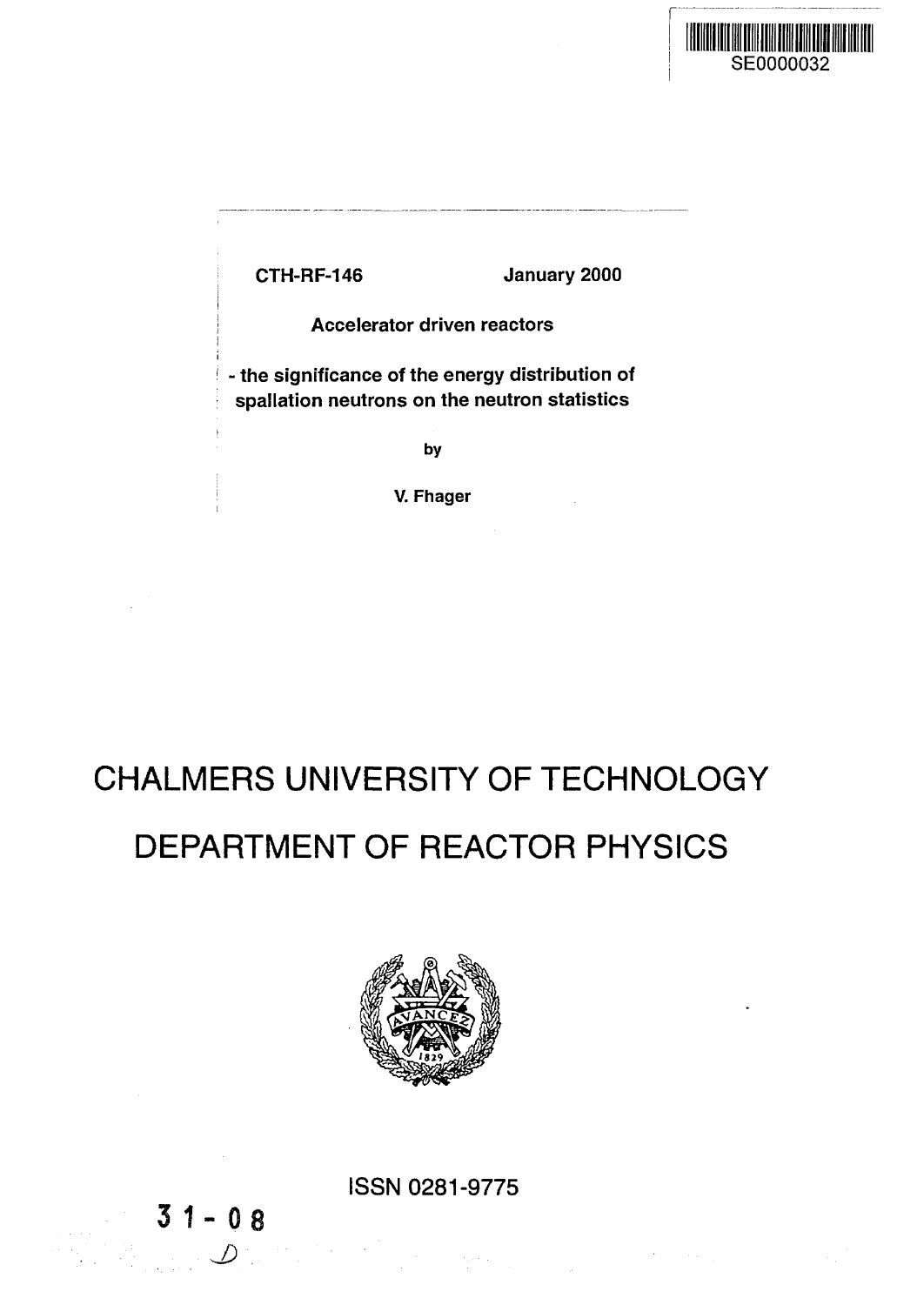SE0000032

**CTH-RF-146** **January 2000**

**Accelerator driven reactors**

**- the significance of the energy distribution of spallation neutrons on the neutron statistics**

**by**

**V. Fhager**

# CHALMERS UNIVERSITY OF TECHNOLOGY

# DEPARTMENT OF REACTOR PHYSICS

ISSN 0281-9775

31 - 08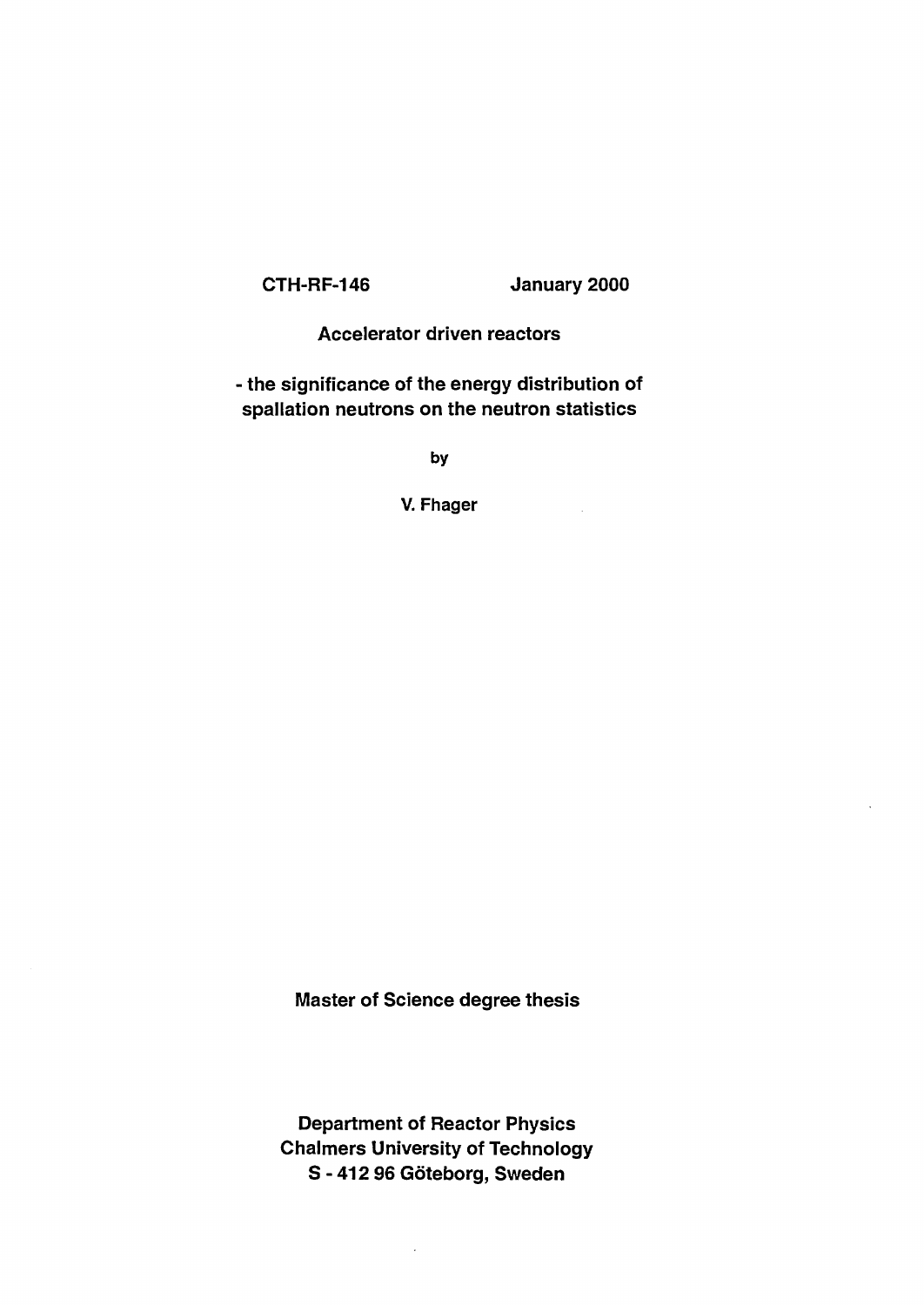CTH-RF-146 January 2000

# Accelerator driven reactors

## - the significance of the energy distribution of spallation neutrons on the neutron statistics

by

V. Fhager

Master of Science degree thesis

Department of Reactor Physics
Chalmers University of Technology
S - 412 96 Göteborg, Sweden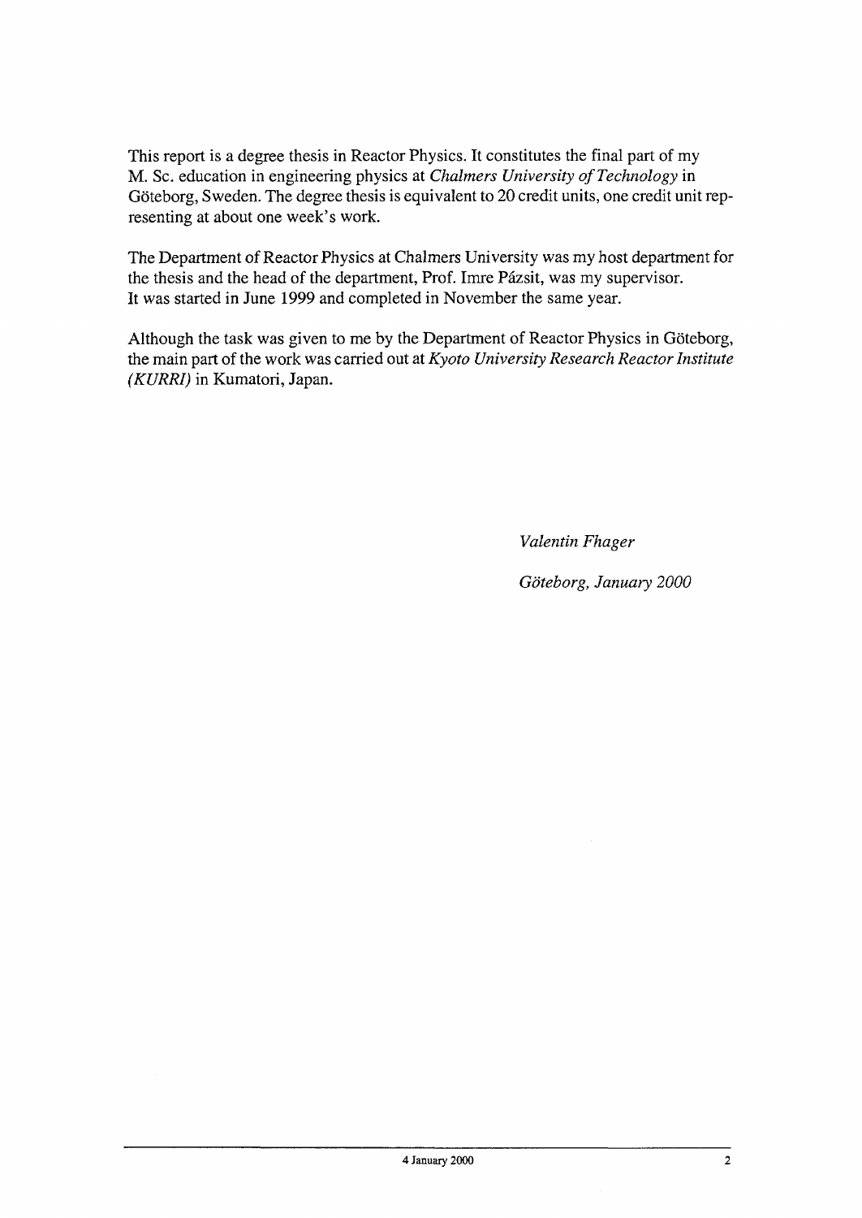This report is a degree thesis in Reactor Physics. It constitutes the final part of my M. Sc. education in engineering physics at *Chalmers University of Technology* in Göteborg, Sweden. The degree thesis is equivalent to 20 credit units, one credit unit representing at about one week's work.

The Department of Reactor Physics at Chalmers University was my host department for the thesis and the head of the department, Prof. Imre Pázsit, was my supervisor. It was started in June 1999 and completed in November the same year.

Although the task was given to me by the Department of Reactor Physics in Göteborg, the main part of the work was carried out at *Kyoto University Research Reactor Institute (KURRI)* in Kumatori, Japan.

*Valentin Fhager*

*Göteborg, January 2000*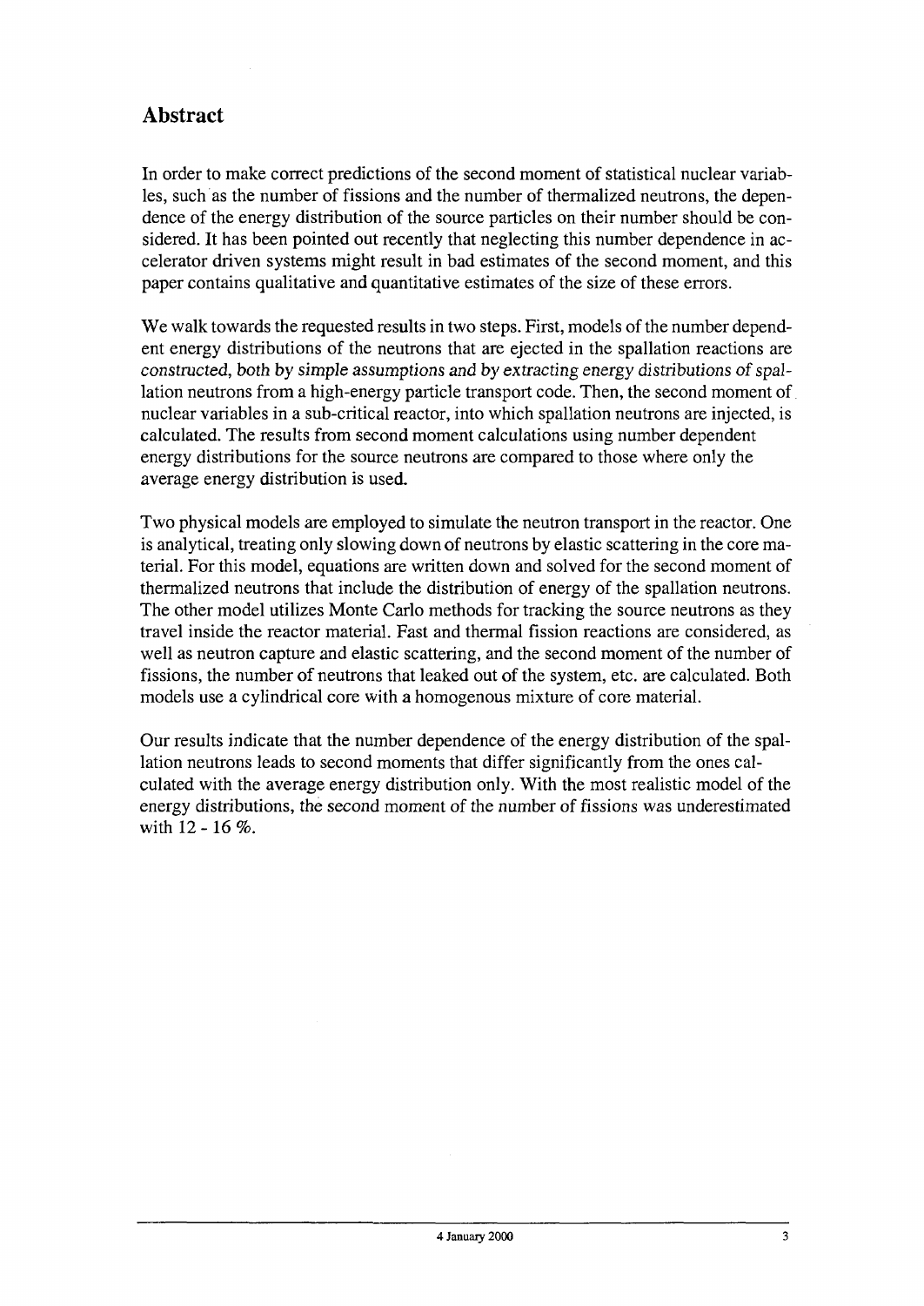## Abstract

In order to make correct predictions of the second moment of statistical nuclear variables, such as the number of fissions and the number of thermalized neutrons, the dependence of the energy distribution of the source particles on their number should be considered. It has been pointed out recently that neglecting this number dependence in accelerator driven systems might result in bad estimates of the second moment, and this paper contains qualitative and quantitative estimates of the size of these errors.

We walk towards the requested results in two steps. First, models of the number dependent energy distributions of the neutrons that are ejected in the spallation reactions are constructed, both by simple assumptions and by extracting energy distributions of spallation neutrons from a high-energy particle transport code. Then, the second moment of nuclear variables in a sub-critical reactor, into which spallation neutrons are injected, is calculated. The results from second moment calculations using number dependent energy distributions for the source neutrons are compared to those where only the average energy distribution is used.

Two physical models are employed to simulate the neutron transport in the reactor. One is analytical, treating only slowing down of neutrons by elastic scattering in the core material. For this model, equations are written down and solved for the second moment of thermalized neutrons that include the distribution of energy of the spallation neutrons. The other model utilizes Monte Carlo methods for tracking the source neutrons as they travel inside the reactor material. Fast and thermal fission reactions are considered, as well as neutron capture and elastic scattering, and the second moment of the number of fissions, the number of neutrons that leaked out of the system, etc. are calculated. Both models use a cylindrical core with a homogenous mixture of core material.

Our results indicate that the number dependence of the energy distribution of the spallation neutrons leads to second moments that differ significantly from the ones calculated with the average energy distribution only. With the most realistic model of the energy distributions, the second moment of the number of fissions was underestimated with 12 - 16 %.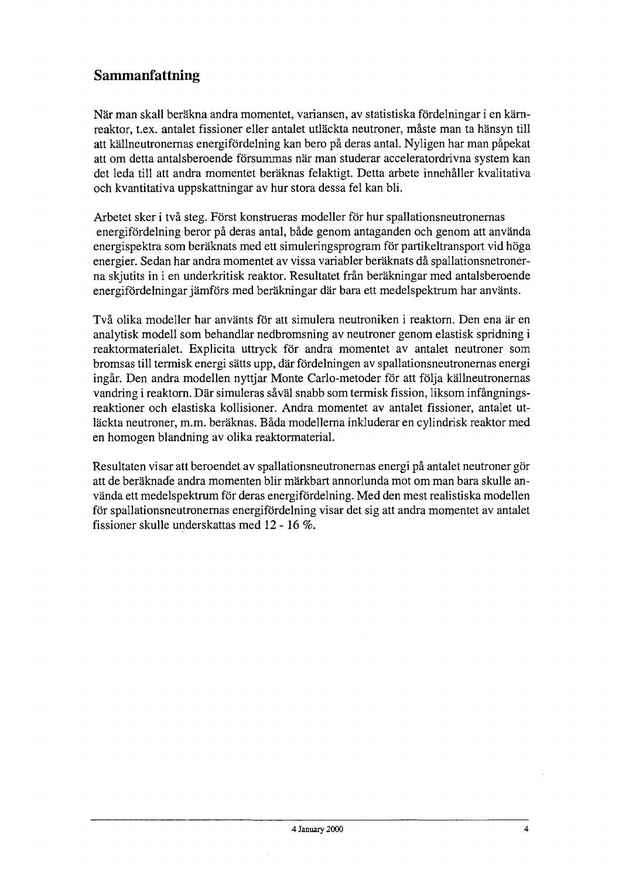## Sammanfattning

När man skall beräkna andra momentet, variansen, av statistiska fördelningar i en kärnreaktor, t.ex. antalet fissioner eller antalet utläckta neutroner, måste man ta hänsyn till att källneutronernas energifördelning kan bero på deras antal. Nyligen har man påpekat att om detta antalsberoende försummas när man studerar acceleratordrivna system kan det leda till att andra momentet beräknas felaktigt. Detta arbete innehåller kvalitativa och kvantitativa uppskattningar av hur stora dessa fel kan bli.

Arbetet sker i två steg. Först konstrueras modeller för hur spallationsneutronernas energifördelning beror på deras antal, både genom antaganden och genom att använda energispektra som beräknats med ett simuleringsprogram för partikeltransport vid höga energier. Sedan har andra momentet av vissa variabler beräknats då spallationsnetronerna skjutits in i en underkritisk reaktor. Resultatet från beräkningar med antalsberoende energifördelningar jämförs med beräkningar där bara ett medelspektrum har använts.

Två olika modeller har använts för att simulera neutroniken i reaktorn. Den ena är en analytisk modell som behandlar nedbromsning av neutroner genom elastisk spridning i reaktormaterialet. Explicita uttryck för andra momentet av antalet neutroner som bromsas till termisk energi sätts upp, där fördelningen av spallationsneutronernas energi ingår. Den andra modellen nyttjar Monte Carlo-metoder för att följa källneutronernas vandring i reaktorn. Där simuleras såväl snabb som termisk fission, liksom infångningsreaktioner och elastiska kollisioner. Andra momentet av antalet fissioner, antalet utläckta neutroner, m.m. beräknas. Båda modellerna inkluderar en cylindrisk reaktor med en homogen blandning av olika reaktormaterial.

Resultaten visar att beroendet av spallationsneutronernas energi på antalet neutroner gör att de beräknade andra momenten blir märkbart annorlunda mot om man bara skulle använda ett medelspektrum för deras energifördelning. Med den mest realistiska modellen för spallationsneutronernas energifördelning visar det sig att andra momentet av antalet fissioner skulle underskattas med 12 - 16 %.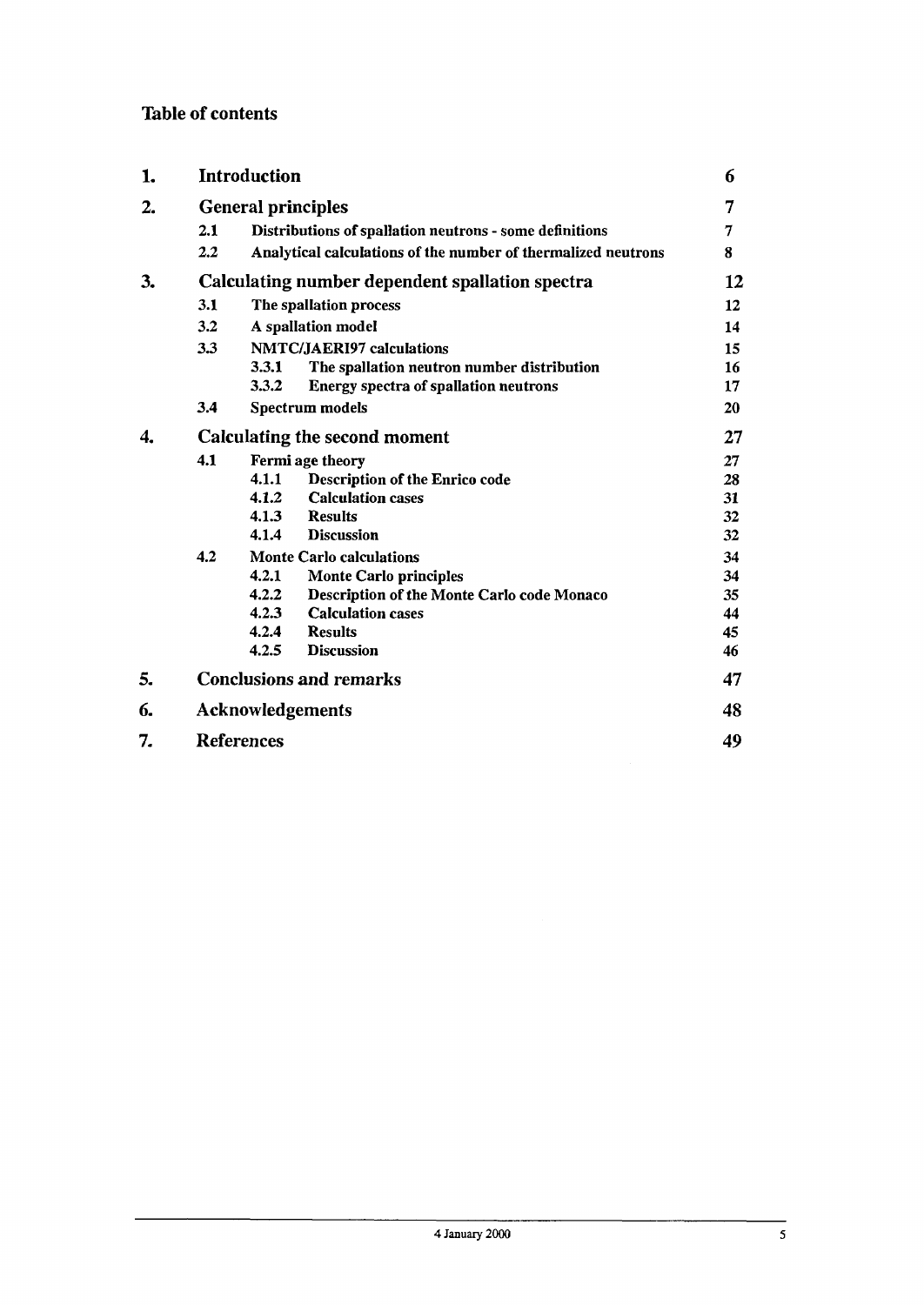## Table of contents

| | | | |
|---|---|---|---|
| **1.** | **Introduction** | | **6** |
| **2.** | **General principles** | | **7** |
| | **2.1** | **Distributions of spallation neutrons - some definitions** | **7** |
| | **2.2** | **Analytical calculations of the number of thermalized neutrons** | **8** |
| **3.** | **Calculating number dependent spallation spectra** | | **12** |
| | **3.1** | **The spallation process** | **12** |
| | **3.2** | **A spallation model** | **14** |
| | **3.3** | **NMTC/JAERI97 calculations** | **15** |
| | **3.3.1** | **The spallation neutron number distribution** | **16** |
| | **3.3.2** | **Energy spectra of spallation neutrons** | **17** |
| | **3.4** | **Spectrum models** | **20** |
| **4.** | **Calculating the second moment** | | **27** |
| | **4.1** | **Fermi age theory** | **27** |
| | **4.1.1** | **Description of the Enrico code** | **28** |
| | **4.1.2** | **Calculation cases** | **31** |
| | **4.1.3** | **Results** | **32** |
| | **4.1.4** | **Discussion** | **32** |
| | **4.2** | **Monte Carlo calculations** | **34** |
| | **4.2.1** | **Monte Carlo principles** | **34** |
| | **4.2.2** | **Description of the Monte Carlo code Monaco** | **35** |
| | **4.2.3** | **Calculation cases** | **44** |
| | **4.2.4** | **Results** | **45** |
| | **4.2.5** | **Discussion** | **46** |
| **5.** | **Conclusions and remarks** | | **47** |
| **6.** | **Acknowledgements** | | **48** |
| **7.** | **References** | | **49** |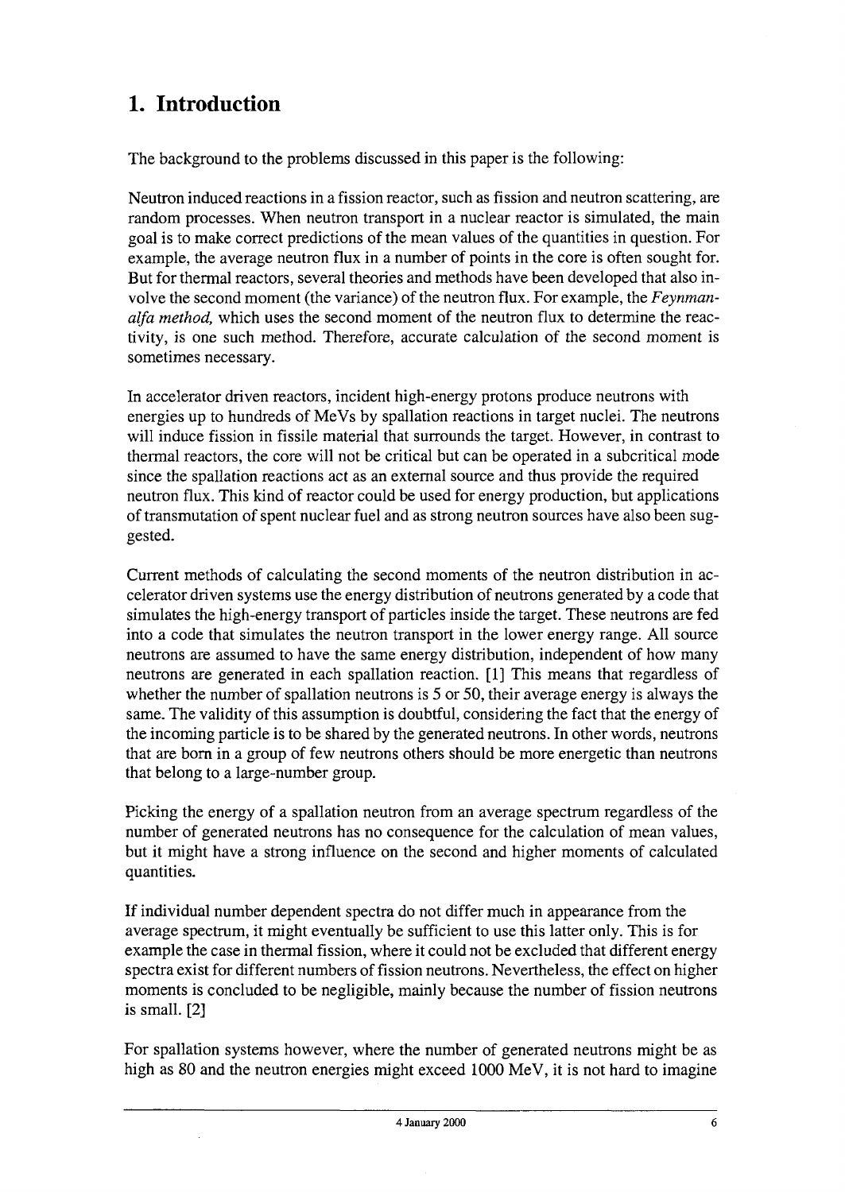# 1. Introduction

The background to the problems discussed in this paper is the following:

Neutron induced reactions in a fission reactor, such as fission and neutron scattering, are random processes. When neutron transport in a nuclear reactor is simulated, the main goal is to make correct predictions of the mean values of the quantities in question. For example, the average neutron flux in a number of points in the core is often sought for. But for thermal reactors, several theories and methods have been developed that also involve the second moment (the variance) of the neutron flux. For example, the *Feynman-alfa method,* which uses the second moment of the neutron flux to determine the reactivity, is one such method. Therefore, accurate calculation of the second moment is sometimes necessary.

In accelerator driven reactors, incident high-energy protons produce neutrons with energies up to hundreds of MeVs by spallation reactions in target nuclei. The neutrons will induce fission in fissile material that surrounds the target. However, in contrast to thermal reactors, the core will not be critical but can be operated in a subcritical mode since the spallation reactions act as an external source and thus provide the required neutron flux. This kind of reactor could be used for energy production, but applications of transmutation of spent nuclear fuel and as strong neutron sources have also been suggested.

Current methods of calculating the second moments of the neutron distribution in accelerator driven systems use the energy distribution of neutrons generated by a code that simulates the high-energy transport of particles inside the target. These neutrons are fed into a code that simulates the neutron transport in the lower energy range. All source neutrons are assumed to have the same energy distribution, independent of how many neutrons are generated in each spallation reaction. [1] This means that regardless of whether the number of spallation neutrons is 5 or 50, their average energy is always the same. The validity of this assumption is doubtful, considering the fact that the energy of the incoming particle is to be shared by the generated neutrons. In other words, neutrons that are born in a group of few neutrons others should be more energetic than neutrons that belong to a large-number group.

Picking the energy of a spallation neutron from an average spectrum regardless of the number of generated neutrons has no consequence for the calculation of mean values, but it might have a strong influence on the second and higher moments of calculated quantities.

If individual number dependent spectra do not differ much in appearance from the average spectrum, it might eventually be sufficient to use this latter only. This is for example the case in thermal fission, where it could not be excluded that different energy spectra exist for different numbers of fission neutrons. Nevertheless, the effect on higher moments is concluded to be negligible, mainly because the number of fission neutrons is small. [2]

For spallation systems however, where the number of generated neutrons might be as high as 80 and the neutron energies might exceed 1000 MeV, it is not hard to imagine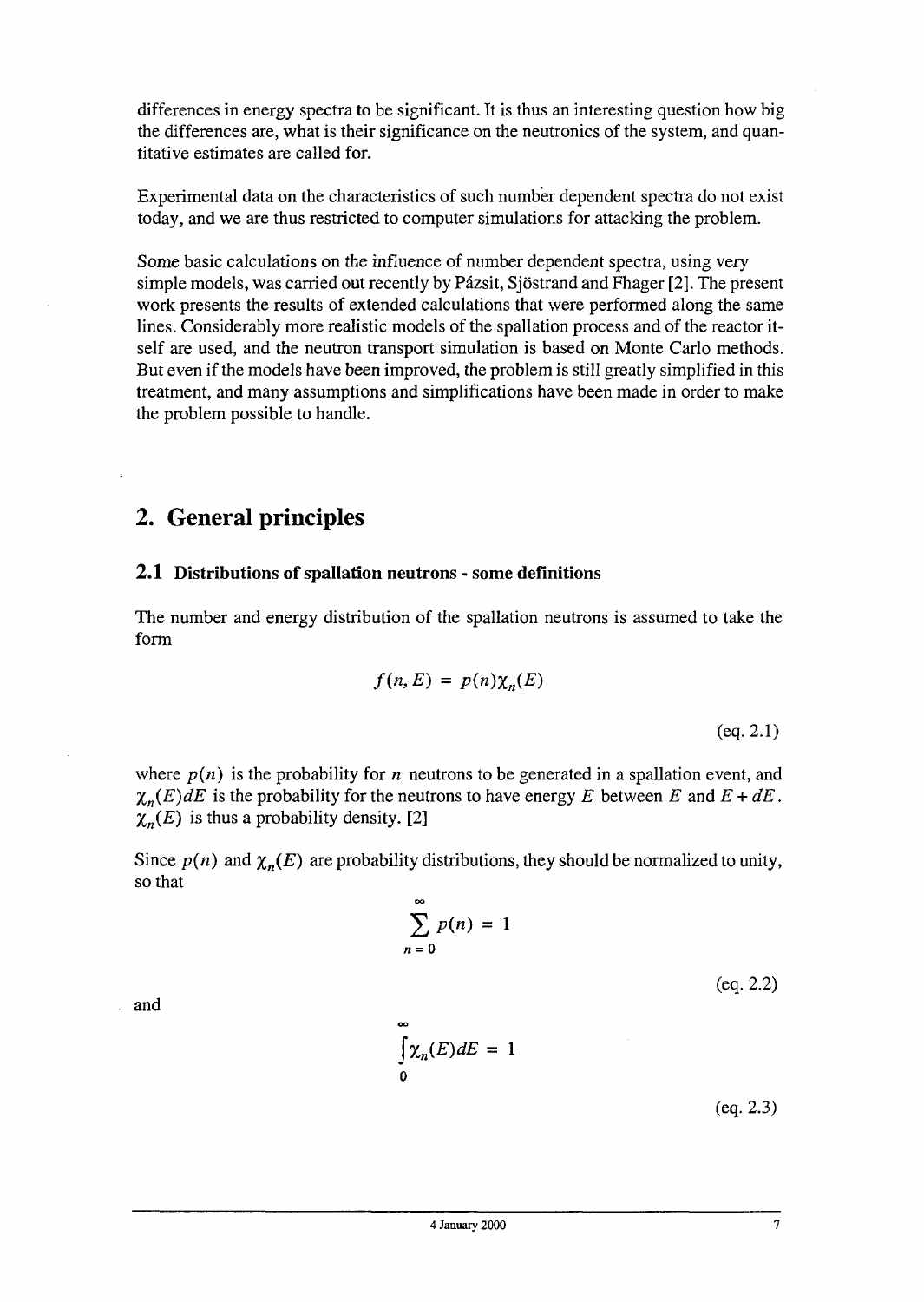differences in energy spectra to be significant. It is thus an interesting question how big the differences are, what is their significance on the neutronics of the system, and quantitative estimates are called for.

Experimental data on the characteristics of such number dependent spectra do not exist today, and we are thus restricted to computer simulations for attacking the problem.

Some basic calculations on the influence of number dependent spectra, using very simple models, was carried out recently by Pázsit, Sjöstrand and Fhager [2]. The present work presents the results of extended calculations that were performed along the same lines. Considerably more realistic models of the spallation process and of the reactor itself are used, and the neutron transport simulation is based on Monte Carlo methods. But even if the models have been improved, the problem is still greatly simplified in this treatment, and many assumptions and simplifications have been made in order to make the problem possible to handle.

# 2. General principles

## 2.1 Distributions of spallation neutrons - some definitions

The number and energy distribution of the spallation neutrons is assumed to take the form

$$f(n, E) = p(n)\chi_n(E)$$

(eq. 2.1)

where $p(n)$ is the probability for $n$ neutrons to be generated in a spallation event, and $\chi_n(E)dE$ is the probability for the neutrons to have energy $E$ between $E$ and $E + dE$. $\chi_n(E)$ is thus a probability density. [2]

Since $p(n)$ and $\chi_n(E)$ are probability distributions, they should be normalized to unity, so that

$$\sum_{n=0}^{\infty} p(n) = 1$$

(eq. 2.2)

and

$$\int_0^{\infty} \chi_n(E)dE = 1$$

(eq. 2.3)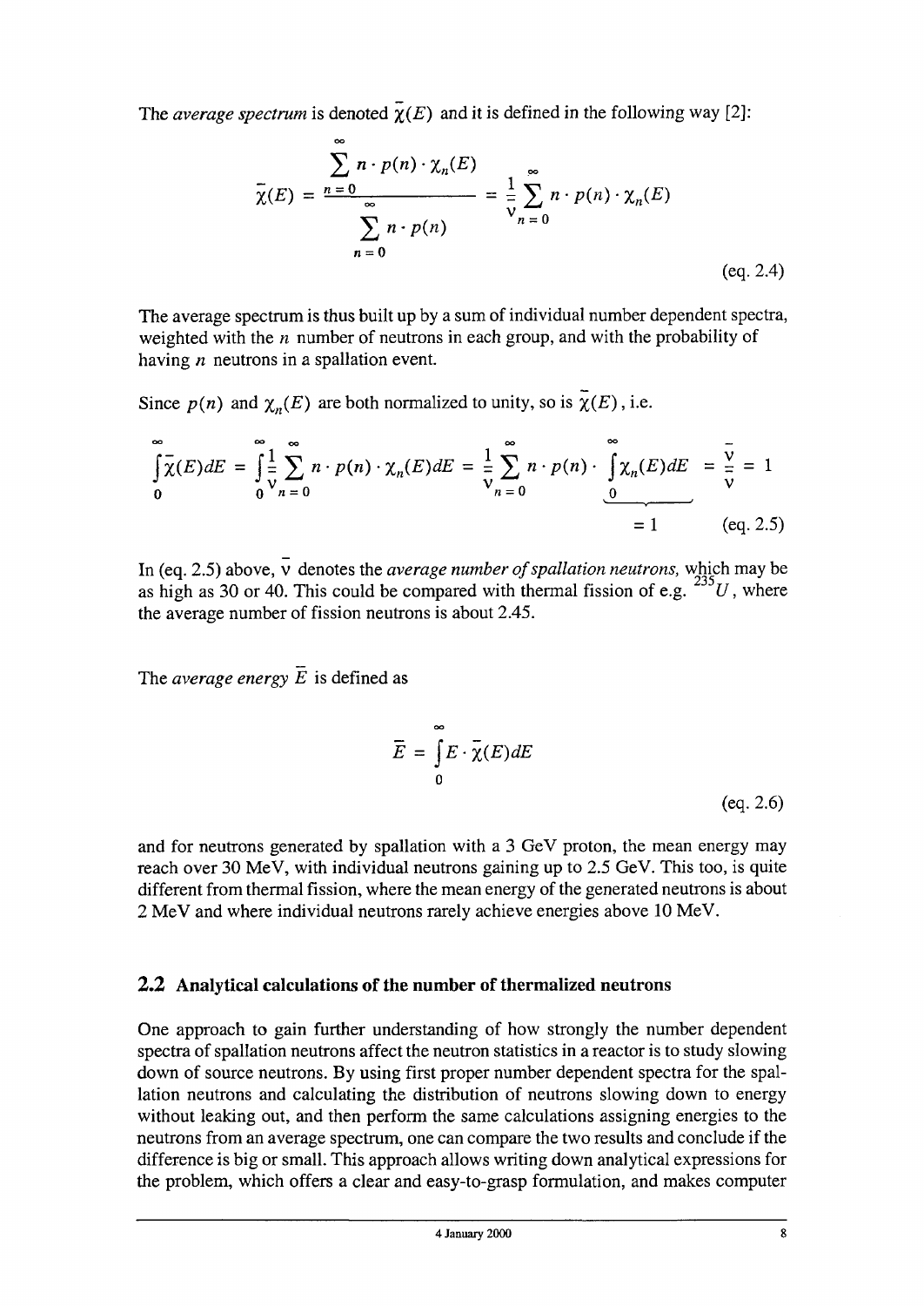The *average spectrum* is denoted $\bar{\chi}(E)$ and it is defined in the following way [2]:

$$\bar{\chi}(E) = \frac{\sum_{n=0}^{\infty} n \cdot p(n) \cdot \chi_n(E)}{\sum_{n=0}^{\infty} n \cdot p(n)} = \frac{1}{\bar{\nu}} \sum_{n=0}^{\infty} n \cdot p(n) \cdot \chi_n(E) \qquad \text{(eq. 2.4)}$$

The average spectrum is thus built up by a sum of individual number dependent spectra, weighted with the $n$ number of neutrons in each group, and with the probability of having $n$ neutrons in a spallation event.

Since $p(n)$ and $\chi_n(E)$ are both normalized to unity, so is $\bar{\chi}(E)$, i.e.

$$\int_0^{\infty} \bar{\chi}(E)dE = \int_0^{\infty} \frac{1}{\bar{\nu}} \sum_{n=0}^{\infty} n \cdot p(n) \cdot \chi_n(E)dE = \frac{1}{\bar{\nu}} \sum_{n=0}^{\infty} n \cdot p(n) \cdot \underbrace{\int_0^{\infty} \chi_n(E)dE}_{=1} = \frac{\bar{\nu}}{\bar{\nu}} = 1 \qquad \text{(eq. 2.5)}$$

In (eq. 2.5) above, $\bar{\nu}$ denotes the *average number of spallation neutrons,* which may be as high as 30 or 40. This could be compared with thermal fission of e.g. $^{235}U$, where the average number of fission neutrons is about 2.45.

The *average energy* $\bar{E}$ is defined as

$$\bar{E} = \int_0^{\infty} E \cdot \bar{\chi}(E)dE \qquad \text{(eq. 2.6)}$$

and for neutrons generated by spallation with a 3 GeV proton, the mean energy may reach over 30 MeV, with individual neutrons gaining up to 2.5 GeV. This too, is quite different from thermal fission, where the mean energy of the generated neutrons is about 2 MeV and where individual neutrons rarely achieve energies above 10 MeV.

## 2.2 Analytical calculations of the number of thermalized neutrons

One approach to gain further understanding of how strongly the number dependent spectra of spallation neutrons affect the neutron statistics in a reactor is to study slowing down of source neutrons. By using first proper number dependent spectra for the spallation neutrons and calculating the distribution of neutrons slowing down to energy without leaking out, and then perform the same calculations assigning energies to the neutrons from an average spectrum, one can compare the two results and conclude if the difference is big or small. This approach allows writing down analytical expressions for the problem, which offers a clear and easy-to-grasp formulation, and makes computer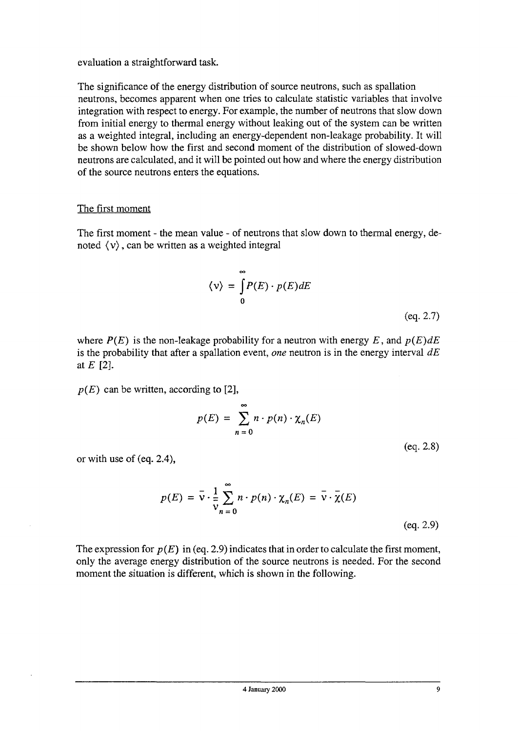evaluation a straightforward task.

The significance of the energy distribution of source neutrons, such as spallation neutrons, becomes apparent when one tries to calculate statistic variables that involve integration with respect to energy. For example, the number of neutrons that slow down from initial energy to thermal energy without leaking out of the system can be written as a weighted integral, including an energy-dependent non-leakage probability. It will be shown below how the first and second moment of the distribution of slowed-down neutrons are calculated, and it will be pointed out how and where the energy distribution of the source neutrons enters the equations.

## The first moment

The first moment - the mean value - of neutrons that slow down to thermal energy, denoted $\langle \nu \rangle$, can be written as a weighted integral

$$\langle \nu \rangle = \int_0^\infty P(E) \cdot p(E) dE \qquad \text{(eq. 2.7)}$$

where $P(E)$ is the non-leakage probability for a neutron with energy $E$, and $p(E)dE$ is the probability that after a spallation event, *one* neutron is in the energy interval $dE$ at $E$ [2].

$p(E)$ can be written, according to [2],

$$p(E) = \sum_{n=0}^{\infty} n \cdot p(n) \cdot \chi_n(E) \qquad \text{(eq. 2.8)}$$

or with use of (eq. 2.4),

$$p(E) = \bar{\nu} \cdot \frac{1}{\bar{\nu}} \sum_{n=0}^{\infty} n \cdot p(n) \cdot \chi_n(E) = \bar{\nu} \cdot \bar{\chi}(E) \qquad \text{(eq. 2.9)}$$

The expression for $p(E)$ in (eq. 2.9) indicates that in order to calculate the first moment, only the average energy distribution of the source neutrons is needed. For the second moment the situation is different, which is shown in the following.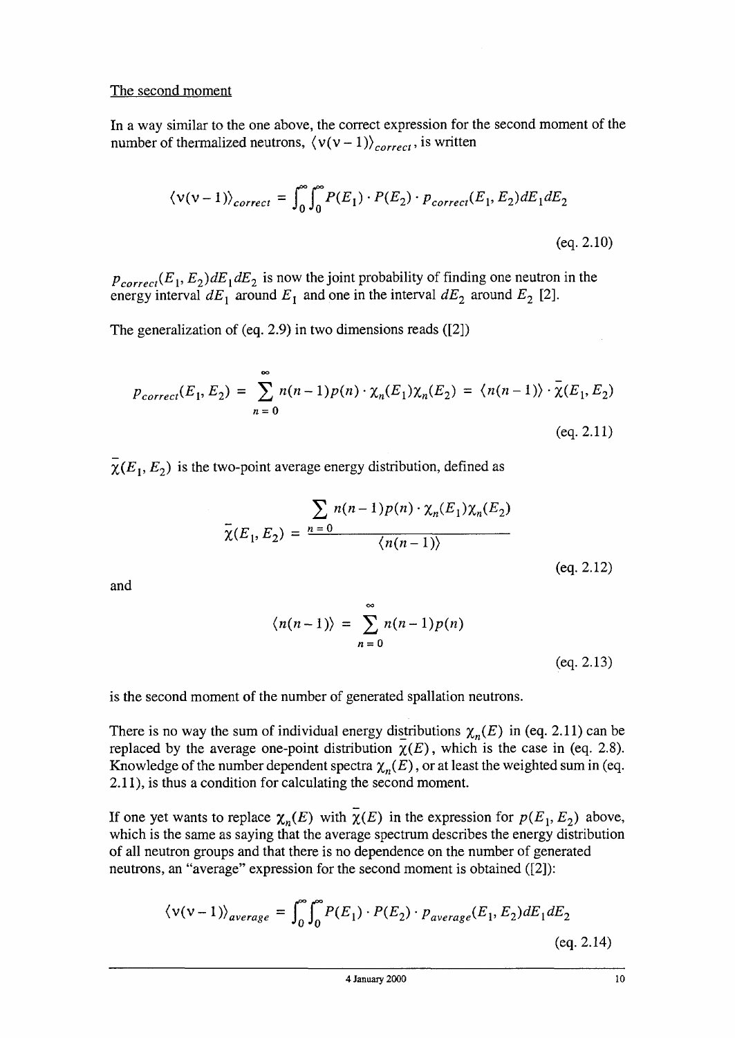The second moment

In a way similar to the one above, the correct expression for the second moment of the number of thermalized neutrons, $\langle \nu(\nu-1) \rangle_{correct}$, is written

$$\langle \nu(\nu-1) \rangle_{correct} = \int_0^{\infty}\int_0^{\infty} P(E_1) \cdot P(E_2) \cdot p_{correct}(E_1, E_2) dE_1 dE_2$$

(eq. 2.10)

$p_{correct}(E_1, E_2) dE_1 dE_2$ is now the joint probability of finding one neutron in the energy interval $dE_1$ around $E_1$ and one in the interval $dE_2$ around $E_2$ [2].

The generalization of (eq. 2.9) in two dimensions reads ([2])

$$p_{correct}(E_1, E_2) = \sum_{n=0}^{\infty} n(n-1)p(n) \cdot \chi_n(E_1)\chi_n(E_2) = \langle n(n-1) \rangle \cdot \bar{\chi}(E_1, E_2)$$

(eq. 2.11)

$\bar{\chi}(E_1, E_2)$ is the two-point average energy distribution, defined as

$$\bar{\chi}(E_1, E_2) = \frac{\sum_{n=0} n(n-1)p(n) \cdot \chi_n(E_1)\chi_n(E_2)}{\langle n(n-1) \rangle}$$

(eq. 2.12)

and

$$\langle n(n-1) \rangle = \sum_{n=0}^{\infty} n(n-1)p(n)$$

(eq. 2.13)

is the second moment of the number of generated spallation neutrons.

There is no way the sum of individual energy distributions $\chi_n(E)$ in (eq. 2.11) can be replaced by the average one-point distribution $\bar{\chi}(E)$, which is the case in (eq. 2.8). Knowledge of the number dependent spectra $\chi_n(E)$, or at least the weighted sum in (eq. 2.11), is thus a condition for calculating the second moment.

If one yet wants to replace $\chi_n(E)$ with $\bar{\chi}(E)$ in the expression for $p(E_1, E_2)$ above, which is the same as saying that the average spectrum describes the energy distribution of all neutron groups and that there is no dependence on the number of generated neutrons, an "average" expression for the second moment is obtained ([2]):

$$\langle \nu(\nu-1) \rangle_{average} = \int_0^{\infty}\int_0^{\infty} P(E_1) \cdot P(E_2) \cdot p_{average}(E_1, E_2) dE_1 dE_2$$

(eq. 2.14)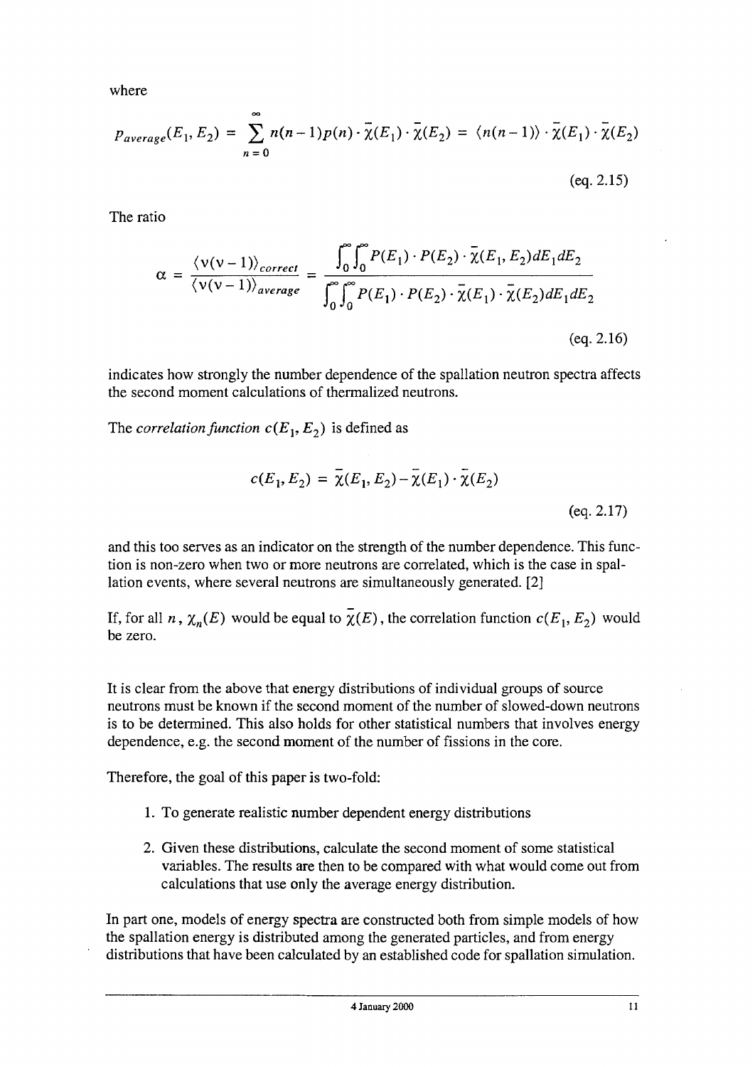where

$$p_{average}(E_1, E_2) = \sum_{n=0}^{\infty} n(n-1)p(n) \cdot \bar{\chi}(E_1) \cdot \bar{\chi}(E_2) = \langle n(n-1) \rangle \cdot \bar{\chi}(E_1) \cdot \bar{\chi}(E_2)$$

(eq. 2.15)

The ratio

$$\alpha = \frac{\langle \nu(\nu-1) \rangle_{correct}}{\langle \nu(\nu-1) \rangle_{average}} = \frac{\int_0^{\infty}\int_0^{\infty} P(E_1) \cdot P(E_2) \cdot \bar{\chi}(E_1, E_2) dE_1 dE_2}{\int_0^{\infty}\int_0^{\infty} P(E_1) \cdot P(E_2) \cdot \bar{\chi}(E_1) \cdot \bar{\chi}(E_2) dE_1 dE_2}$$

(eq. 2.16)

indicates how strongly the number dependence of the spallation neutron spectra affects the second moment calculations of thermalized neutrons.

The *correlation function* $c(E_1, E_2)$ is defined as

$$c(E_1, E_2) = \bar{\chi}(E_1, E_2) - \bar{\chi}(E_1) \cdot \bar{\chi}(E_2)$$

(eq. 2.17)

and this too serves as an indicator on the strength of the number dependence. This function is non-zero when two or more neutrons are correlated, which is the case in spallation events, where several neutrons are simultaneously generated. [2]

If, for all $n$, $\chi_n(E)$ would be equal to $\bar{\chi}(E)$, the correlation function $c(E_1, E_2)$ would be zero.

It is clear from the above that energy distributions of individual groups of source neutrons must be known if the second moment of the number of slowed-down neutrons is to be determined. This also holds for other statistical numbers that involves energy dependence, e.g. the second moment of the number of fissions in the core.

Therefore, the goal of this paper is two-fold:

1. To generate realistic number dependent energy distributions
2. Given these distributions, calculate the second moment of some statistical variables. The results are then to be compared with what would come out from calculations that use only the average energy distribution.

In part one, models of energy spectra are constructed both from simple models of how the spallation energy is distributed among the generated particles, and from energy distributions that have been calculated by an established code for spallation simulation.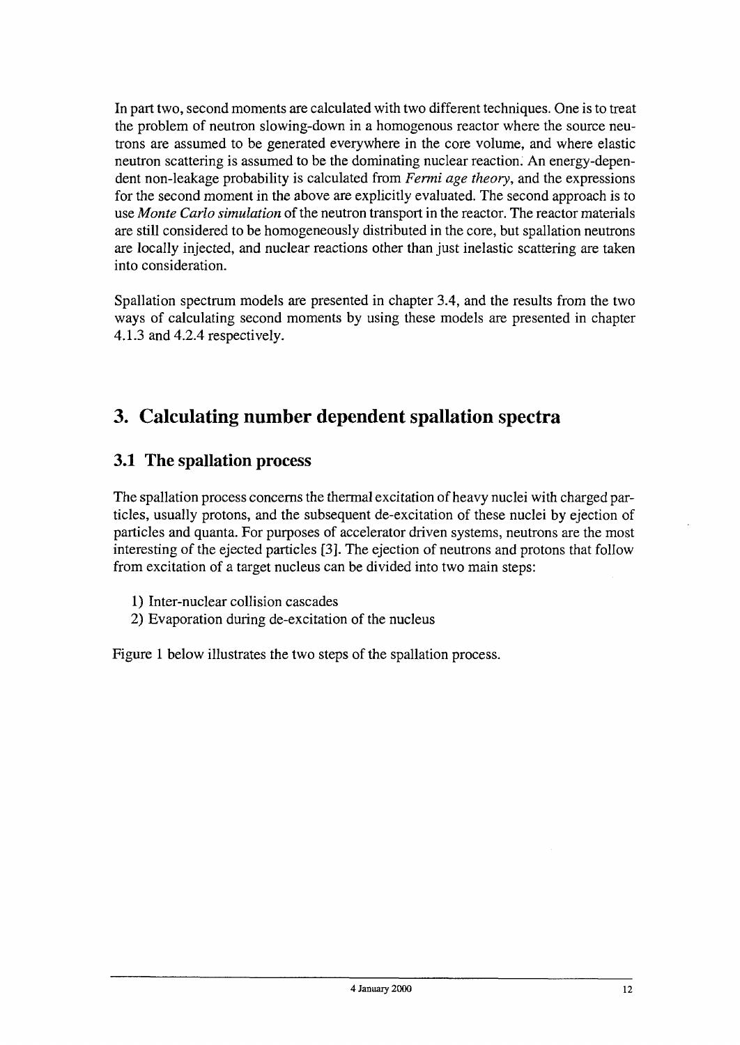In part two, second moments are calculated with two different techniques. One is to treat the problem of neutron slowing-down in a homogenous reactor where the source neutrons are assumed to be generated everywhere in the core volume, and where elastic neutron scattering is assumed to be the dominating nuclear reaction. An energy-dependent non-leakage probability is calculated from *Fermi age theory*, and the expressions for the second moment in the above are explicitly evaluated. The second approach is to use *Monte Carlo simulation* of the neutron transport in the reactor. The reactor materials are still considered to be homogeneously distributed in the core, but spallation neutrons are locally injected, and nuclear reactions other than just inelastic scattering are taken into consideration.

Spallation spectrum models are presented in chapter 3.4, and the results from the two ways of calculating second moments by using these models are presented in chapter 4.1.3 and 4.2.4 respectively.

# 3. Calculating number dependent spallation spectra

## 3.1 The spallation process

The spallation process concerns the thermal excitation of heavy nuclei with charged particles, usually protons, and the subsequent de-excitation of these nuclei by ejection of particles and quanta. For purposes of accelerator driven systems, neutrons are the most interesting of the ejected particles [3]. The ejection of neutrons and protons that follow from excitation of a target nucleus can be divided into two main steps:

1) Inter-nuclear collision cascades
2) Evaporation during de-excitation of the nucleus

Figure 1 below illustrates the two steps of the spallation process.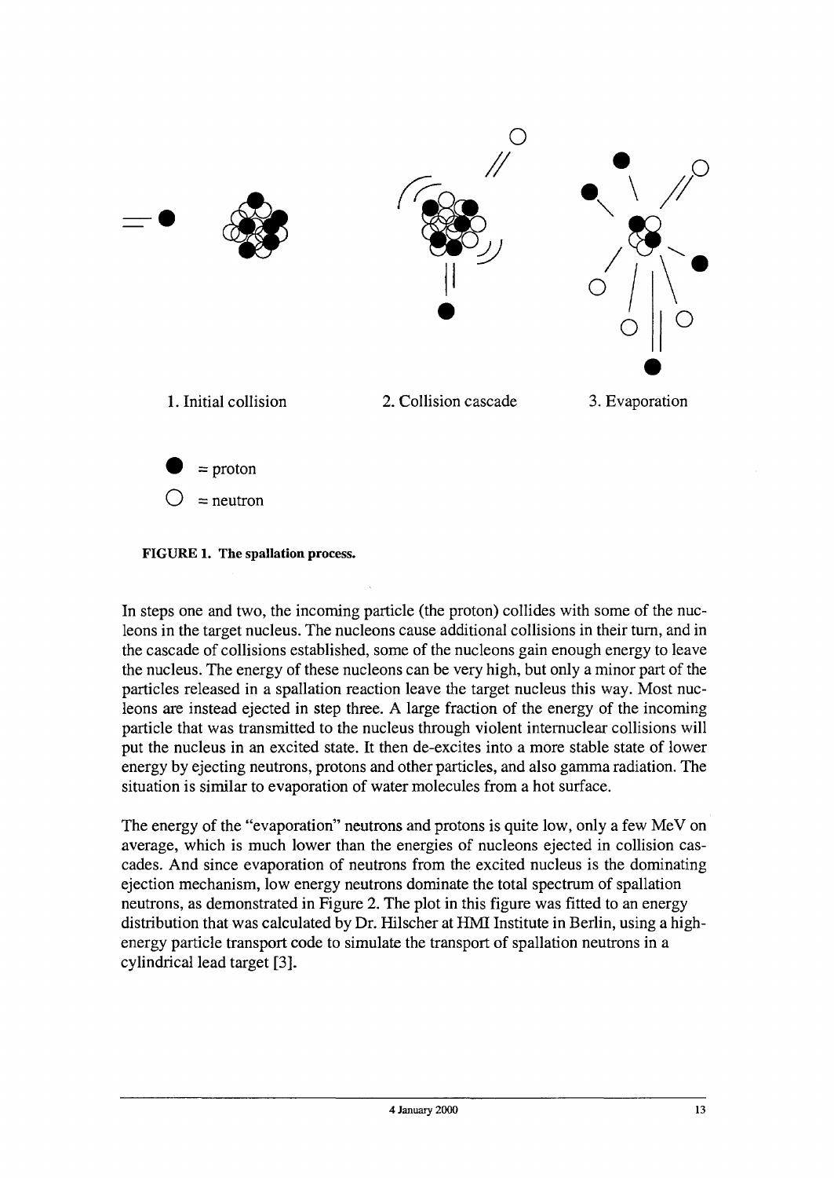1. Initial collision

2. Collision cascade

3. Evaporation

= proton

= neutron

**FIGURE 1. The spallation process.**

In steps one and two, the incoming particle (the proton) collides with some of the nucleons in the target nucleus. The nucleons cause additional collisions in their turn, and in the cascade of collisions established, some of the nucleons gain enough energy to leave the nucleus. The energy of these nucleons can be very high, but only a minor part of the particles released in a spallation reaction leave the target nucleus this way. Most nucleons are instead ejected in step three. A large fraction of the energy of the incoming particle that was transmitted to the nucleus through violent internuclear collisions will put the nucleus in an excited state. It then de-excites into a more stable state of lower energy by ejecting neutrons, protons and other particles, and also gamma radiation. The situation is similar to evaporation of water molecules from a hot surface.

The energy of the "evaporation" neutrons and protons is quite low, only a few MeV on average, which is much lower than the energies of nucleons ejected in collision cascades. And since evaporation of neutrons from the excited nucleus is the dominating ejection mechanism, low energy neutrons dominate the total spectrum of spallation neutrons, as demonstrated in Figure 2. The plot in this figure was fitted to an energy distribution that was calculated by Dr. Hilscher at HMI Institute in Berlin, using a high-energy particle transport code to simulate the transport of spallation neutrons in a cylindrical lead target [3].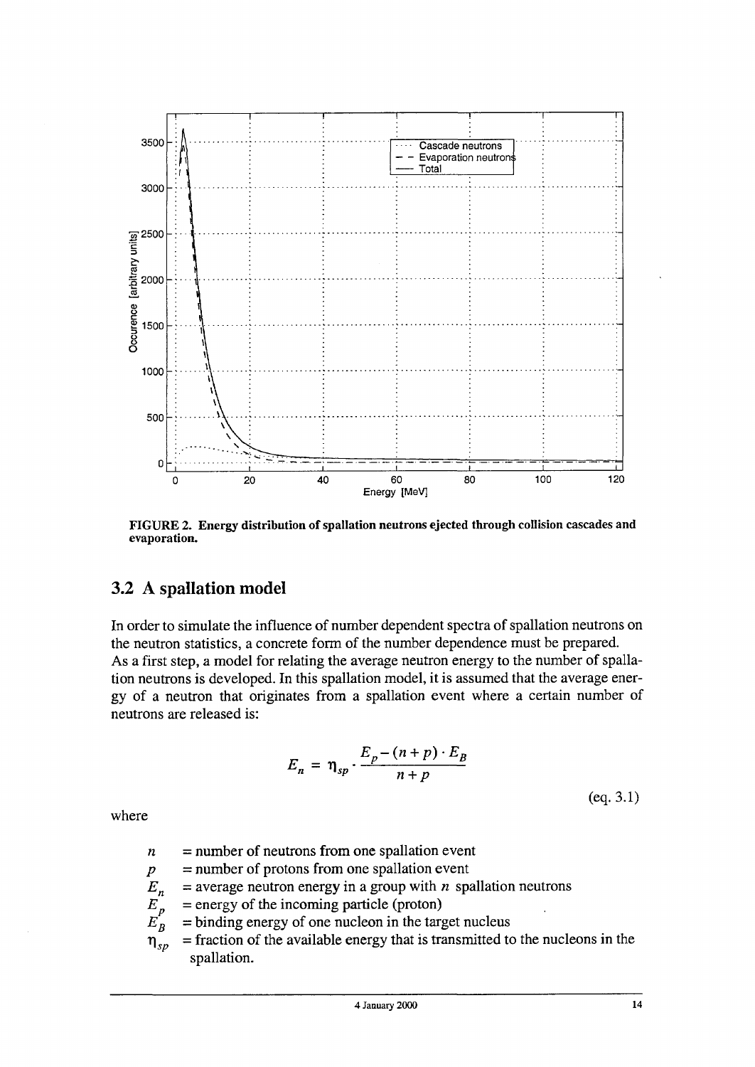FIGURE 2. Energy distribution of spallation neutrons ejected through collision cascades and evaporation.

## 3.2 A spallation model

In order to simulate the influence of number dependent spectra of spallation neutrons on the neutron statistics, a concrete form of the number dependence must be prepared. As a first step, a model for relating the average neutron energy to the number of spallation neutrons is developed. In this spallation model, it is assumed that the average energy of a neutron that originates from a spallation event where a certain number of neutrons are released is:

$$E_n = \eta_{sp} \cdot \frac{E_p - (n+p) \cdot E_B}{n+p} \qquad \text{(eq. 3.1)}$$

where

- $n$ = number of neutrons from one spallation event
- $p$ = number of protons from one spallation event
- $E_n$ = average neutron energy in a group with $n$ spallation neutrons
- $E_p$ = energy of the incoming particle (proton)
- $E_B$ = binding energy of one nucleon in the target nucleus
- $\eta_{sp}$ = fraction of the available energy that is transmitted to the nucleons in the spallation.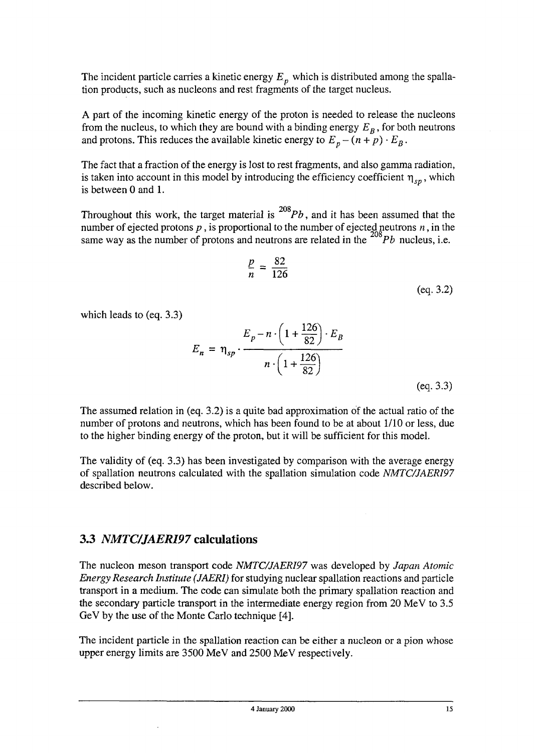The incident particle carries a kinetic energy $E_p$ which is distributed among the spallation products, such as nucleons and rest fragments of the target nucleus.

A part of the incoming kinetic energy of the proton is needed to release the nucleons from the nucleus, to which they are bound with a binding energy $E_B$, for both neutrons and protons. This reduces the available kinetic energy to $E_p - (n + p) \cdot E_B$.

The fact that a fraction of the energy is lost to rest fragments, and also gamma radiation, is taken into account in this model by introducing the efficiency coefficient $\eta_{sp}$, which is between 0 and 1.

Throughout this work, the target material is $^{208}Pb$, and it has been assumed that the number of ejected protons $p$, is proportional to the number of ejected neutrons $n$, in the same way as the number of protons and neutrons are related in the $^{208}Pb$ nucleus, i.e.

$$\frac{p}{n} = \frac{82}{126} \qquad \text{(eq. 3.2)}$$

which leads to (eq. 3.3)

$$E_n = \eta_{sp} \cdot \frac{E_p - n \cdot \left(1 + \frac{126}{82}\right) \cdot E_B}{n \cdot \left(1 + \frac{126}{82}\right)} \qquad \text{(eq. 3.3)}$$

The assumed relation in (eq. 3.2) is a quite bad approximation of the actual ratio of the number of protons and neutrons, which has been found to be at about 1/10 or less, due to the higher binding energy of the proton, but it will be sufficient for this model.

The validity of (eq. 3.3) has been investigated by comparison with the average energy of spallation neutrons calculated with the spallation simulation code *NMTC/JAERI97* described below.

## 3.3 *NMTC/JAERI97* calculations

The nucleon meson transport code *NMTC/JAERI97* was developed by *Japan Atomic Energy Research Institute (JAERI)* for studying nuclear spallation reactions and particle transport in a medium. The code can simulate both the primary spallation reaction and the secondary particle transport in the intermediate energy region from 20 MeV to 3.5 GeV by the use of the Monte Carlo technique [4].

The incident particle in the spallation reaction can be either a nucleon or a pion whose upper energy limits are 3500 MeV and 2500 MeV respectively.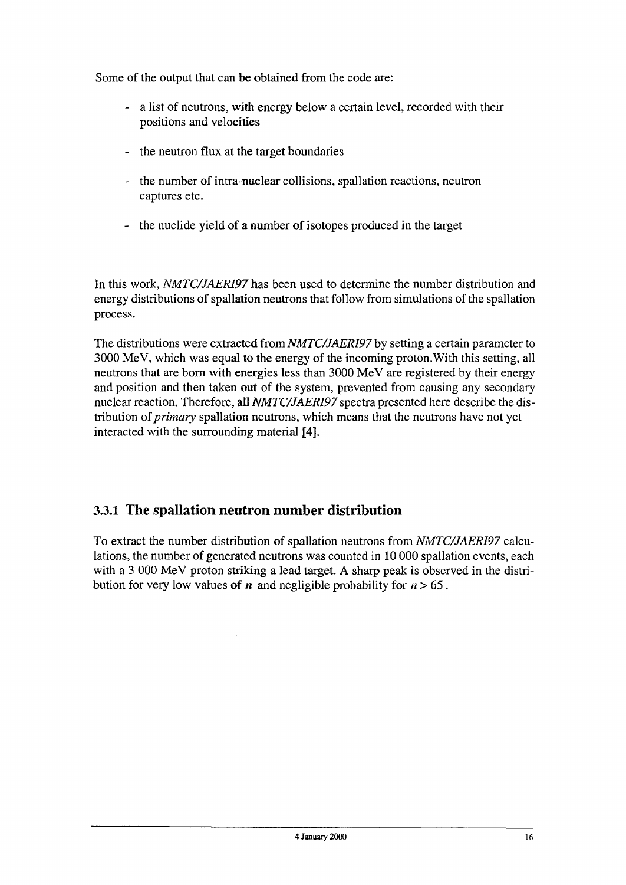Some of the output that can be obtained from the code are:

- a list of neutrons, with energy below a certain level, recorded with their positions and velocities
- the neutron flux at the target boundaries
- the number of intra-nuclear collisions, spallation reactions, neutron captures etc.
- the nuclide yield of a number of isotopes produced in the target

In this work, *NMTC/JAERI97* has been used to determine the number distribution and energy distributions of spallation neutrons that follow from simulations of the spallation process.

The distributions were extracted from *NMTC/JAERI97* by setting a certain parameter to 3000 MeV, which was equal to the energy of the incoming proton.With this setting, all neutrons that are born with energies less than 3000 MeV are registered by their energy and position and then taken out of the system, prevented from causing any secondary nuclear reaction. Therefore, all *NMTC/JAERI97* spectra presented here describe the distribution of *primary* spallation neutrons, which means that the neutrons have not yet interacted with the surrounding material [4].

### 3.3.1 The spallation neutron number distribution

To extract the number distribution of spallation neutrons from *NMTC/JAERI97* calculations, the number of generated neutrons was counted in 10 000 spallation events, each with a 3 000 MeV proton striking a lead target. A sharp peak is observed in the distribution for very low values of $n$ and negligible probability for $n > 65$.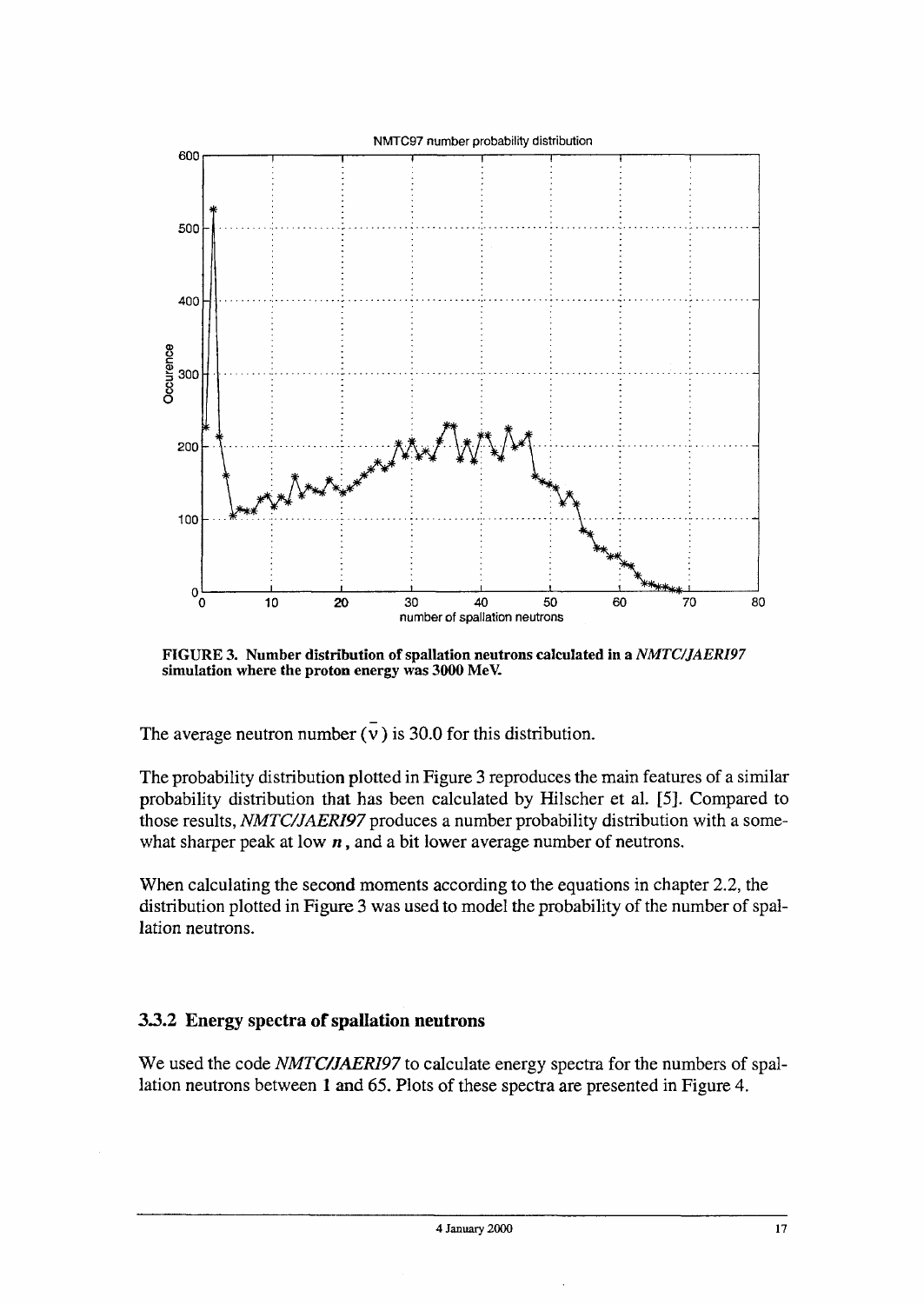FIGURE 3. Number distribution of spallation neutrons calculated in a *NMTC/JAERI97* simulation where the proton energy was 3000 MeV.

The average neutron number ($\bar{\nu}$) is 30.0 for this distribution.

The probability distribution plotted in Figure 3 reproduces the main features of a similar probability distribution that has been calculated by Hilscher et al. [5]. Compared to those results, *NMTC/JAERI97* produces a number probability distribution with a somewhat sharper peak at low $n$, and a bit lower average number of neutrons.

When calculating the second moments according to the equations in chapter 2.2, the distribution plotted in Figure 3 was used to model the probability of the number of spallation neutrons.

### 3.3.2 Energy spectra of spallation neutrons

We used the code *NMTC/JAERI97* to calculate energy spectra for the numbers of spallation neutrons between 1 and 65. Plots of these spectra are presented in Figure 4.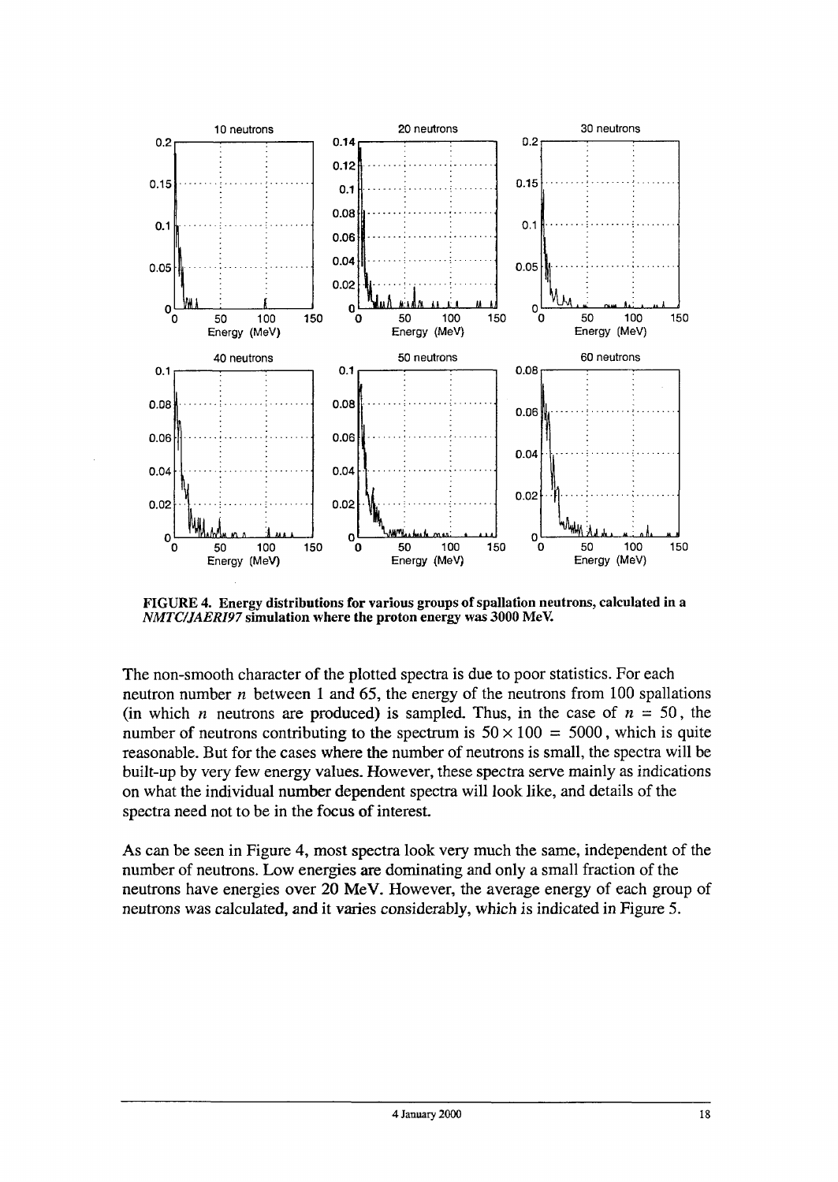FIGURE 4. Energy distributions for various groups of spallation neutrons, calculated in a *NMTC/JAERI97* simulation where the proton energy was 3000 MeV.

The non-smooth character of the plotted spectra is due to poor statistics. For each neutron number $n$ between 1 and 65, the energy of the neutrons from 100 spallations (in which $n$ neutrons are produced) is sampled. Thus, in the case of $n = 50$, the number of neutrons contributing to the spectrum is $50 \times 100 = 5000$, which is quite reasonable. But for the cases where the number of neutrons is small, the spectra will be built-up by very few energy values. However, these spectra serve mainly as indications on what the individual number dependent spectra will look like, and details of the spectra need not to be in the focus of interest.

As can be seen in Figure 4, most spectra look very much the same, independent of the number of neutrons. Low energies are dominating and only a small fraction of the neutrons have energies over 20 MeV. However, the average energy of each group of neutrons was calculated, and it varies considerably, which is indicated in Figure 5.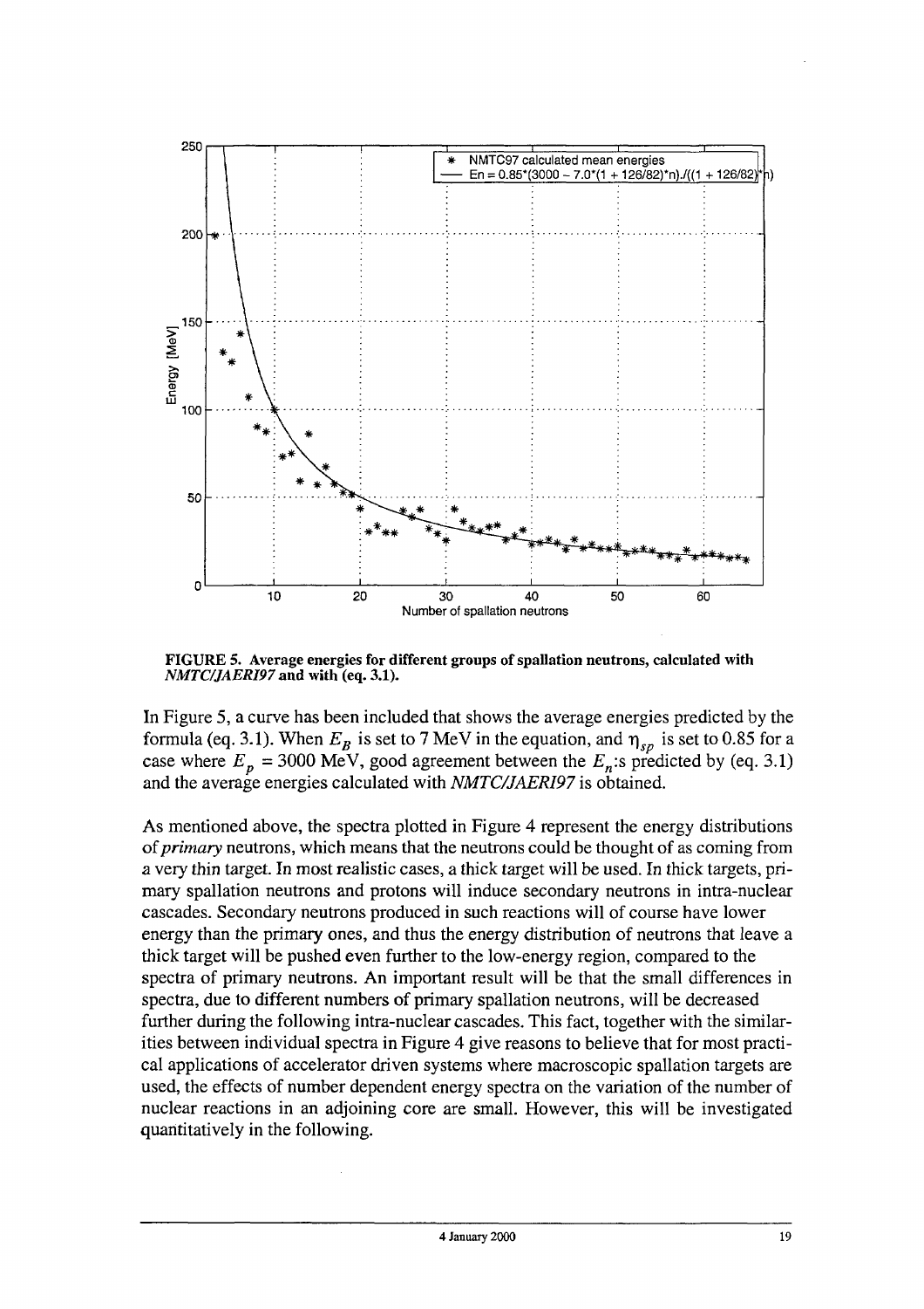**FIGURE 5. Average energies for different groups of spallation neutrons, calculated with *NMTC/JAERI97* and with (eq. 3.1).**

In Figure 5, a curve has been included that shows the average energies predicted by the formula (eq. 3.1). When $E_B$ is set to 7 MeV in the equation, and $\eta_{sp}$ is set to 0.85 for a case where $E_p$ = 3000 MeV, good agreement between the $E_n$:s predicted by (eq. 3.1) and the average energies calculated with *NMTC/JAERI97* is obtained.

As mentioned above, the spectra plotted in Figure 4 represent the energy distributions of *primary* neutrons, which means that the neutrons could be thought of as coming from a very thin target. In most realistic cases, a thick target will be used. In thick targets, primary spallation neutrons and protons will induce secondary neutrons in intra-nuclear cascades. Secondary neutrons produced in such reactions will of course have lower energy than the primary ones, and thus the energy distribution of neutrons that leave a thick target will be pushed even further to the low-energy region, compared to the spectra of primary neutrons. An important result will be that the small differences in spectra, due to different numbers of primary spallation neutrons, will be decreased further during the following intra-nuclear cascades. This fact, together with the similarities between individual spectra in Figure 4 give reasons to believe that for most practical applications of accelerator driven systems where macroscopic spallation targets are used, the effects of number dependent energy spectra on the variation of the number of nuclear reactions in an adjoining core are small. However, this will be investigated quantitatively in the following.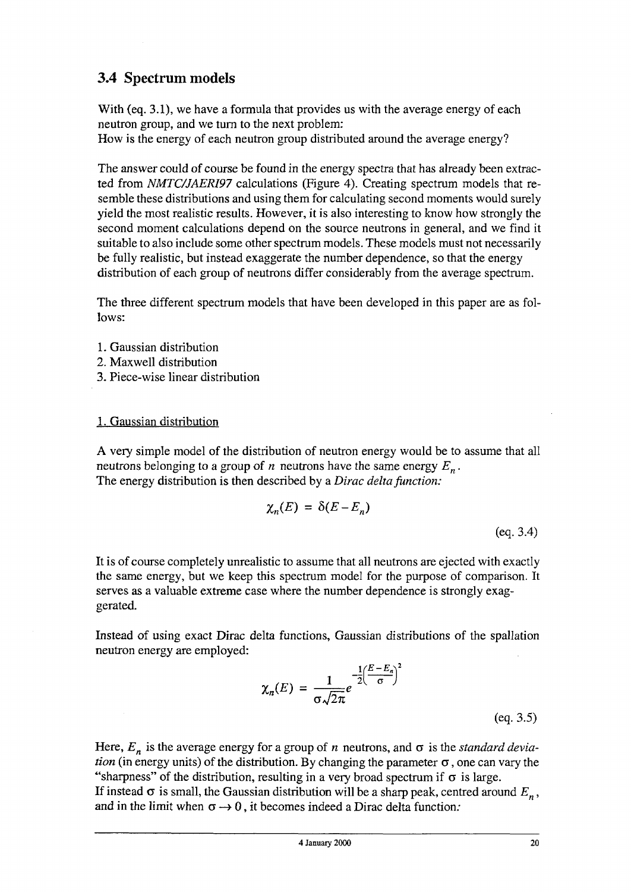## 3.4 Spectrum models

With (eq. 3.1), we have a formula that provides us with the average energy of each neutron group, and we turn to the next problem:
How is the energy of each neutron group distributed around the average energy?

The answer could of course be found in the energy spectra that has already been extracted from *NMTC/JAERI97* calculations (Figure 4). Creating spectrum models that resemble these distributions and using them for calculating second moments would surely yield the most realistic results. However, it is also interesting to know how strongly the second moment calculations depend on the source neutrons in general, and we find it suitable to also include some other spectrum models. These models must not necessarily be fully realistic, but instead exaggerate the number dependence, so that the energy distribution of each group of neutrons differ considerably from the average spectrum.

The three different spectrum models that have been developed in this paper are as follows:

1. Gaussian distribution
2. Maxwell distribution
3. Piece-wise linear distribution

1. Gaussian distribution

A very simple model of the distribution of neutron energy would be to assume that all neutrons belonging to a group of $n$ neutrons have the same energy $E_n$.
The energy distribution is then described by a *Dirac delta function:*

$$\chi_n(E) = \delta(E - E_n) \tag{eq. 3.4}$$

It is of course completely unrealistic to assume that all neutrons are ejected with exactly the same energy, but we keep this spectrum model for the purpose of comparison. It serves as a valuable extreme case where the number dependence is strongly exaggerated.

Instead of using exact Dirac delta functions, Gaussian distributions of the spallation neutron energy are employed:

$$\chi_n(E) = \frac{1}{\sigma\sqrt{2\pi}} e^{-\frac{1}{2}\left(\frac{E - E_n}{\sigma}\right)^2} \tag{eq. 3.5}$$

Here, $E_n$ is the average energy for a group of $n$ neutrons, and $\sigma$ is the *standard deviation* (in energy units) of the distribution. By changing the parameter $\sigma$, one can vary the "sharpness" of the distribution, resulting in a very broad spectrum if $\sigma$ is large.
If instead $\sigma$ is small, the Gaussian distribution will be a sharp peak, centred around $E_n$, and in the limit when $\sigma \to 0$, it becomes indeed a Dirac delta function: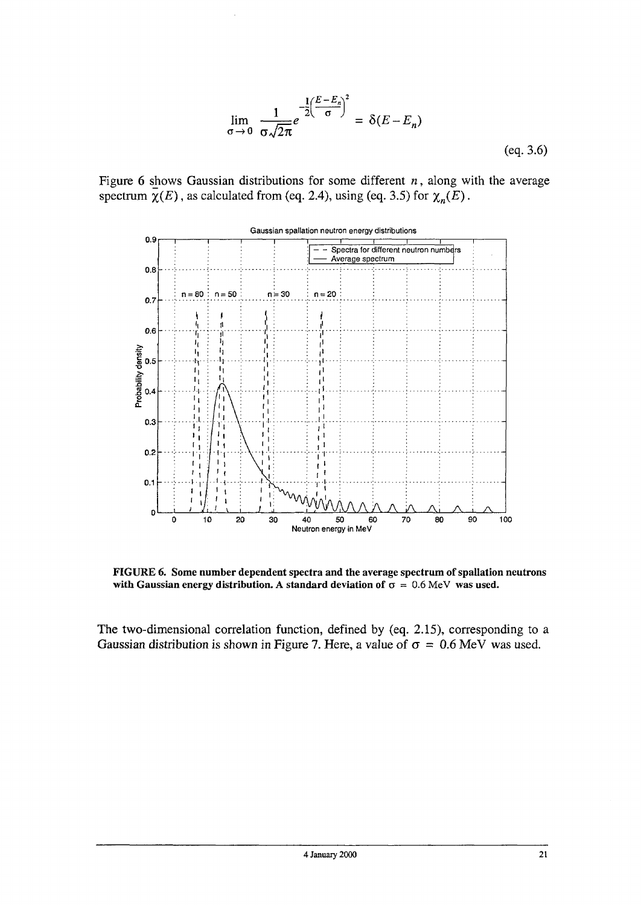$$\lim_{\sigma \to 0} \frac{1}{\sigma\sqrt{2\pi}} e^{-\frac{1}{2}\left(\frac{E-E_n}{\sigma}\right)^2} = \delta(E - E_n)$$

(eq. 3.6)

Figure 6 shows Gaussian distributions for some different $n$, along with the average spectrum $\bar{\chi}(E)$, as calculated from (eq. 2.4), using (eq. 3.5) for $\chi_n(E)$.

**FIGURE 6. Some number dependent spectra and the average spectrum of spallation neutrons with Gaussian energy distribution. A standard deviation of $\sigma = 0.6$ MeV was used.**

The two-dimensional correlation function, defined by (eq. 2.15), corresponding to a Gaussian distribution is shown in Figure 7. Here, a value of $\sigma = 0.6$ MeV was used.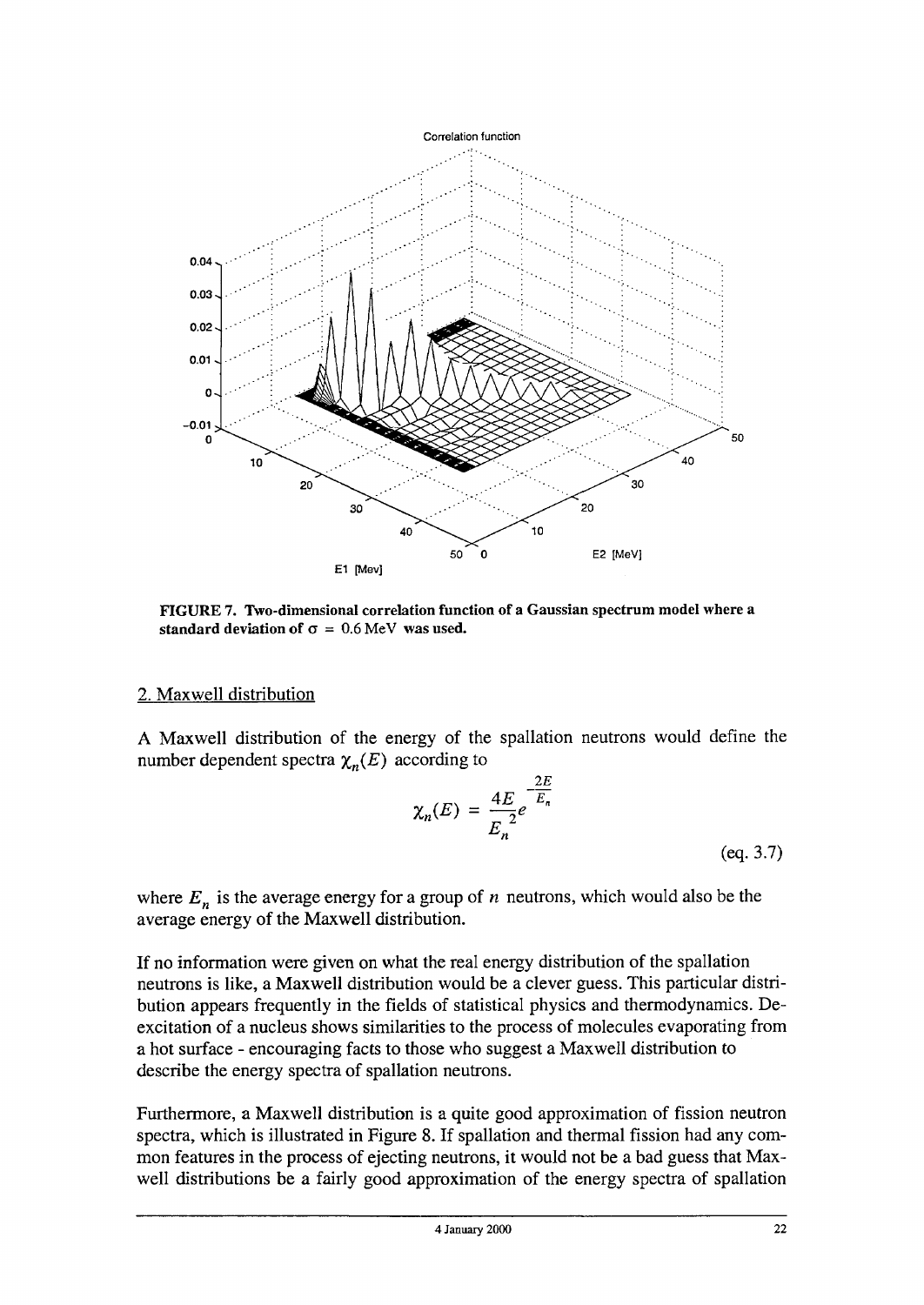FIGURE 7. Two-dimensional correlation function of a Gaussian spectrum model where a standard deviation of $\sigma = 0.6\,\text{MeV}$ was used.

2. Maxwell distribution

A Maxwell distribution of the energy of the spallation neutrons would define the number dependent spectra $\chi_n(E)$ according to

$$\chi_n(E) = \frac{4E}{E_n^{\,2}} e^{-\frac{2E}{E_n}} \qquad \text{(eq. 3.7)}$$

where $E_n$ is the average energy for a group of $n$ neutrons, which would also be the average energy of the Maxwell distribution.

If no information were given on what the real energy distribution of the spallation neutrons is like, a Maxwell distribution would be a clever guess. This particular distribution appears frequently in the fields of statistical physics and thermodynamics. De-excitation of a nucleus shows similarities to the process of molecules evaporating from a hot surface - encouraging facts to those who suggest a Maxwell distribution to describe the energy spectra of spallation neutrons.

Furthermore, a Maxwell distribution is a quite good approximation of fission neutron spectra, which is illustrated in Figure 8. If spallation and thermal fission had any common features in the process of ejecting neutrons, it would not be a bad guess that Maxwell distributions be a fairly good approximation of the energy spectra of spallation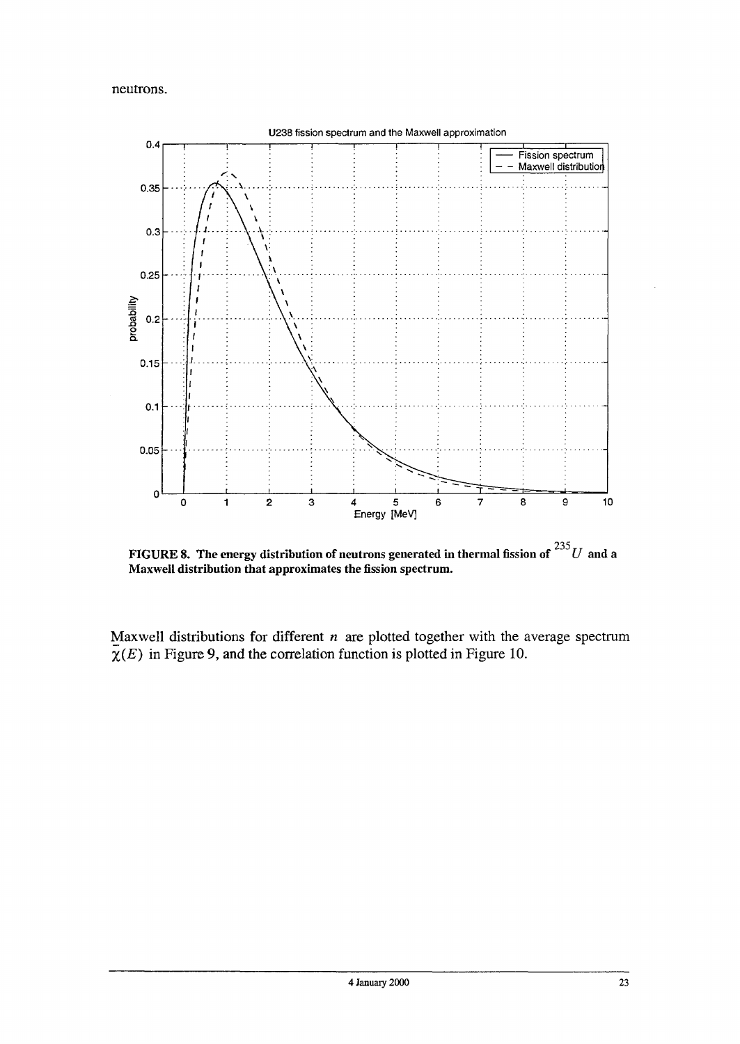neutrons.

**FIGURE 8. The energy distribution of neutrons generated in thermal fission of $^{235}U$ and a Maxwell distribution that approximates the fission spectrum.**

Maxwell distributions for different $n$ are plotted together with the average spectrum $\bar{\chi}(E)$ in Figure 9, and the correlation function is plotted in Figure 10.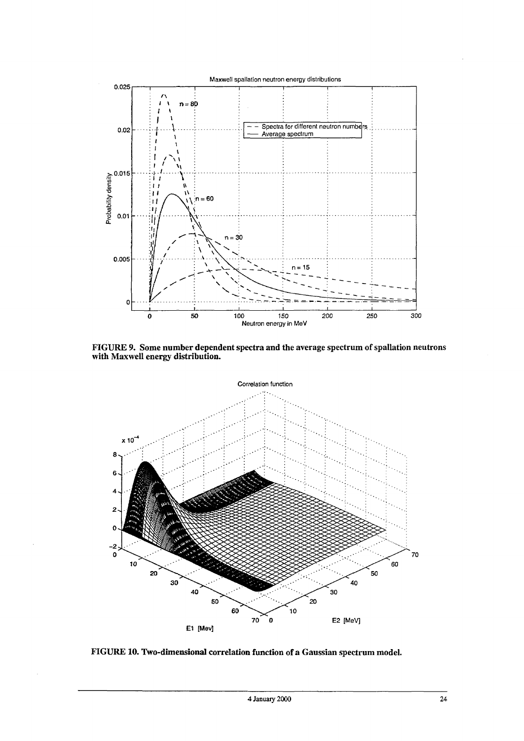FIGURE 9. Some number dependent spectra and the average spectrum of spallation neutrons with Maxwell energy distribution.

FIGURE 10. Two-dimensional correlation function of a Gaussian spectrum model.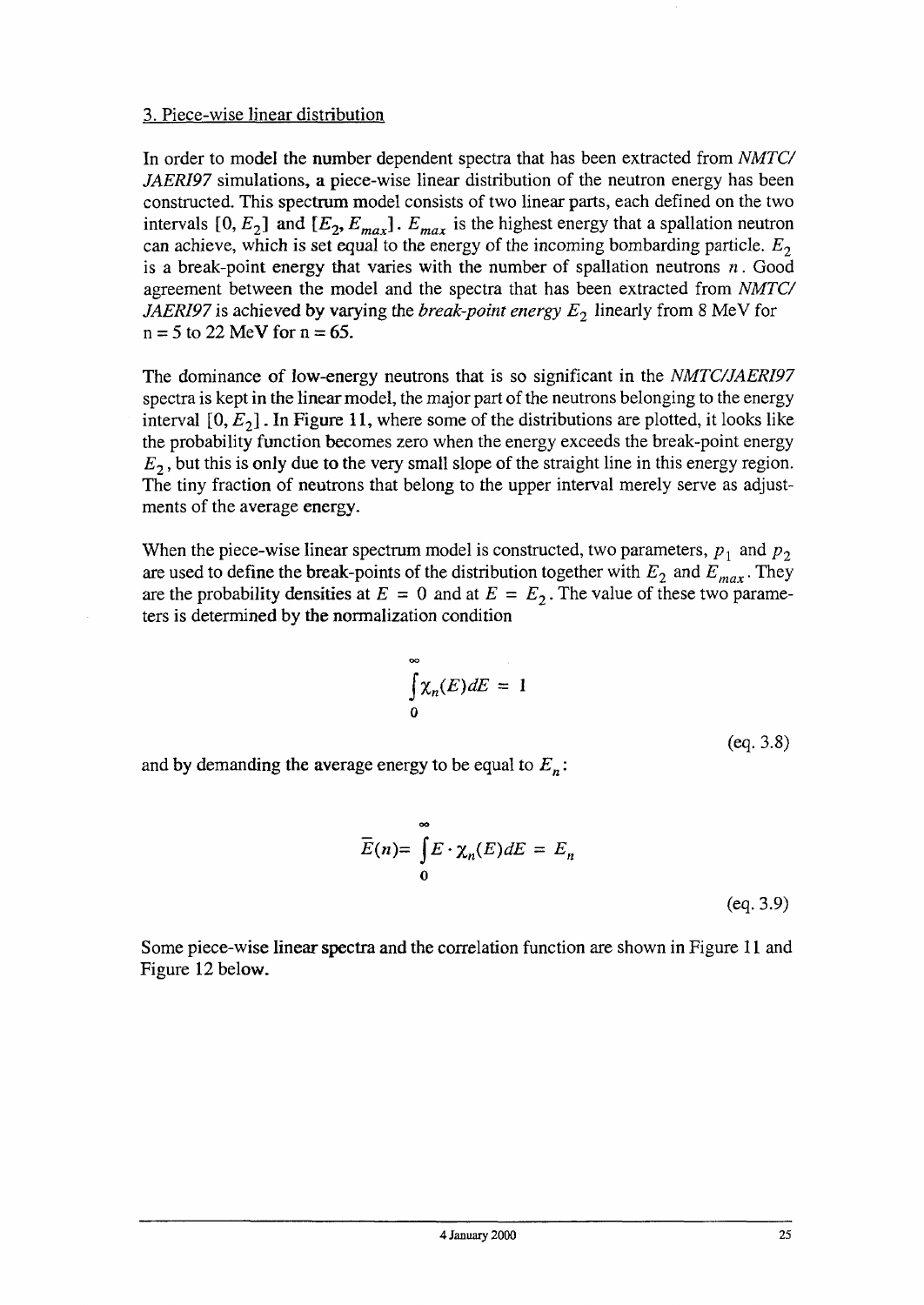### 3. Piece-wise linear distribution

In order to model the number dependent spectra that has been extracted from *NMTC/JAERI97* simulations, a piece-wise linear distribution of the neutron energy has been constructed. This spectrum model consists of two linear parts, each defined on the two intervals $[0, E_2]$ and $[E_2, E_{max}]$. $E_{max}$ is the highest energy that a spallation neutron can achieve, which is set equal to the energy of the incoming bombarding particle. $E_2$ is a break-point energy that varies with the number of spallation neutrons $n$. Good agreement between the model and the spectra that has been extracted from *NMTC/JAERI97* is achieved by varying the *break-point energy* $E_2$ linearly from 8 MeV for n = 5 to 22 MeV for n = 65.

The dominance of low-energy neutrons that is so significant in the *NMTC/JAERI97* spectra is kept in the linear model, the major part of the neutrons belonging to the energy interval $[0, E_2]$. In Figure 11, where some of the distributions are plotted, it looks like the probability function becomes zero when the energy exceeds the break-point energy $E_2$, but this is only due to the very small slope of the straight line in this energy region. The tiny fraction of neutrons that belong to the upper interval merely serve as adjustments of the average energy.

When the piece-wise linear spectrum model is constructed, two parameters, $p_1$ and $p_2$ are used to define the break-points of the distribution together with $E_2$ and $E_{max}$. They are the probability densities at $E = 0$ and at $E = E_2$. The value of these two parameters is determined by the normalization condition

$$\int_{0}^{\infty} \chi_n(E)dE = 1$$

(eq. 3.8)

and by demanding the average energy to be equal to $E_n$:

$$\bar{E}(n) = \int_{0}^{\infty} E \cdot \chi_n(E)dE = E_n$$

(eq. 3.9)

Some piece-wise linear spectra and the correlation function are shown in Figure 11 and Figure 12 below.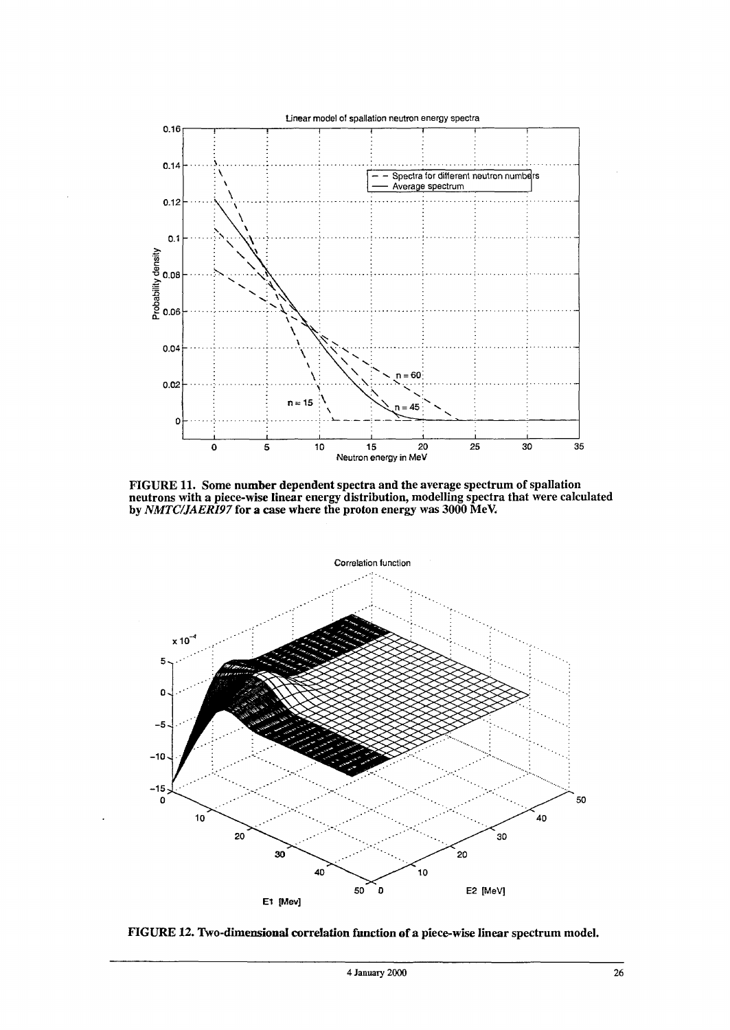FIGURE 11. Some number dependent spectra and the average spectrum of spallation neutrons with a piece-wise linear energy distribution, modelling spectra that were calculated by *NMTC/JAERI97* for a case where the proton energy was 3000 MeV.

FIGURE 12. Two-dimensional correlation function of a piece-wise linear spectrum model.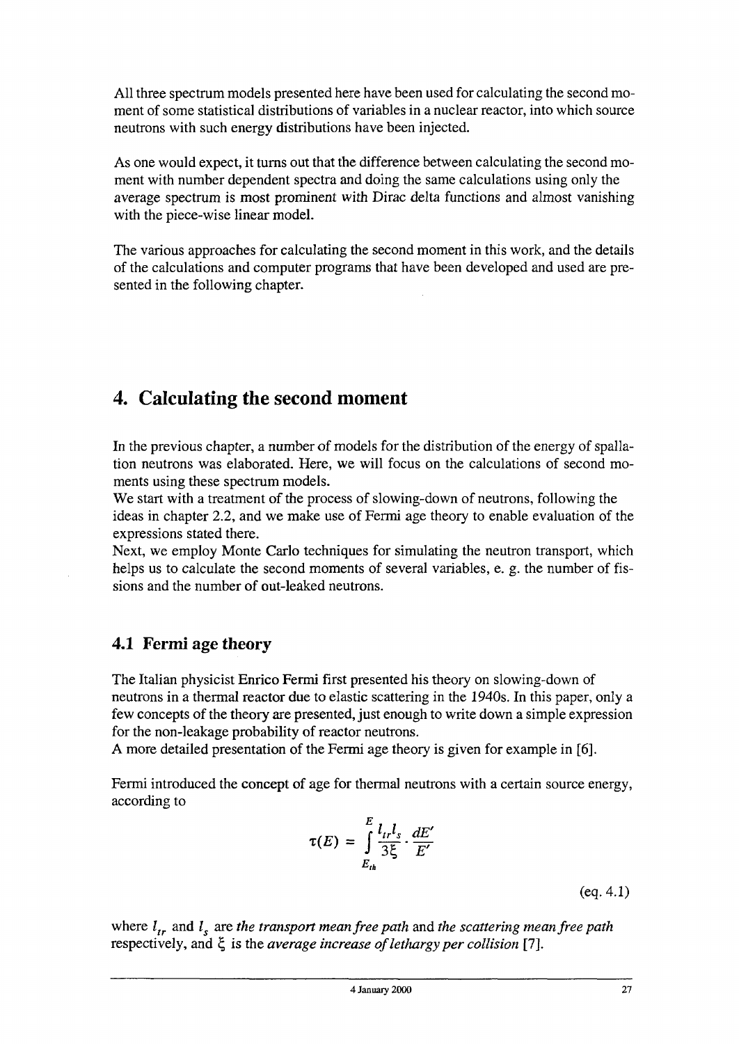All three spectrum models presented here have been used for calculating the second moment of some statistical distributions of variables in a nuclear reactor, into which source neutrons with such energy distributions have been injected.

As one would expect, it turns out that the difference between calculating the second moment with number dependent spectra and doing the same calculations using only the average spectrum is most prominent with Dirac delta functions and almost vanishing with the piece-wise linear model.

The various approaches for calculating the second moment in this work, and the details of the calculations and computer programs that have been developed and used are presented in the following chapter.

# 4. Calculating the second moment

In the previous chapter, a number of models for the distribution of the energy of spallation neutrons was elaborated. Here, we will focus on the calculations of second moments using these spectrum models.

We start with a treatment of the process of slowing-down of neutrons, following the ideas in chapter 2.2, and we make use of Fermi age theory to enable evaluation of the expressions stated there.

Next, we employ Monte Carlo techniques for simulating the neutron transport, which helps us to calculate the second moments of several variables, e. g. the number of fissions and the number of out-leaked neutrons.

## 4.1 Fermi age theory

The Italian physicist Enrico Fermi first presented his theory on slowing-down of neutrons in a thermal reactor due to elastic scattering in the 1940s. In this paper, only a few concepts of the theory are presented, just enough to write down a simple expression for the non-leakage probability of reactor neutrons.

A more detailed presentation of the Fermi age theory is given for example in [6].

Fermi introduced the concept of age for thermal neutrons with a certain source energy, according to

$$\tau(E) = \int_{E_{th}}^{E} \frac{l_{tr} l_s}{3\xi} \cdot \frac{dE'}{E'}$$

(eq. 4.1)

where $l_{tr}$ and $l_s$ are *the transport mean free path* and *the scattering mean free path* respectively, and $\xi$ is the *average increase of lethargy per collision* [7].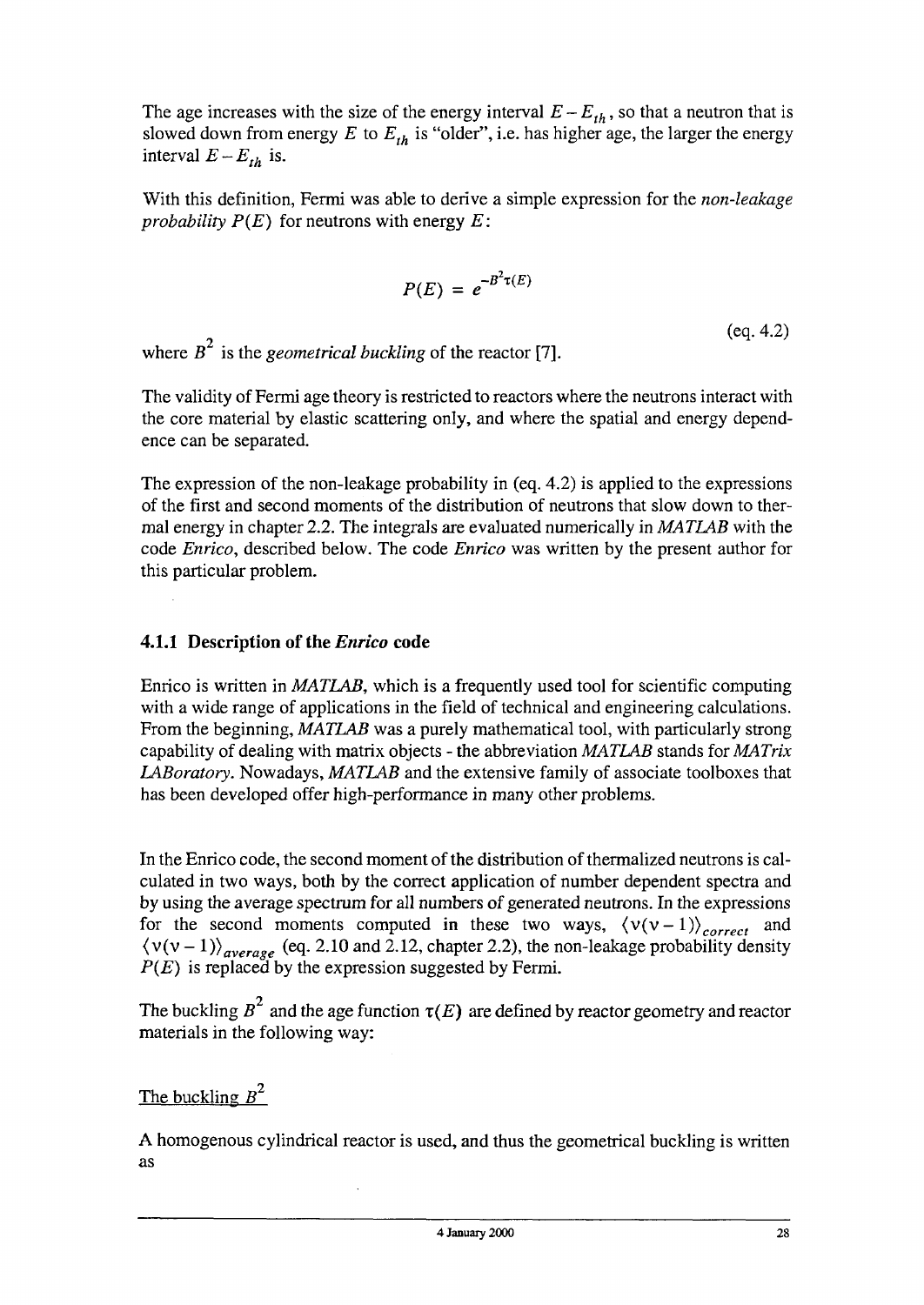The age increases with the size of the energy interval $E - E_{th}$, so that a neutron that is slowed down from energy $E$ to $E_{th}$ is "older", i.e. has higher age, the larger the energy interval $E - E_{th}$ is.

With this definition, Fermi was able to derive a simple expression for the *non-leakage probability* $P(E)$ for neutrons with energy $E$:

$$P(E) = e^{-B^2 \tau(E)} \qquad \text{(eq. 4.2)}$$

where $B^2$ is the *geometrical buckling* of the reactor [7].

The validity of Fermi age theory is restricted to reactors where the neutrons interact with the core material by elastic scattering only, and where the spatial and energy dependence can be separated.

The expression of the non-leakage probability in (eq. 4.2) is applied to the expressions of the first and second moments of the distribution of neutrons that slow down to thermal energy in chapter 2.2. The integrals are evaluated numerically in *MATLAB* with the code *Enrico*, described below. The code *Enrico* was written by the present author for this particular problem.

### 4.1.1 Description of the *Enrico* code

Enrico is written in *MATLAB*, which is a frequently used tool for scientific computing with a wide range of applications in the field of technical and engineering calculations. From the beginning, *MATLAB* was a purely mathematical tool, with particularly strong capability of dealing with matrix objects - the abbreviation *MATLAB* stands for *MATrix LABoratory*. Nowadays, *MATLAB* and the extensive family of associate toolboxes that has been developed offer high-performance in many other problems.

In the Enrico code, the second moment of the distribution of thermalized neutrons is calculated in two ways, both by the correct application of number dependent spectra and by using the average spectrum for all numbers of generated neutrons. In the expressions for the second moments computed in these two ways, $\langle \nu(\nu - 1) \rangle_{correct}$ and $\langle \nu(\nu - 1) \rangle_{average}$ (eq. 2.10 and 2.12, chapter 2.2), the non-leakage probability density $P(E)$ is replaced by the expression suggested by Fermi.

The buckling $B^2$ and the age function $\tau(E)$ are defined by reactor geometry and reactor materials in the following way:

<u>The buckling $B^2$</u>

A homogenous cylindrical reactor is used, and thus the geometrical buckling is written as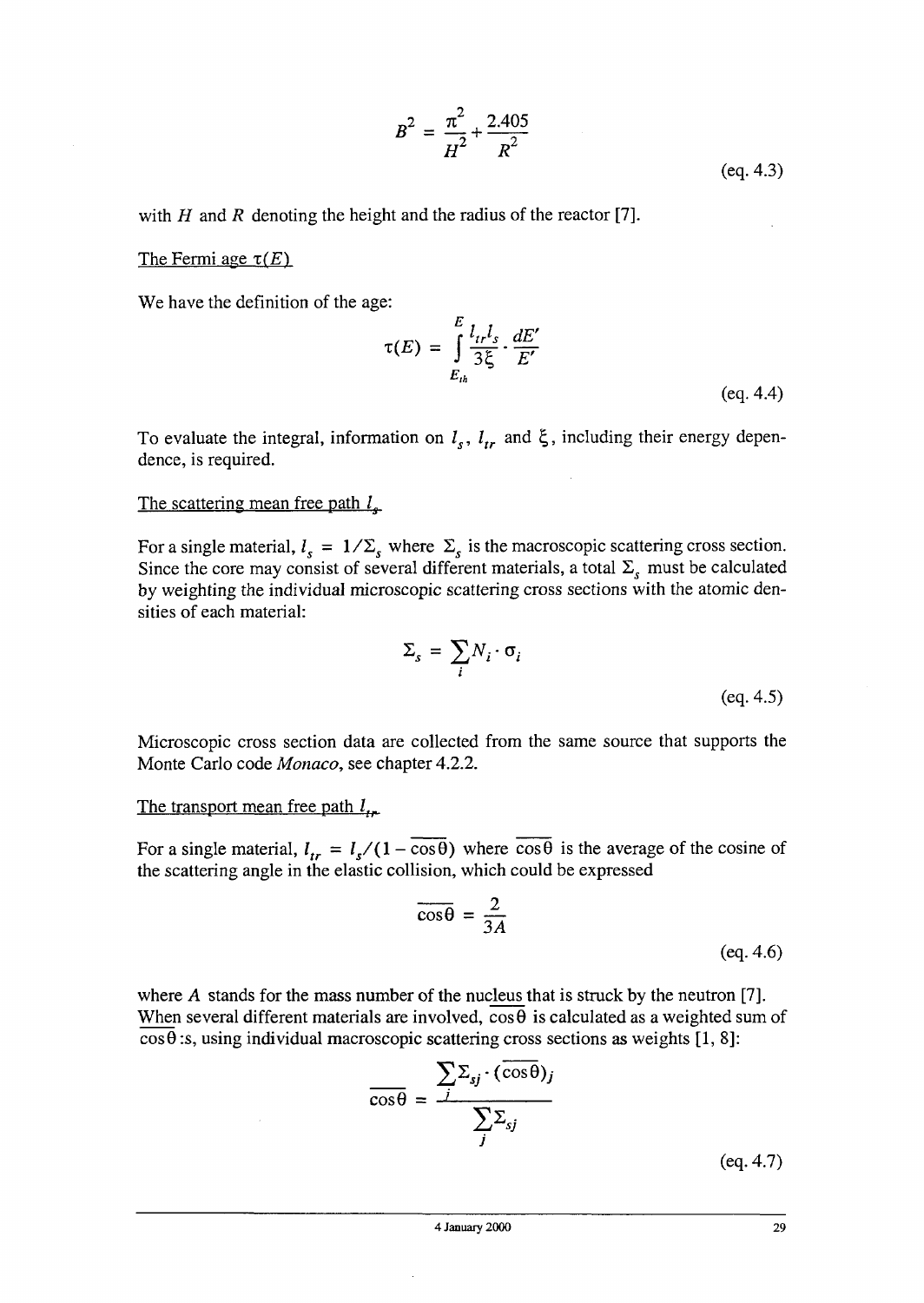$$B^2 = \frac{\pi^2}{H^2} + \frac{2.405}{R^2}$$

(eq. 4.3)

with $H$ and $R$ denoting the height and the radius of the reactor [7].

The Fermi age $\tau(E)$

We have the definition of the age:

$$\tau(E) = \int_{E_{th}}^{E} \frac{l_{tr} l_s}{3\xi} \cdot \frac{dE'}{E'}$$

(eq. 4.4)

To evaluate the integral, information on $l_s$, $l_{tr}$ and $\xi$, including their energy dependence, is required.

The scattering mean free path $l_s$

For a single material, $l_s = 1/\Sigma_s$ where $\Sigma_s$ is the macroscopic scattering cross section. Since the core may consist of several different materials, a total $\Sigma_s$ must be calculated by weighting the individual microscopic scattering cross sections with the atomic densities of each material:

$$\Sigma_s = \sum_i N_i \cdot \sigma_i$$

(eq. 4.5)

Microscopic cross section data are collected from the same source that supports the Monte Carlo code *Monaco*, see chapter 4.2.2.

The transport mean free path $l_{tr}$

For a single material, $l_{tr} = l_s/(1 - \overline{\cos\theta})$ where $\overline{\cos\theta}$ is the average of the cosine of the scattering angle in the elastic collision, which could be expressed

$$\overline{\cos\theta} = \frac{2}{3A}$$

(eq. 4.6)

where $A$ stands for the mass number of the nucleus that is struck by the neutron [7]. When several different materials are involved, $\overline{\cos\theta}$ is calculated as a weighted sum of $\overline{\cos\theta}$ :s, using individual macroscopic scattering cross sections as weights [1, 8]:

$$\overline{\cos\theta} = \frac{\sum_j \Sigma_{sj} \cdot (\overline{\cos\theta})_j}{\sum_j \Sigma_{sj}}$$

(eq. 4.7)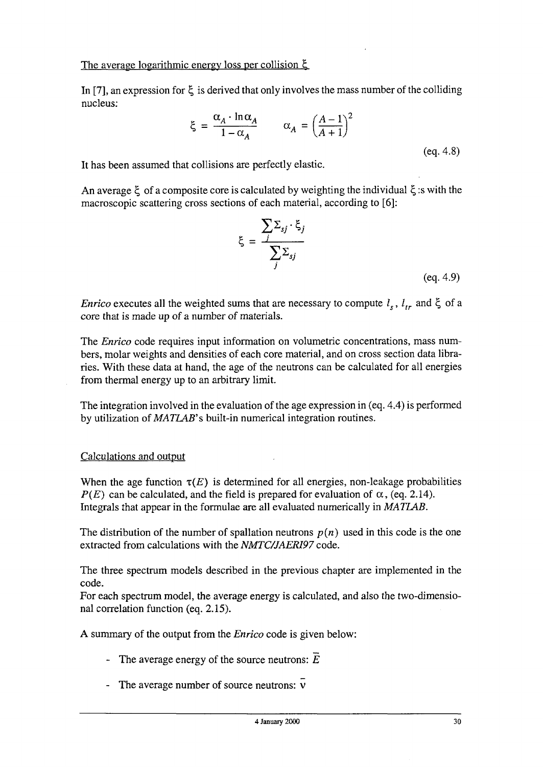The average logarithmic energy loss per collision $\xi$

In [7], an expression for $\xi$ is derived that only involves the mass number of the colliding nucleus:

$$\xi = \frac{\alpha_A \cdot \ln \alpha_A}{1 - \alpha_A} \qquad \alpha_A = \left(\frac{A-1}{A+1}\right)^2$$

(eq. 4.8)

It has been assumed that collisions are perfectly elastic.

An average $\xi$ of a composite core is calculated by weighting the individual $\xi$ :s with the macroscopic scattering cross sections of each material, according to [6]:

$$\xi = \frac{\sum_j \Sigma_{sj} \cdot \xi_j}{\sum_j \Sigma_{sj}}$$

(eq. 4.9)

*Enrico* executes all the weighted sums that are necessary to compute $l_s$, $l_{tr}$ and $\xi$ of a core that is made up of a number of materials.

The *Enrico* code requires input information on volumetric concentrations, mass numbers, molar weights and densities of each core material, and on cross section data libraries. With these data at hand, the age of the neutrons can be calculated for all energies from thermal energy up to an arbitrary limit.

The integration involved in the evaluation of the age expression in (eq. 4.4) is performed by utilization of *MATLAB*'s built-in numerical integration routines.

Calculations and output

When the age function $\tau(E)$ is determined for all energies, non-leakage probabilities $P(E)$ can be calculated, and the field is prepared for evaluation of $\alpha$, (eq. 2.14). Integrals that appear in the formulae are all evaluated numerically in *MATLAB*.

The distribution of the number of spallation neutrons $p(n)$ used in this code is the one extracted from calculations with the *NMTC/JAERI97* code.

The three spectrum models described in the previous chapter are implemented in the code.
For each spectrum model, the average energy is calculated, and also the two-dimensional correlation function (eq. 2.15).

A summary of the output from the *Enrico* code is given below:

- The average energy of the source neutrons: $\bar{E}$
- The average number of source neutrons: $\bar{\nu}$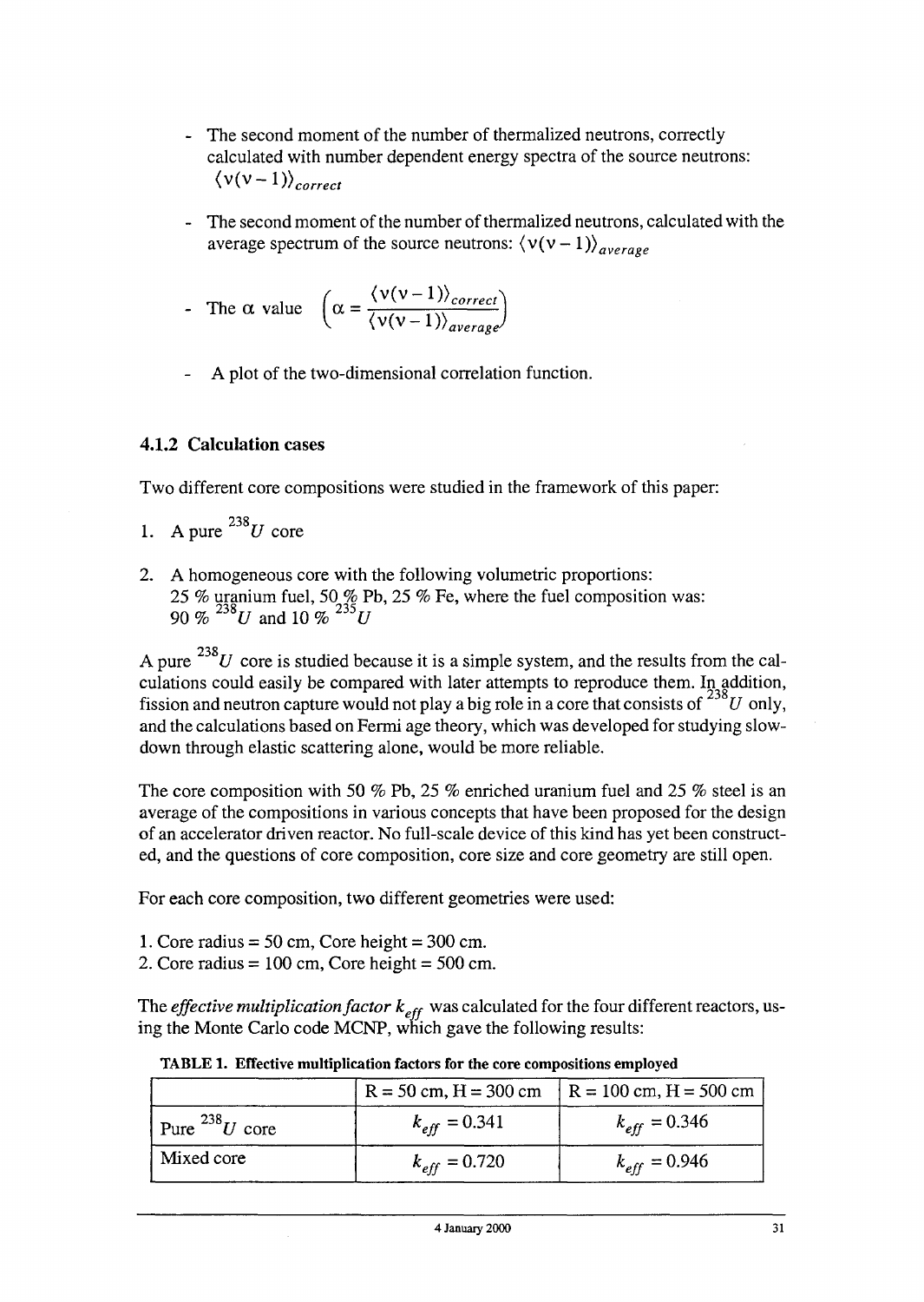- The second moment of the number of thermalized neutrons, correctly calculated with number dependent energy spectra of the source neutrons: $\langle \nu(\nu-1) \rangle_{correct}$

- The second moment of the number of thermalized neutrons, calculated with the average spectrum of the source neutrons: $\langle \nu(\nu-1) \rangle_{average}$

- The $\alpha$ value $\left( \alpha = \dfrac{\langle \nu(\nu-1) \rangle_{correct}}{\langle \nu(\nu-1) \rangle_{average}} \right)$

- A plot of the two-dimensional correlation function.

### 4.1.2 Calculation cases

Two different core compositions were studied in the framework of this paper:

1. A pure $^{238}U$ core
2. A homogeneous core with the following volumetric proportions: 25 % uranium fuel, 50 % Pb, 25 % Fe, where the fuel composition was: 90 % $^{238}U$ and 10 % $^{235}U$

A pure $^{238}U$ core is studied because it is a simple system, and the results from the calculations could easily be compared with later attempts to reproduce them. In addition, fission and neutron capture would not play a big role in a core that consists of $^{238}U$ only, and the calculations based on Fermi age theory, which was developed for studying slowdown through elastic scattering alone, would be more reliable.

The core composition with 50 % Pb, 25 % enriched uranium fuel and 25 % steel is an average of the compositions in various concepts that have been proposed for the design of an accelerator driven reactor. No full-scale device of this kind has yet been constructed, and the questions of core composition, core size and core geometry are still open.

For each core composition, two different geometries were used:

1. Core radius = 50 cm, Core height = 300 cm.
2. Core radius = 100 cm, Core height = 500 cm.

The *effective multiplication factor* $k_{eff}$ was calculated for the four different reactors, using the Monte Carlo code MCNP, which gave the following results:

**TABLE 1. Effective multiplication factors for the core compositions employed**

| | R = 50 cm, H = 300 cm | R = 100 cm, H = 500 cm |
|---|---|---|
| Pure $^{238}U$ core | $k_{eff} = 0.341$ | $k_{eff} = 0.346$ |
| Mixed core | $k_{eff} = 0.720$ | $k_{eff} = 0.946$ |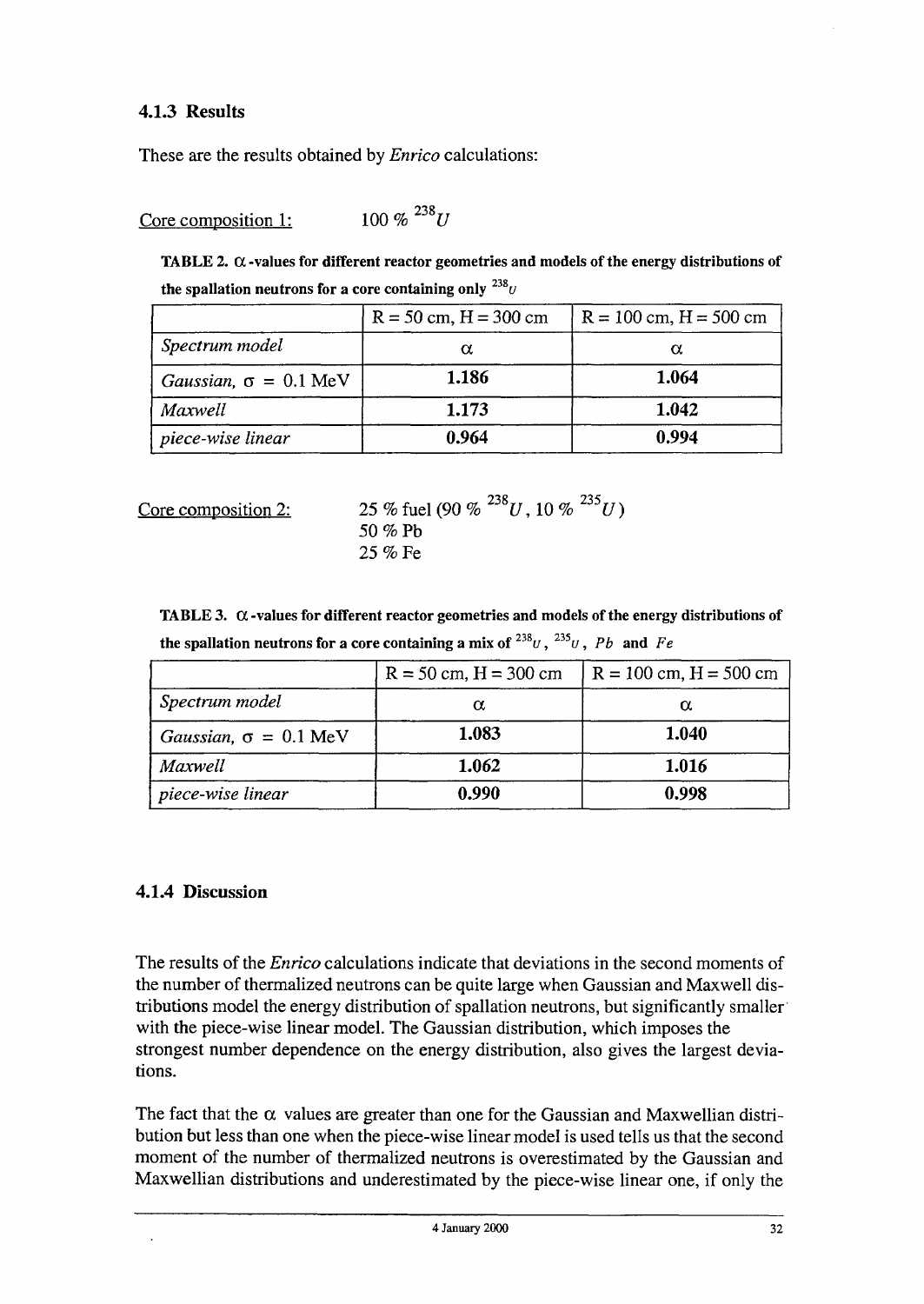### 4.1.3 Results

These are the results obtained by *Enrico* calculations:

Core composition 1: 100 % $^{238}U$

**TABLE 2. $\alpha$-values for different reactor geometries and models of the energy distributions of the spallation neutrons for a core containing only $^{238}U$**

| | R = 50 cm, H = 300 cm | R = 100 cm, H = 500 cm |
|---|---|---|
| *Spectrum model* | $\alpha$ | $\alpha$ |
| *Gaussian*, $\sigma = 0.1$ MeV | **1.186** | **1.064** |
| *Maxwell* | **1.173** | **1.042** |
| *piece-wise linear* | **0.964** | **0.994** |

Core composition 2: 25 % fuel (90 % $^{238}U$, 10 % $^{235}U$)
50 % Pb
25 % Fe

**TABLE 3. $\alpha$-values for different reactor geometries and models of the energy distributions of the spallation neutrons for a core containing a mix of $^{238}U$, $^{235}U$, $Pb$ and $Fe$**

| | R = 50 cm, H = 300 cm | R = 100 cm, H = 500 cm |
|---|---|---|
| *Spectrum model* | $\alpha$ | $\alpha$ |
| *Gaussian*, $\sigma = 0.1$ MeV | **1.083** | **1.040** |
| *Maxwell* | **1.062** | **1.016** |
| *piece-wise linear* | **0.990** | **0.998** |

### 4.1.4 Discussion

The results of the *Enrico* calculations indicate that deviations in the second moments of the number of thermalized neutrons can be quite large when Gaussian and Maxwell distributions model the energy distribution of spallation neutrons, but significantly smaller with the piece-wise linear model. The Gaussian distribution, which imposes the strongest number dependence on the energy distribution, also gives the largest deviations.

The fact that the $\alpha$ values are greater than one for the Gaussian and Maxwellian distribution but less than one when the piece-wise linear model is used tells us that the second moment of the number of thermalized neutrons is overestimated by the Gaussian and Maxwellian distributions and underestimated by the piece-wise linear one, if only the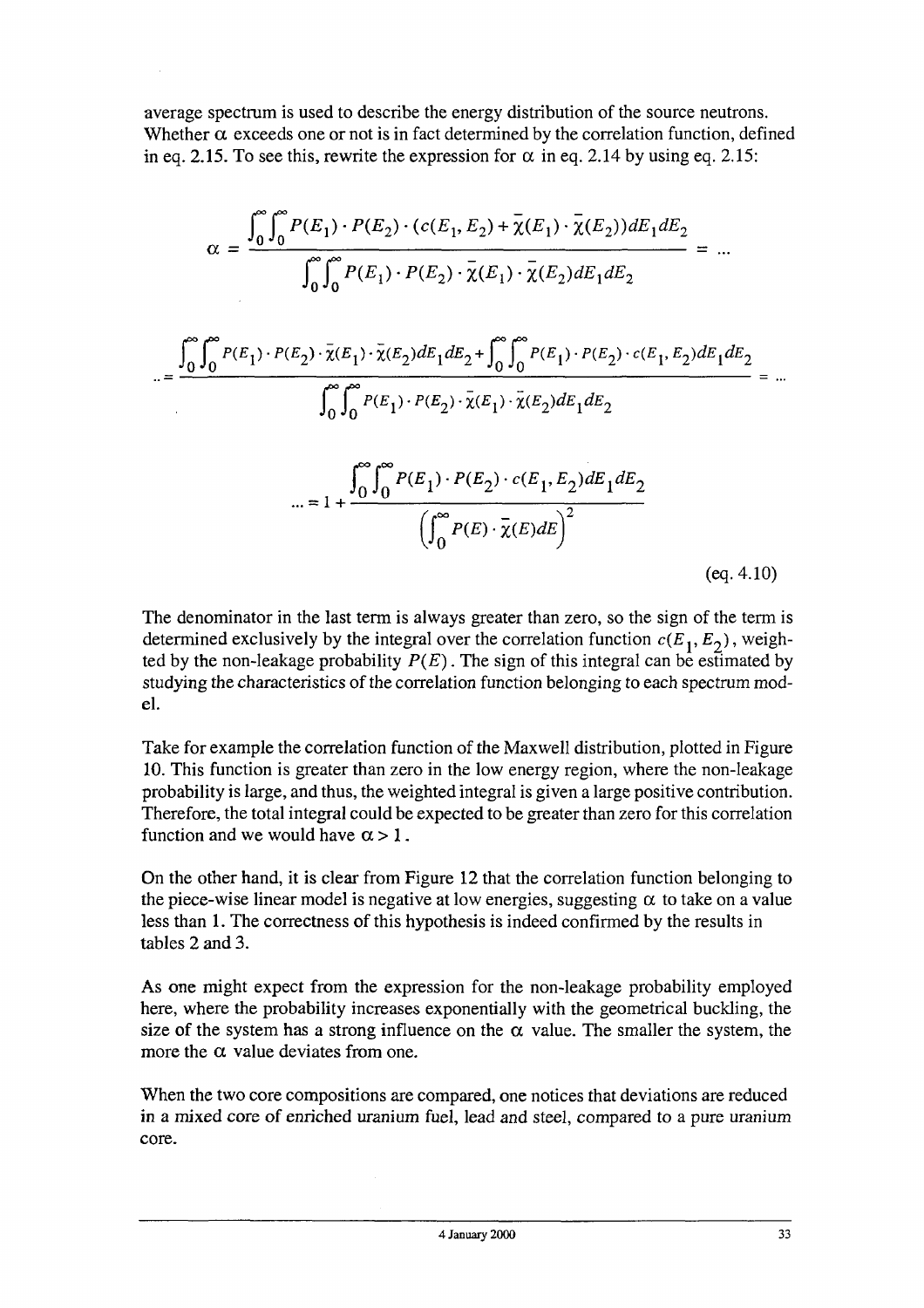average spectrum is used to describe the energy distribution of the source neutrons. Whether $\alpha$ exceeds one or not is in fact determined by the correlation function, defined in eq. 2.15. To see this, rewrite the expression for $\alpha$ in eq. 2.14 by using eq. 2.15:

$$\alpha = \frac{\int_0^{\infty}\int_0^{\infty} P(E_1)\cdot P(E_2)\cdot(c(E_1,E_2)+\bar{\chi}(E_1)\cdot\bar{\chi}(E_2))dE_1dE_2}{\int_0^{\infty}\int_0^{\infty} P(E_1)\cdot P(E_2)\cdot\bar{\chi}(E_1)\cdot\bar{\chi}(E_2)dE_1dE_2} = \ldots$$

$$\ldots = \frac{\int_0^{\infty}\int_0^{\infty} P(E_1)\cdot P(E_2)\cdot\bar{\chi}(E_1)\cdot\bar{\chi}(E_2)dE_1dE_2+\int_0^{\infty}\int_0^{\infty} P(E_1)\cdot P(E_2)\cdot c(E_1,E_2)dE_1dE_2}{\int_0^{\infty}\int_0^{\infty} P(E_1)\cdot P(E_2)\cdot\bar{\chi}(E_1)\cdot\bar{\chi}(E_2)dE_1dE_2} = \ldots$$

$$\ldots = 1+\frac{\int_0^{\infty}\int_0^{\infty} P(E_1)\cdot P(E_2)\cdot c(E_1,E_2)dE_1dE_2}{\left(\int_0^{\infty} P(E)\cdot\bar{\chi}(E)dE\right)^2}$$

(eq. 4.10)

The denominator in the last term is always greater than zero, so the sign of the term is determined exclusively by the integral over the correlation function $c(E_1, E_2)$, weighted by the non-leakage probability $P(E)$. The sign of this integral can be estimated by studying the characteristics of the correlation function belonging to each spectrum model.

Take for example the correlation function of the Maxwell distribution, plotted in Figure 10. This function is greater than zero in the low energy region, where the non-leakage probability is large, and thus, the weighted integral is given a large positive contribution. Therefore, the total integral could be expected to be greater than zero for this correlation function and we would have $\alpha > 1$.

On the other hand, it is clear from Figure 12 that the correlation function belonging to the piece-wise linear model is negative at low energies, suggesting $\alpha$ to take on a value less than 1. The correctness of this hypothesis is indeed confirmed by the results in tables 2 and 3.

As one might expect from the expression for the non-leakage probability employed here, where the probability increases exponentially with the geometrical buckling, the size of the system has a strong influence on the $\alpha$ value. The smaller the system, the more the $\alpha$ value deviates from one.

When the two core compositions are compared, one notices that deviations are reduced in a mixed core of enriched uranium fuel, lead and steel, compared to a pure uranium core.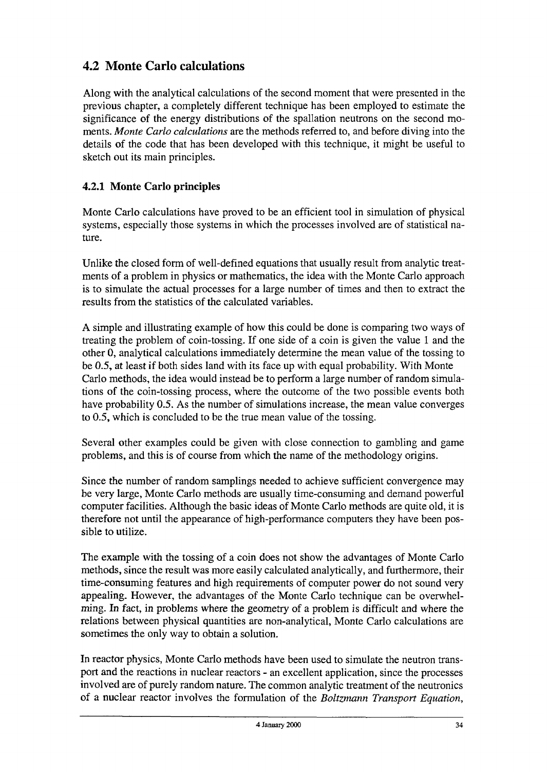## 4.2 Monte Carlo calculations

Along with the analytical calculations of the second moment that were presented in the previous chapter, a completely different technique has been employed to estimate the significance of the energy distributions of the spallation neutrons on the second moments. *Monte Carlo calculations* are the methods referred to, and before diving into the details of the code that has been developed with this technique, it might be useful to sketch out its main principles.

### 4.2.1 Monte Carlo principles

Monte Carlo calculations have proved to be an efficient tool in simulation of physical systems, especially those systems in which the processes involved are of statistical nature.

Unlike the closed form of well-defined equations that usually result from analytic treatments of a problem in physics or mathematics, the idea with the Monte Carlo approach is to simulate the actual processes for a large number of times and then to extract the results from the statistics of the calculated variables.

A simple and illustrating example of how this could be done is comparing two ways of treating the problem of coin-tossing. If one side of a coin is given the value 1 and the other 0, analytical calculations immediately determine the mean value of the tossing to be 0.5, at least if both sides land with its face up with equal probability. With Monte Carlo methods, the idea would instead be to perform a large number of random simulations of the coin-tossing process, where the outcome of the two possible events both have probability 0.5. As the number of simulations increase, the mean value converges to 0.5, which is concluded to be the true mean value of the tossing.

Several other examples could be given with close connection to gambling and game problems, and this is of course from which the name of the methodology origins.

Since the number of random samplings needed to achieve sufficient convergence may be very large, Monte Carlo methods are usually time-consuming and demand powerful computer facilities. Although the basic ideas of Monte Carlo methods are quite old, it is therefore not until the appearance of high-performance computers they have been possible to utilize.

The example with the tossing of a coin does not show the advantages of Monte Carlo methods, since the result was more easily calculated analytically, and furthermore, their time-consuming features and high requirements of computer power do not sound very appealing. However, the advantages of the Monte Carlo technique can be overwhelming. In fact, in problems where the geometry of a problem is difficult and where the relations between physical quantities are non-analytical, Monte Carlo calculations are sometimes the only way to obtain a solution.

In reactor physics, Monte Carlo methods have been used to simulate the neutron transport and the reactions in nuclear reactors - an excellent application, since the processes involved are of purely random nature. The common analytic treatment of the neutronics of a nuclear reactor involves the formulation of the *Boltzmann Transport Equation*,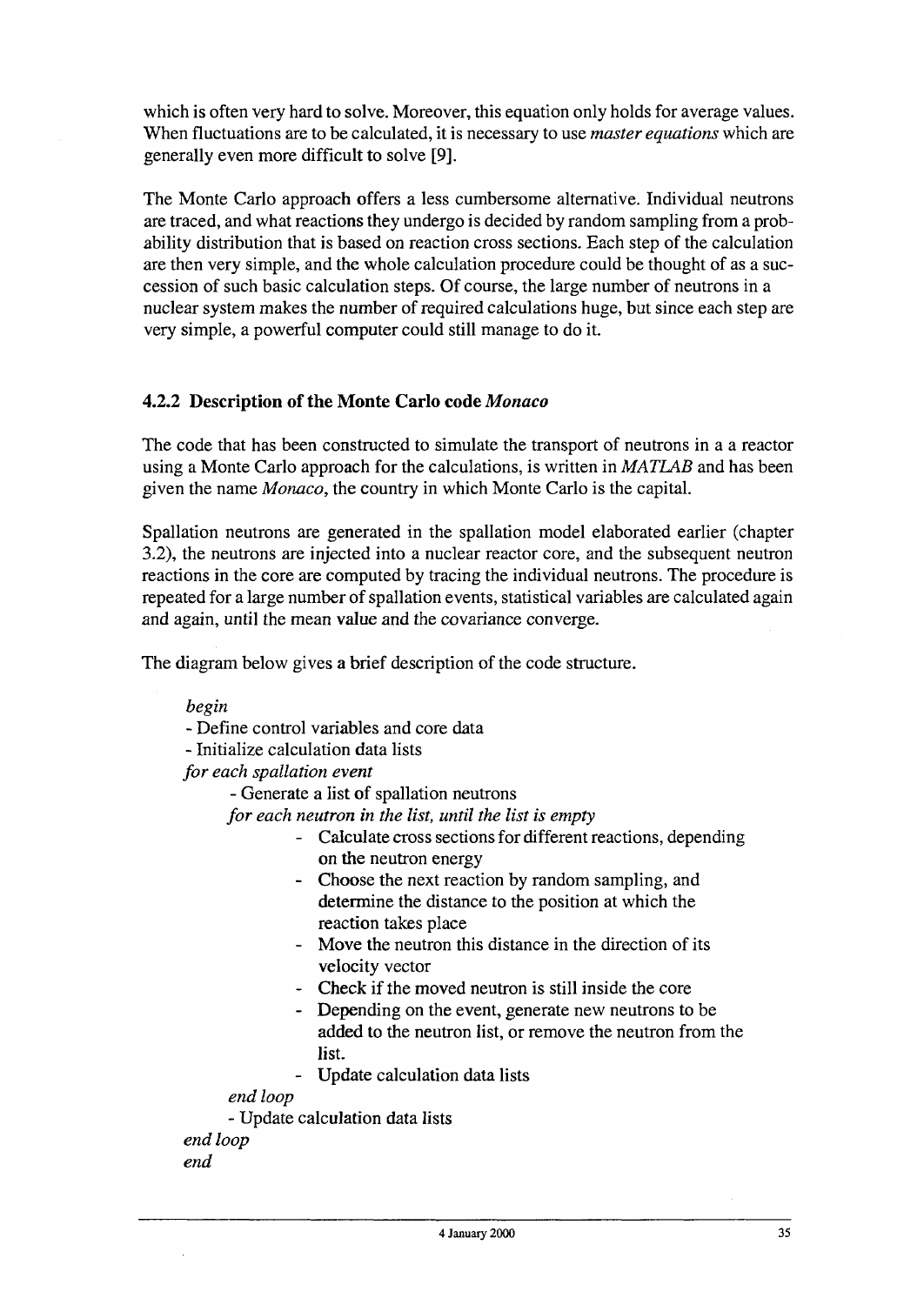which is often very hard to solve. Moreover, this equation only holds for average values. When fluctuations are to be calculated, it is necessary to use *master equations* which are generally even more difficult to solve [9].

The Monte Carlo approach offers a less cumbersome alternative. Individual neutrons are traced, and what reactions they undergo is decided by random sampling from a probability distribution that is based on reaction cross sections. Each step of the calculation are then very simple, and the whole calculation procedure could be thought of as a succession of such basic calculation steps. Of course, the large number of neutrons in a nuclear system makes the number of required calculations huge, but since each step are very simple, a powerful computer could still manage to do it.

### 4.2.2 Description of the Monte Carlo code *Monaco*

The code that has been constructed to simulate the transport of neutrons in a a reactor using a Monte Carlo approach for the calculations, is written in *MATLAB* and has been given the name *Monaco*, the country in which Monte Carlo is the capital.

Spallation neutrons are generated in the spallation model elaborated earlier (chapter 3.2), the neutrons are injected into a nuclear reactor core, and the subsequent neutron reactions in the core are computed by tracing the individual neutrons. The procedure is repeated for a large number of spallation events, statistical variables are calculated again and again, until the mean value and the covariance converge.

The diagram below gives a brief description of the code structure.

*begin*
- Define control variables and core data
- Initialize calculation data lists

*for each spallation event*
- Generate a list of spallation neutrons

*for each neutron in the list, until the list is empty*
- Calculate cross sections for different reactions, depending on the neutron energy
- Choose the next reaction by random sampling, and determine the distance to the position at which the reaction takes place
- Move the neutron this distance in the direction of its velocity vector
- Check if the moved neutron is still inside the core
- Depending on the event, generate new neutrons to be added to the neutron list, or remove the neutron from the list.
- Update calculation data lists

*end loop*
- Update calculation data lists

*end loop*

*end*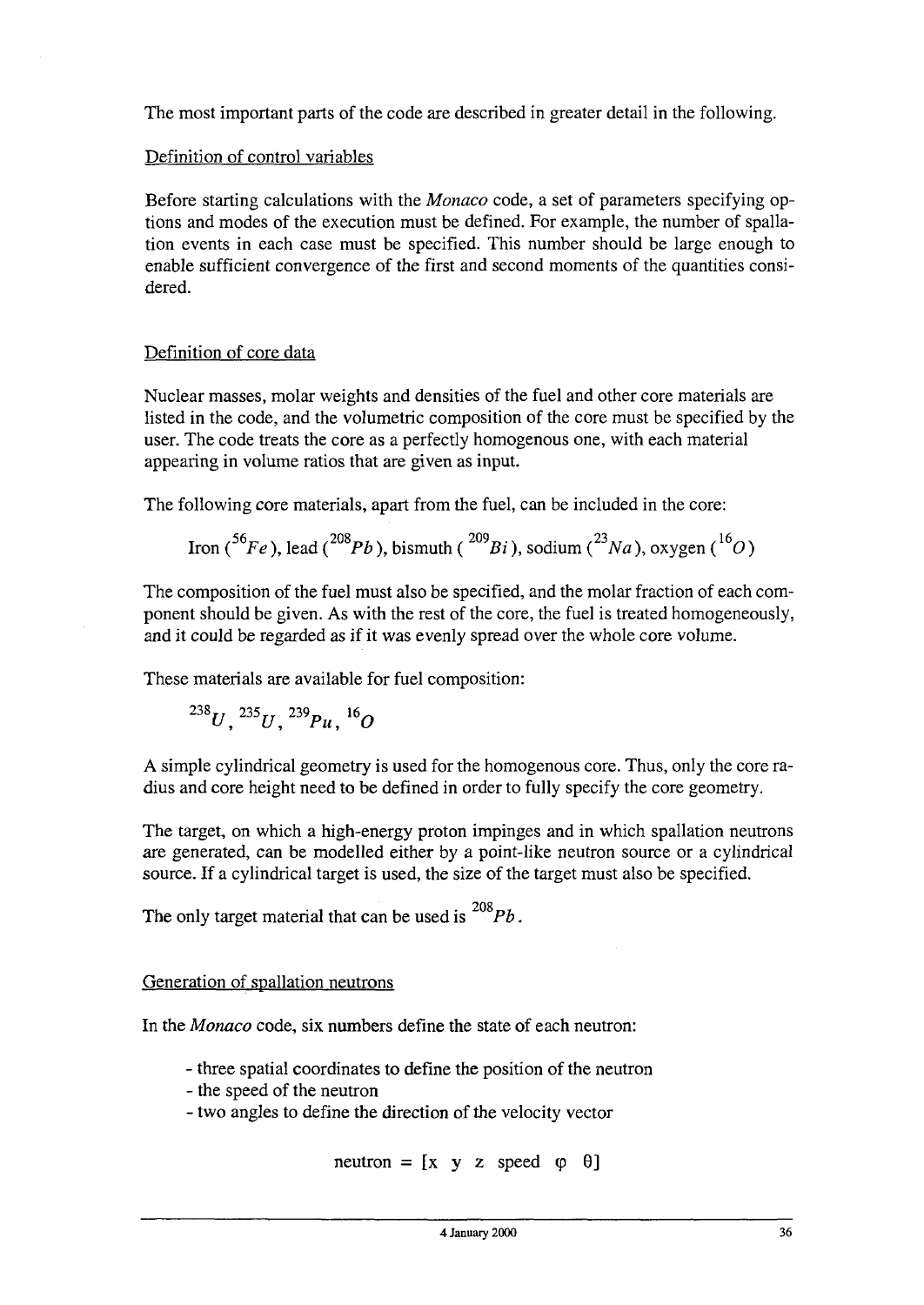The most important parts of the code are described in greater detail in the following.

## Definition of control variables

Before starting calculations with the *Monaco* code, a set of parameters specifying options and modes of the execution must be defined. For example, the number of spallation events in each case must be specified. This number should be large enough to enable sufficient convergence of the first and second moments of the quantities considered.

## Definition of core data

Nuclear masses, molar weights and densities of the fuel and other core materials are listed in the code, and the volumetric composition of the core must be specified by the user. The code treats the core as a perfectly homogenous one, with each material appearing in volume ratios that are given as input.

The following core materials, apart from the fuel, can be included in the core:

Iron ($^{56}Fe$), lead ($^{208}Pb$), bismuth ($^{209}Bi$), sodium ($^{23}Na$), oxygen ($^{16}O$)

The composition of the fuel must also be specified, and the molar fraction of each component should be given. As with the rest of the core, the fuel is treated homogeneously, and it could be regarded as if it was evenly spread over the whole core volume.

These materials are available for fuel composition:

$^{238}U$, $^{235}U$, $^{239}Pu$, $^{16}O$

A simple cylindrical geometry is used for the homogenous core. Thus, only the core radius and core height need to be defined in order to fully specify the core geometry.

The target, on which a high-energy proton impinges and in which spallation neutrons are generated, can be modelled either by a point-like neutron source or a cylindrical source. If a cylindrical target is used, the size of the target must also be specified.

The only target material that can be used is $^{208}Pb$.

## Generation of spallation neutrons

In the *Monaco* code, six numbers define the state of each neutron:

- three spatial coordinates to define the position of the neutron
- the speed of the neutron
- two angles to define the direction of the velocity vector

$$\text{neutron} = [x \;\; y \;\; z \;\; \text{speed} \;\; \varphi \;\; \theta]$$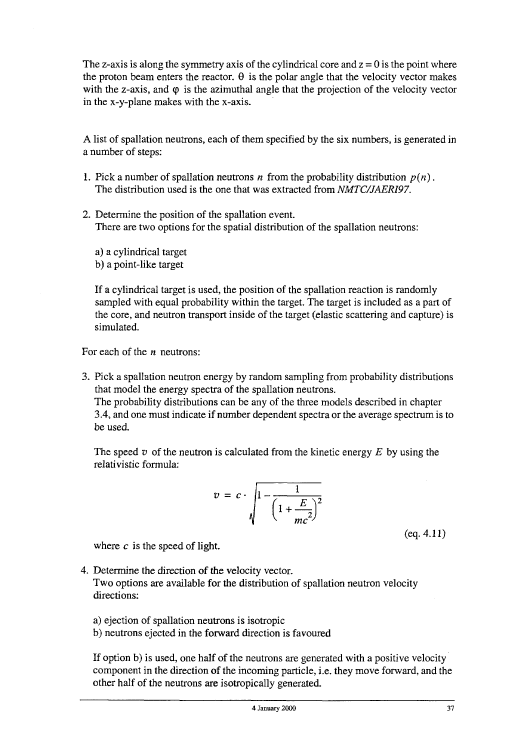The z-axis is along the symmetry axis of the cylindrical core and $z = 0$ is the point where the proton beam enters the reactor. $\theta$ is the polar angle that the velocity vector makes with the z-axis, and $\varphi$ is the azimuthal angle that the projection of the velocity vector in the x-y-plane makes with the x-axis.

A list of spallation neutrons, each of them specified by the six numbers, is generated in a number of steps:

1. Pick a number of spallation neutrons $n$ from the probability distribution $p(n)$. The distribution used is the one that was extracted from *NMTC/JAERI97*.

2. Determine the position of the spallation event.
   There are two options for the spatial distribution of the spallation neutrons:

   a) a cylindrical target
   b) a point-like target

   If a cylindrical target is used, the position of the spallation reaction is randomly sampled with equal probability within the target. The target is included as a part of the core, and neutron transport inside of the target (elastic scattering and capture) is simulated.

For each of the $n$ neutrons:

3. Pick a spallation neutron energy by random sampling from probability distributions that model the energy spectra of the spallation neutrons.
   The probability distributions can be any of the three models described in chapter 3.4, and one must indicate if number dependent spectra or the average spectrum is to be used.

   The speed $v$ of the neutron is calculated from the kinetic energy $E$ by using the relativistic formula:

$$v = c \cdot \sqrt{1 - \frac{1}{\left(1 + \frac{E}{mc^2}\right)^2}} \qquad \text{(eq. 4.11)}$$

   where $c$ is the speed of light.

4. Determine the direction of the velocity vector.
   Two options are available for the distribution of spallation neutron velocity directions:

   a) ejection of spallation neutrons is isotropic
   b) neutrons ejected in the forward direction is favoured

   If option b) is used, one half of the neutrons are generated with a positive velocity component in the direction of the incoming particle, i.e. they move forward, and the other half of the neutrons are isotropically generated.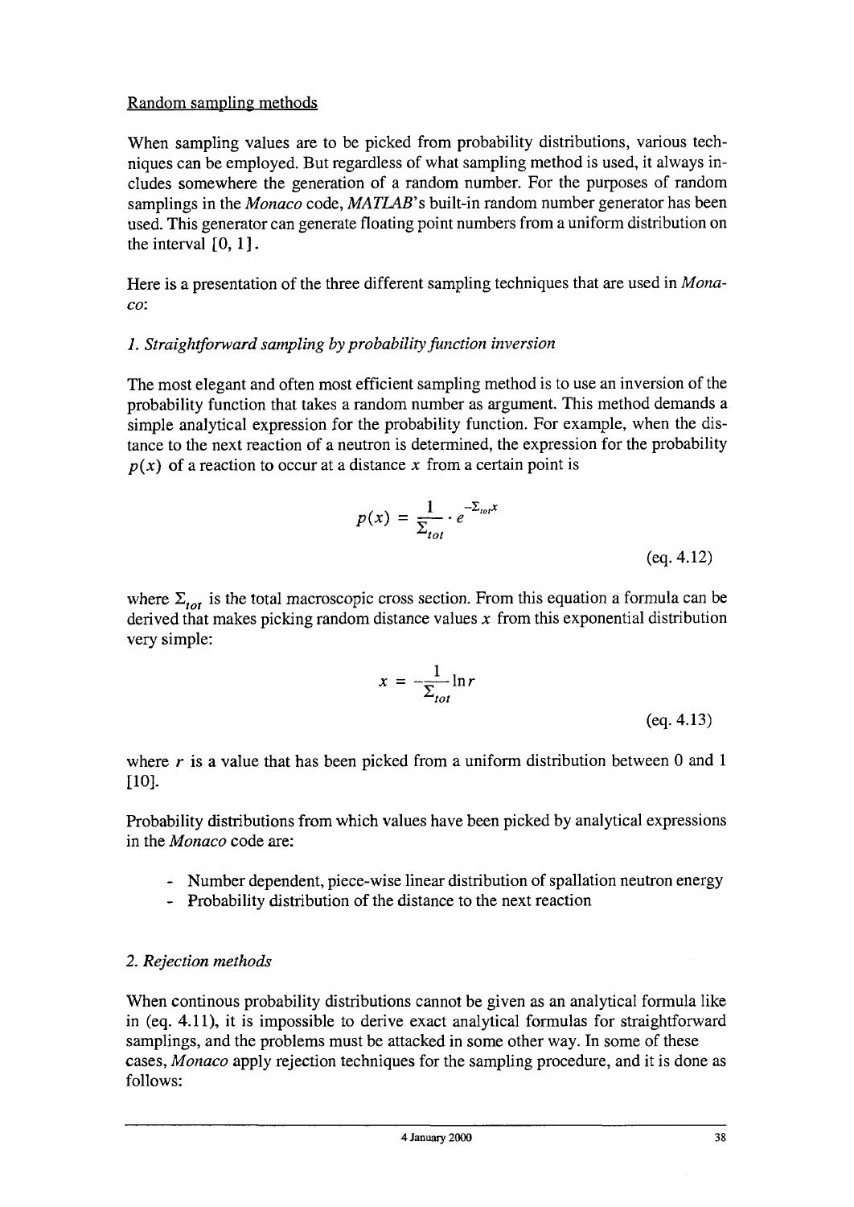Random sampling methods

When sampling values are to be picked from probability distributions, various techniques can be employed. But regardless of what sampling method is used, it always includes somewhere the generation of a random number. For the purposes of random samplings in the *Monaco* code, *MATLAB*'s built-in random number generator has been used. This generator can generate floating point numbers from a uniform distribution on the interval $[0, 1]$.

Here is a presentation of the three different sampling techniques that are used in *Monaco*:

*1. Straightforward sampling by probability function inversion*

The most elegant and often most efficient sampling method is to use an inversion of the probability function that takes a random number as argument. This method demands a simple analytical expression for the probability function. For example, when the distance to the next reaction of a neutron is determined, the expression for the probability $p(x)$ of a reaction to occur at a distance $x$ from a certain point is

$$p(x) = \frac{1}{\Sigma_{tot}} \cdot e^{-\Sigma_{tot}x} \qquad \text{(eq. 4.12)}$$

where $\Sigma_{tot}$ is the total macroscopic cross section. From this equation a formula can be derived that makes picking random distance values $x$ from this exponential distribution very simple:

$$x = -\frac{1}{\Sigma_{tot}} \ln r \qquad \text{(eq. 4.13)}$$

where $r$ is a value that has been picked from a uniform distribution between 0 and 1 [10].

Probability distributions from which values have been picked by analytical expressions in the *Monaco* code are:

- Number dependent, piece-wise linear distribution of spallation neutron energy
- Probability distribution of the distance to the next reaction

*2. Rejection methods*

When continous probability distributions cannot be given as an analytical formula like in (eq. 4.11), it is impossible to derive exact analytical formulas for straightforward samplings, and the problems must be attacked in some other way. In some of these cases, *Monaco* apply rejection techniques for the sampling procedure, and it is done as follows: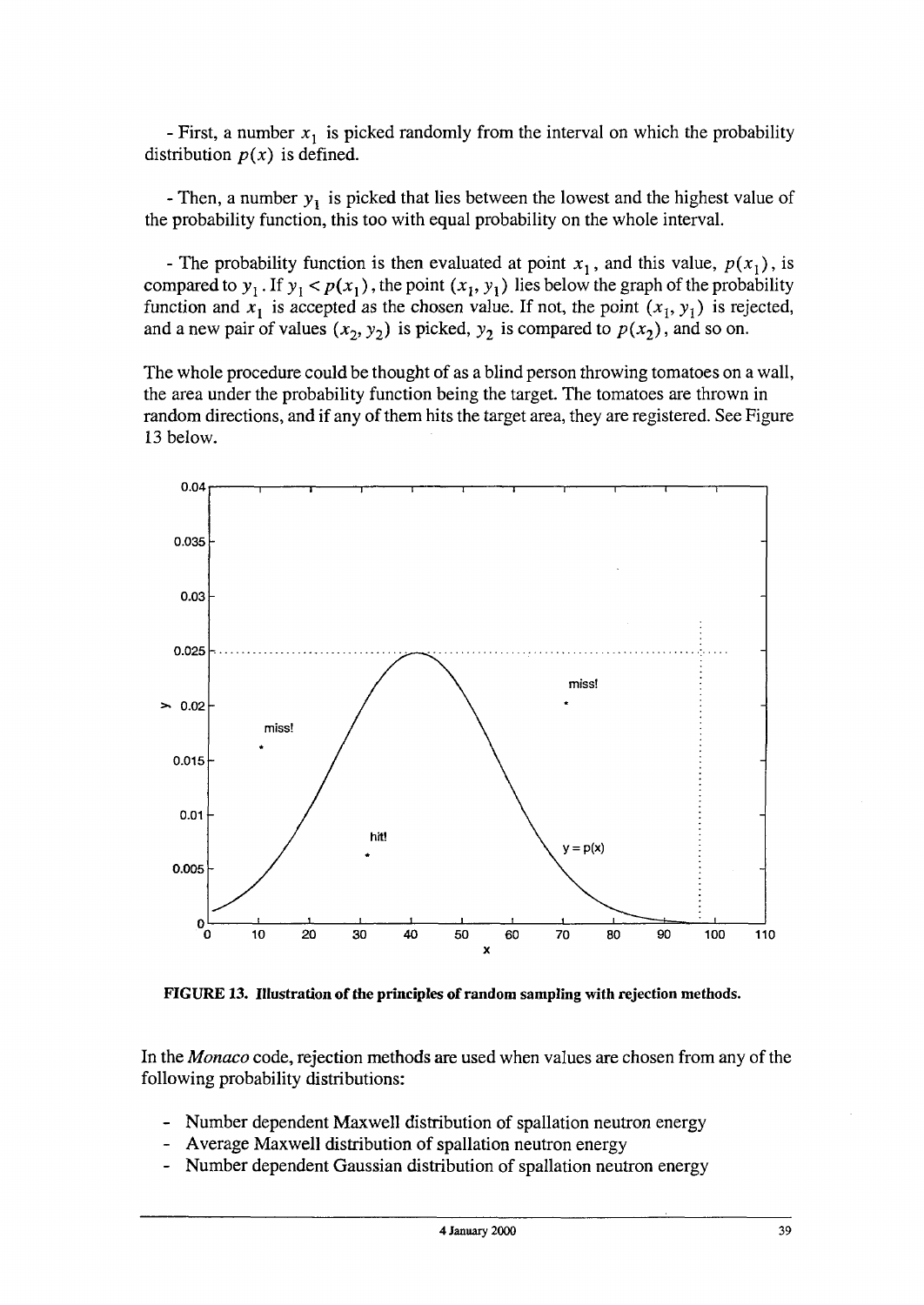- First, a number $x_1$ is picked randomly from the interval on which the probability distribution $p(x)$ is defined.

- Then, a number $y_1$ is picked that lies between the lowest and the highest value of the probability function, this too with equal probability on the whole interval.

- The probability function is then evaluated at point $x_1$, and this value, $p(x_1)$, is compared to $y_1$. If $y_1 < p(x_1)$, the point $(x_1, y_1)$ lies below the graph of the probability function and $x_1$ is accepted as the chosen value. If not, the point $(x_1, y_1)$ is rejected, and a new pair of values $(x_2, y_2)$ is picked, $y_2$ is compared to $p(x_2)$, and so on.

The whole procedure could be thought of as a blind person throwing tomatoes on a wall, the area under the probability function being the target. The tomatoes are thrown in random directions, and if any of them hits the target area, they are registered. See Figure 13 below.

**FIGURE 13. Illustration of the principles of random sampling with rejection methods.**

In the *Monaco* code, rejection methods are used when values are chosen from any of the following probability distributions:

- Number dependent Maxwell distribution of spallation neutron energy
- Average Maxwell distribution of spallation neutron energy
- Number dependent Gaussian distribution of spallation neutron energy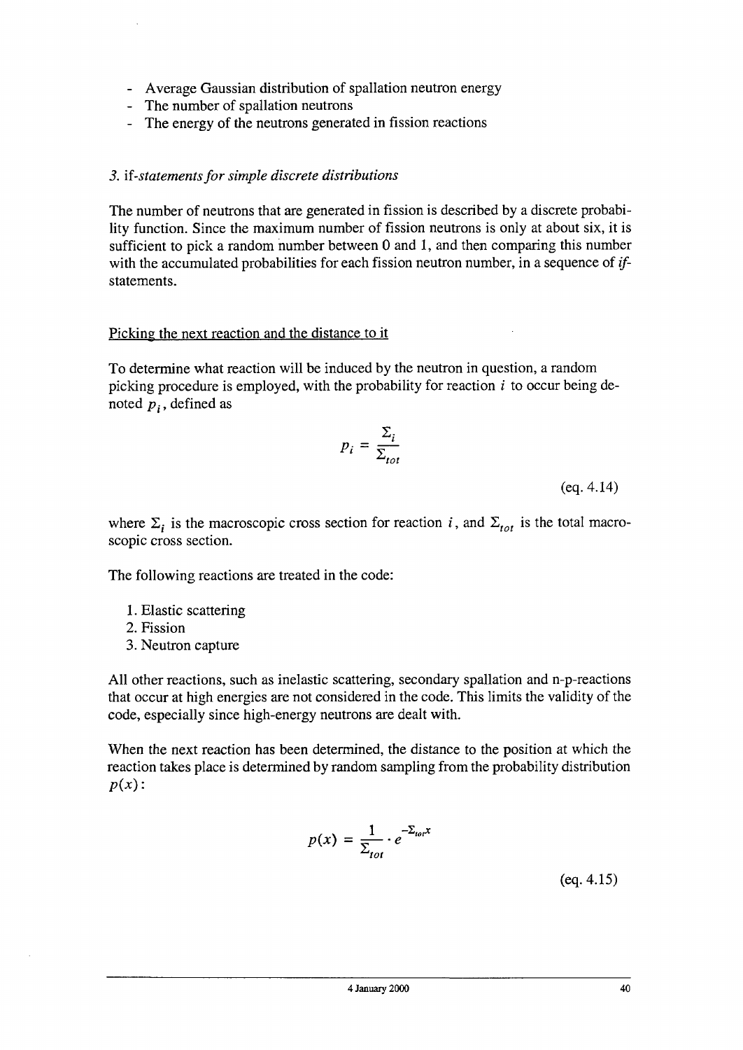- Average Gaussian distribution of spallation neutron energy
- The number of spallation neutrons
- The energy of the neutrons generated in fission reactions

*3.* if*-statements for simple discrete distributions*

The number of neutrons that are generated in fission is described by a discrete probability function. Since the maximum number of fission neutrons is only at about six, it is sufficient to pick a random number between 0 and 1, and then comparing this number with the accumulated probabilities for each fission neutron number, in a sequence of *if*-statements.

Picking the next reaction and the distance to it

To determine what reaction will be induced by the neutron in question, a random picking procedure is employed, with the probability for reaction $i$ to occur being denoted $p_i$, defined as

$$p_i = \frac{\Sigma_i}{\Sigma_{tot}}$$

(eq. 4.14)

where $\Sigma_i$ is the macroscopic cross section for reaction $i$, and $\Sigma_{tot}$ is the total macroscopic cross section.

The following reactions are treated in the code:

1. Elastic scattering
2. Fission
3. Neutron capture

All other reactions, such as inelastic scattering, secondary spallation and n-p-reactions that occur at high energies are not considered in the code. This limits the validity of the code, especially since high-energy neutrons are dealt with.

When the next reaction has been determined, the distance to the position at which the reaction takes place is determined by random sampling from the probability distribution $p(x)$:

$$p(x) = \frac{1}{\Sigma_{tot}} \cdot e^{-\Sigma_{tot}x}$$

(eq. 4.15)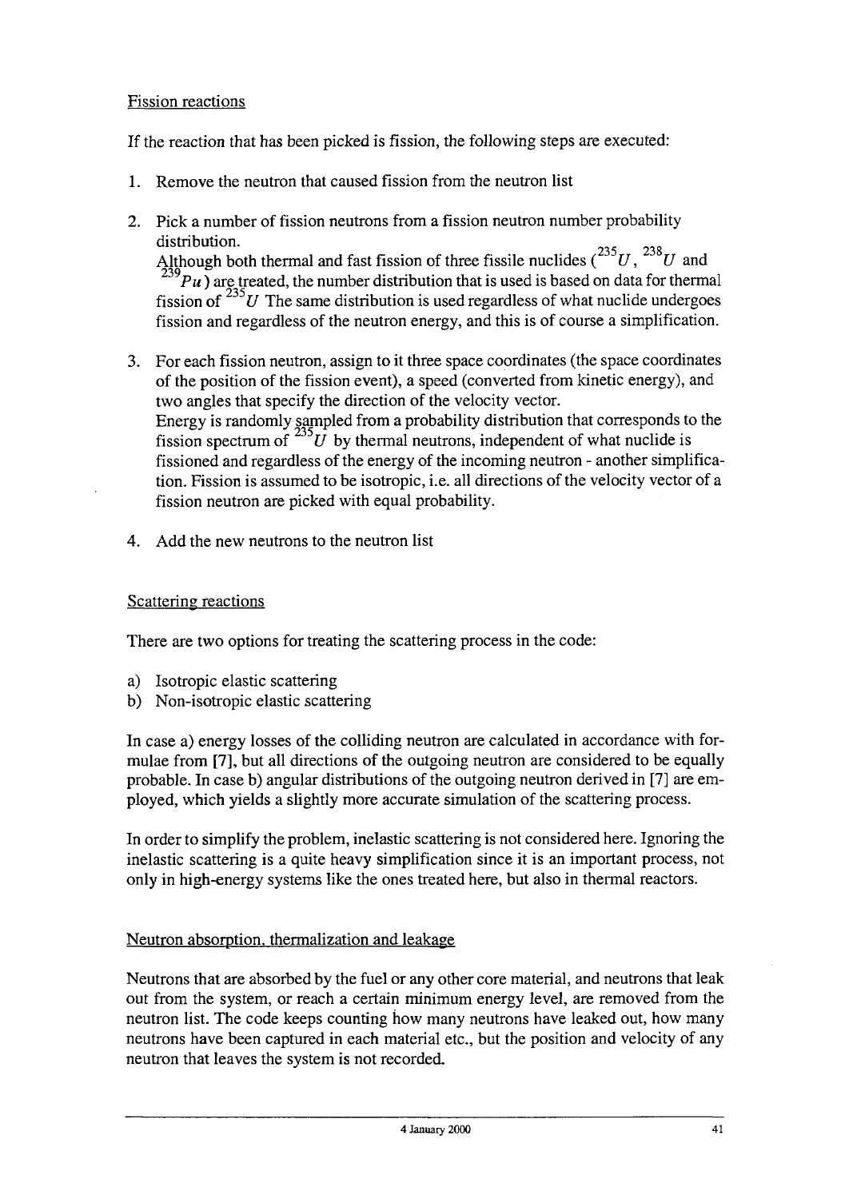Fission reactions

If the reaction that has been picked is fission, the following steps are executed:

1. Remove the neutron that caused fission from the neutron list
2. Pick a number of fission neutrons from a fission neutron number probability distribution.
   Although both thermal and fast fission of three fissile nuclides ($^{235}U$, $^{238}U$ and $^{239}Pu$) are treated, the number distribution that is used is based on data for thermal fission of $^{235}U$ The same distribution is used regardless of what nuclide undergoes fission and regardless of the neutron energy, and this is of course a simplification.
3. For each fission neutron, assign to it three space coordinates (the space coordinates of the position of the fission event), a speed (converted from kinetic energy), and two angles that specify the direction of the velocity vector.
   Energy is randomly sampled from a probability distribution that corresponds to the fission spectrum of $^{235}U$ by thermal neutrons, independent of what nuclide is fissioned and regardless of the energy of the incoming neutron - another simplification. Fission is assumed to be isotropic, i.e. all directions of the velocity vector of a fission neutron are picked with equal probability.
4. Add the new neutrons to the neutron list

Scattering reactions

There are two options for treating the scattering process in the code:

a) Isotropic elastic scattering
b) Non-isotropic elastic scattering

In case a) energy losses of the colliding neutron are calculated in accordance with formulae from [7], but all directions of the outgoing neutron are considered to be equally probable. In case b) angular distributions of the outgoing neutron derived in [7] are employed, which yields a slightly more accurate simulation of the scattering process.

In order to simplify the problem, inelastic scattering is not considered here. Ignoring the inelastic scattering is a quite heavy simplification since it is an important process, not only in high-energy systems like the ones treated here, but also in thermal reactors.

Neutron absorption, thermalization and leakage

Neutrons that are absorbed by the fuel or any other core material, and neutrons that leak out from the system, or reach a certain minimum energy level, are removed from the neutron list. The code keeps counting how many neutrons have leaked out, how many neutrons have been captured in each material etc., but the position and velocity of any neutron that leaves the system is not recorded.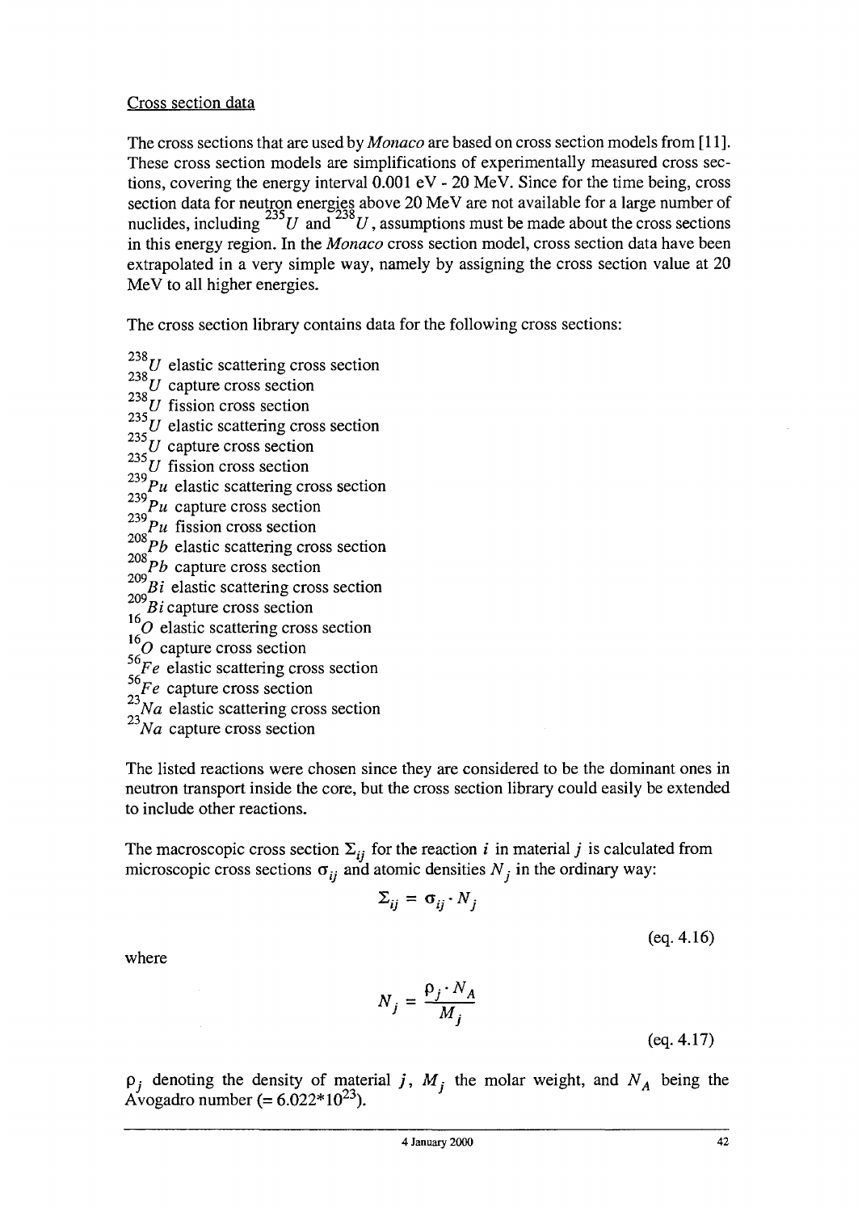Cross section data

The cross sections that are used by *Monaco* are based on cross section models from [11]. These cross section models are simplifications of experimentally measured cross sections, covering the energy interval 0.001 eV - 20 MeV. Since for the time being, cross section data for neutron energies above 20 MeV are not available for a large number of nuclides, including $^{235}U$ and $^{238}U$, assumptions must be made about the cross sections in this energy region. In the *Monaco* cross section model, cross section data have been extrapolated in a very simple way, namely by assigning the cross section value at 20 MeV to all higher energies.

The cross section library contains data for the following cross sections:

$^{238}U$ elastic scattering cross section
$^{238}U$ capture cross section
$^{238}U$ fission cross section
$^{235}U$ elastic scattering cross section
$^{235}U$ capture cross section
$^{235}U$ fission cross section
$^{239}Pu$ elastic scattering cross section
$^{239}Pu$ capture cross section
$^{239}Pu$ fission cross section
$^{208}Pb$ elastic scattering cross section
$^{208}Pb$ capture cross section
$^{209}Bi$ elastic scattering cross section
$^{209}Bi$ capture cross section
$^{16}O$ elastic scattering cross section
$^{16}O$ capture cross section
$^{56}Fe$ elastic scattering cross section
$^{56}Fe$ capture cross section
$^{23}Na$ elastic scattering cross section
$^{23}Na$ capture cross section

The listed reactions were chosen since they are considered to be the dominant ones in neutron transport inside the core, but the cross section library could easily be extended to include other reactions.

The macroscopic cross section $\Sigma_{ij}$ for the reaction $i$ in material $j$ is calculated from microscopic cross sections $\sigma_{ij}$ and atomic densities $N_j$ in the ordinary way:

$$\Sigma_{ij} = \sigma_{ij} \cdot N_j$$

(eq. 4.16)

where

$$N_j = \frac{\rho_j \cdot N_A}{M_j}$$

(eq. 4.17)

$\rho_j$ denoting the density of material $j$, $M_j$ the molar weight, and $N_A$ being the Avogadro number (= $6.022 \cdot 10^{23}$).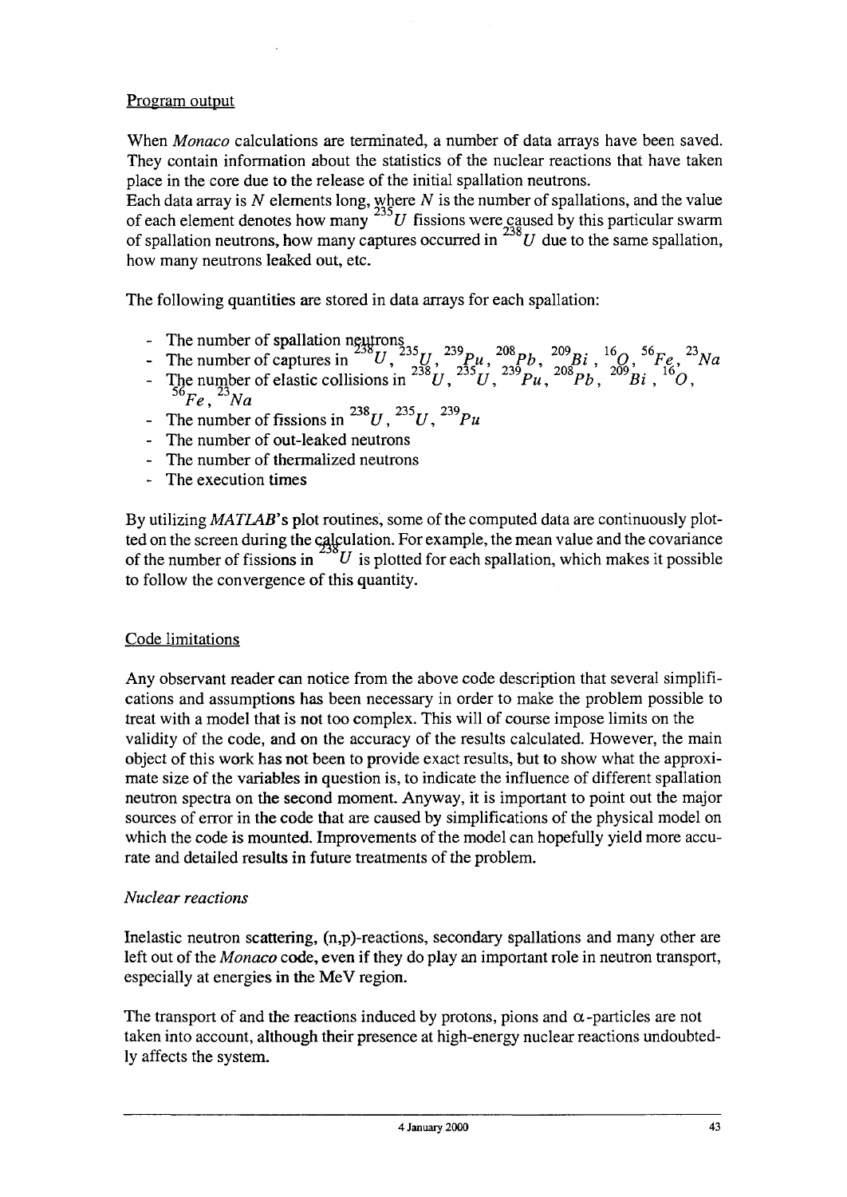## Program output

When *Monaco* calculations are terminated, a number of data arrays have been saved. They contain information about the statistics of the nuclear reactions that have taken place in the core due to the release of the initial spallation neutrons.
Each data array is $N$ elements long, where $N$ is the number of spallations, and the value of each element denotes how many $^{235}U$ fissions were caused by this particular swarm of spallation neutrons, how many captures occurred in $^{238}U$ due to the same spallation, how many neutrons leaked out, etc.

The following quantities are stored in data arrays for each spallation:

- The number of spallation neutrons
- The number of captures in $^{238}U$, $^{235}U$, $^{239}Pu$, $^{208}Pb$, $^{209}Bi$, $^{16}O$, $^{56}Fe$, $^{23}Na$
- The number of elastic collisions in $^{238}U$, $^{235}U$, $^{239}Pu$, $^{208}Pb$, $^{209}Bi$, $^{16}O$, $^{56}Fe$, $^{23}Na$
- The number of fissions in $^{238}U$, $^{235}U$, $^{239}Pu$
- The number of out-leaked neutrons
- The number of thermalized neutrons
- The execution times

By utilizing *MATLAB*'s plot routines, some of the computed data are continuously plotted on the screen during the calculation. For example, the mean value and the covariance of the number of fissions in $^{238}U$ is plotted for each spallation, which makes it possible to follow the convergence of this quantity.

## Code limitations

Any observant reader can notice from the above code description that several simplifications and assumptions has been necessary in order to make the problem possible to treat with a model that is not too complex. This will of course impose limits on the validity of the code, and on the accuracy of the results calculated. However, the main object of this work has not been to provide exact results, but to show what the approximate size of the variables in question is, to indicate the influence of different spallation neutron spectra on the second moment. Anyway, it is important to point out the major sources of error in the code that are caused by simplifications of the physical model on which the code is mounted. Improvements of the model can hopefully yield more accurate and detailed results in future treatments of the problem.

### *Nuclear reactions*

Inelastic neutron scattering, (n,p)-reactions, secondary spallations and many other are left out of the *Monaco* code, even if they do play an important role in neutron transport, especially at energies in the MeV region.

The transport of and the reactions induced by protons, pions and $\alpha$-particles are not taken into account, although their presence at high-energy nuclear reactions undoubtedly affects the system.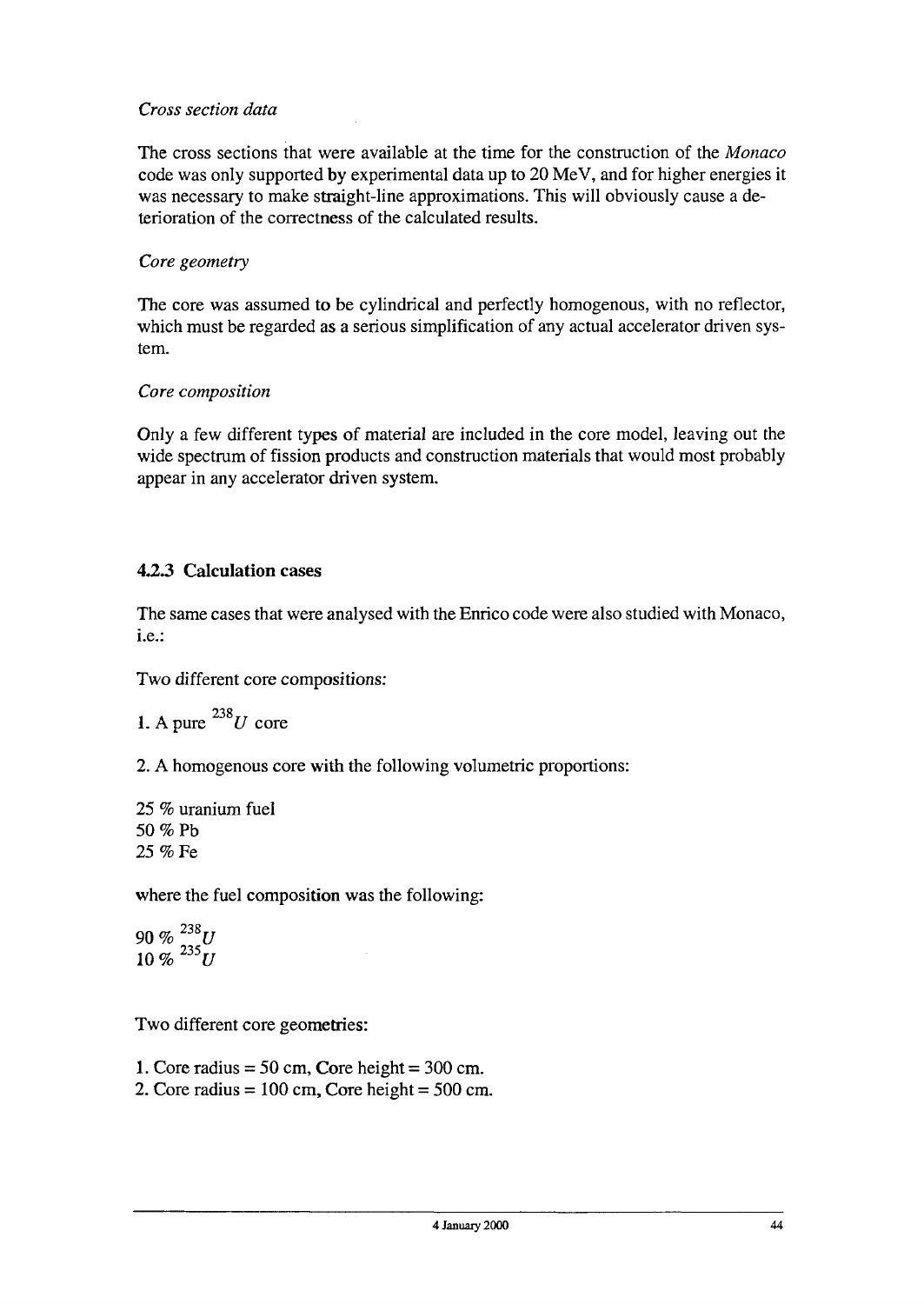*Cross section data*

The cross sections that were available at the time for the construction of the *Monaco* code was only supported by experimental data up to 20 MeV, and for higher energies it was necessary to make straight-line approximations. This will obviously cause a deterioration of the correctness of the calculated results.

*Core geometry*

The core was assumed to be cylindrical and perfectly homogenous, with no reflector, which must be regarded as a serious simplification of any actual accelerator driven system.

*Core composition*

Only a few different types of material are included in the core model, leaving out the wide spectrum of fission products and construction materials that would most probably appear in any accelerator driven system.

### 4.2.3 Calculation cases

The same cases that were analysed with the Enrico code were also studied with Monaco, i.e.:

Two different core compositions:

1. A pure $^{238}U$ core

2. A homogenous core with the following volumetric proportions:

25 % uranium fuel
50 % Pb
25 % Fe

where the fuel composition was the following:

90 % $^{238}U$
10 % $^{235}U$

Two different core geometries:

1. Core radius = 50 cm, Core height = 300 cm.
2. Core radius = 100 cm, Core height = 500 cm.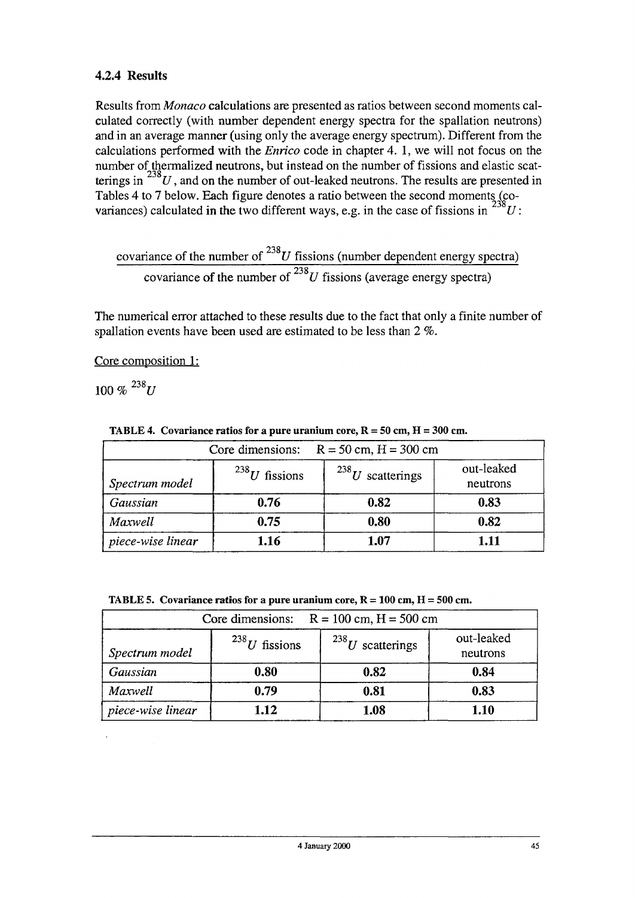### 4.2.4 Results

Results from *Monaco* calculations are presented as ratios between second moments calculated correctly (with number dependent energy spectra for the spallation neutrons) and in an average manner (using only the average energy spectrum). Different from the calculations performed with the *Enrico* code in chapter 4. 1, we will not focus on the number of thermalized neutrons, but instead on the number of fissions and elastic scatterings in $^{238}U$, and on the number of out-leaked neutrons. The results are presented in Tables 4 to 7 below. Each figure denotes a ratio between the second moments (covariances) calculated in the two different ways, e.g. in the case of fissions in $^{238}U$:

$$\frac{\text{covariance of the number of } ^{238}U \text{ fissions (number dependent energy spectra)}}{\text{covariance of the number of } ^{238}U \text{ fissions (average energy spectra)}}$$

The numerical error attached to these results due to the fact that only a finite number of spallation events have been used are estimated to be less than 2 %.

Core composition 1:

100 % $^{238}U$

**TABLE 4. Covariance ratios for a pure uranium core, R = 50 cm, H = 300 cm.**

| Core dimensions: R = 50 cm, H = 300 cm | | | |
|---|---|---|---|
| *Spectrum model* | $^{238}U$ fissions | $^{238}U$ scatterings | out-leaked neutrons |
| *Gaussian* | **0.76** | **0.82** | **0.83** |
| *Maxwell* | **0.75** | **0.80** | **0.82** |
| *piece-wise linear* | **1.16** | **1.07** | **1.11** |

**TABLE 5. Covariance ratios for a pure uranium core, R = 100 cm, H = 500 cm.**

| Core dimensions: R = 100 cm, H = 500 cm | | | |
|---|---|---|---|
| *Spectrum model* | $^{238}U$ fissions | $^{238}U$ scatterings | out-leaked neutrons |
| *Gaussian* | **0.80** | **0.82** | **0.84** |
| *Maxwell* | **0.79** | **0.81** | **0.83** |
| *piece-wise linear* | **1.12** | **1.08** | **1.10** |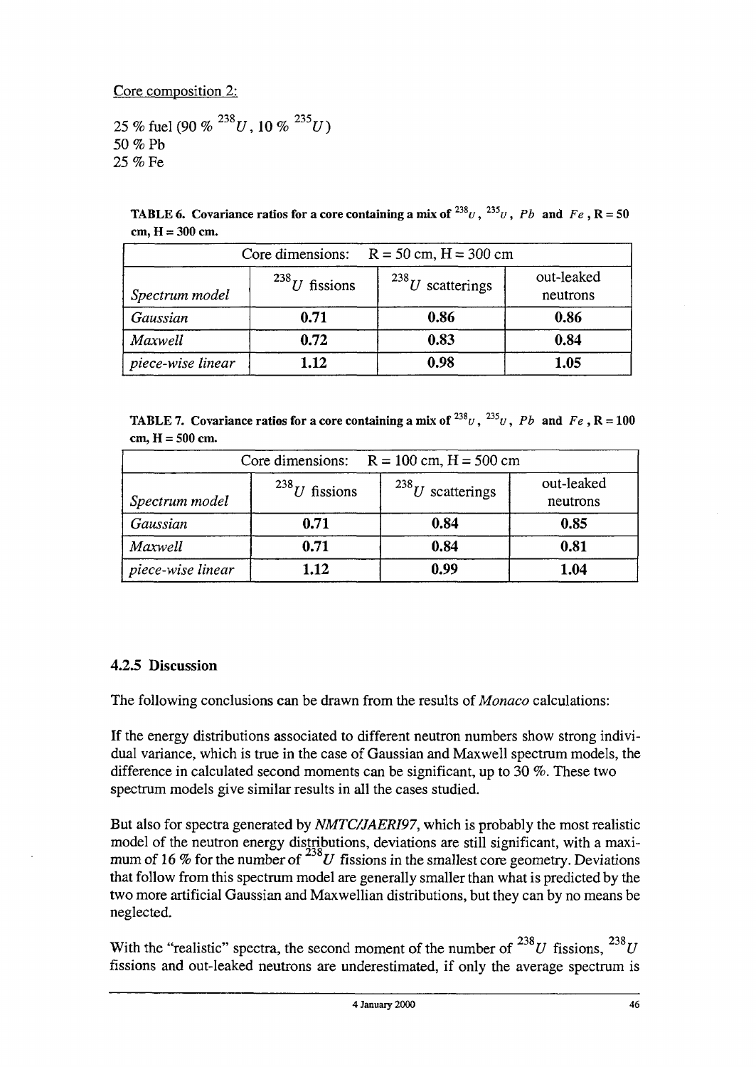Core composition 2:

25 % fuel (90 % $^{238}U$, 10 % $^{235}U$)
50 % Pb
25 % Fe

**TABLE 6. Covariance ratios for a core containing a mix of $^{238}U$, $^{235}U$, $Pb$ and $Fe$, R = 50 cm, H = 300 cm.**

| Core dimensions: R = 50 cm, H = 300 cm | | | |
|---|---|---|---|
| *Spectrum model* | $^{238}U$ fissions | $^{238}U$ scatterings | out-leaked neutrons |
| *Gaussian* | **0.71** | **0.86** | **0.86** |
| *Maxwell* | **0.72** | **0.83** | **0.84** |
| *piece-wise linear* | **1.12** | **0.98** | **1.05** |

**TABLE 7. Covariance ratios for a core containing a mix of $^{238}U$, $^{235}U$, $Pb$ and $Fe$, R = 100 cm, H = 500 cm.**

| Core dimensions: R = 100 cm, H = 500 cm | | | |
|---|---|---|---|
| *Spectrum model* | $^{238}U$ fissions | $^{238}U$ scatterings | out-leaked neutrons |
| *Gaussian* | **0.71** | **0.84** | **0.85** |
| *Maxwell* | **0.71** | **0.84** | **0.81** |
| *piece-wise linear* | **1.12** | **0.99** | **1.04** |

### 4.2.5 Discussion

The following conclusions can be drawn from the results of *Monaco* calculations:

If the energy distributions associated to different neutron numbers show strong individual variance, which is true in the case of Gaussian and Maxwell spectrum models, the difference in calculated second moments can be significant, up to 30 %. These two spectrum models give similar results in all the cases studied.

But also for spectra generated by *NMTC/JAERI97*, which is probably the most realistic model of the neutron energy distributions, deviations are still significant, with a maximum of 16 % for the number of $^{238}U$ fissions in the smallest core geometry. Deviations that follow from this spectrum model are generally smaller than what is predicted by the two more artificial Gaussian and Maxwellian distributions, but they can by no means be neglected.

With the "realistic" spectra, the second moment of the number of $^{238}U$ fissions, $^{238}U$ fissions and out-leaked neutrons are underestimated, if only the average spectrum is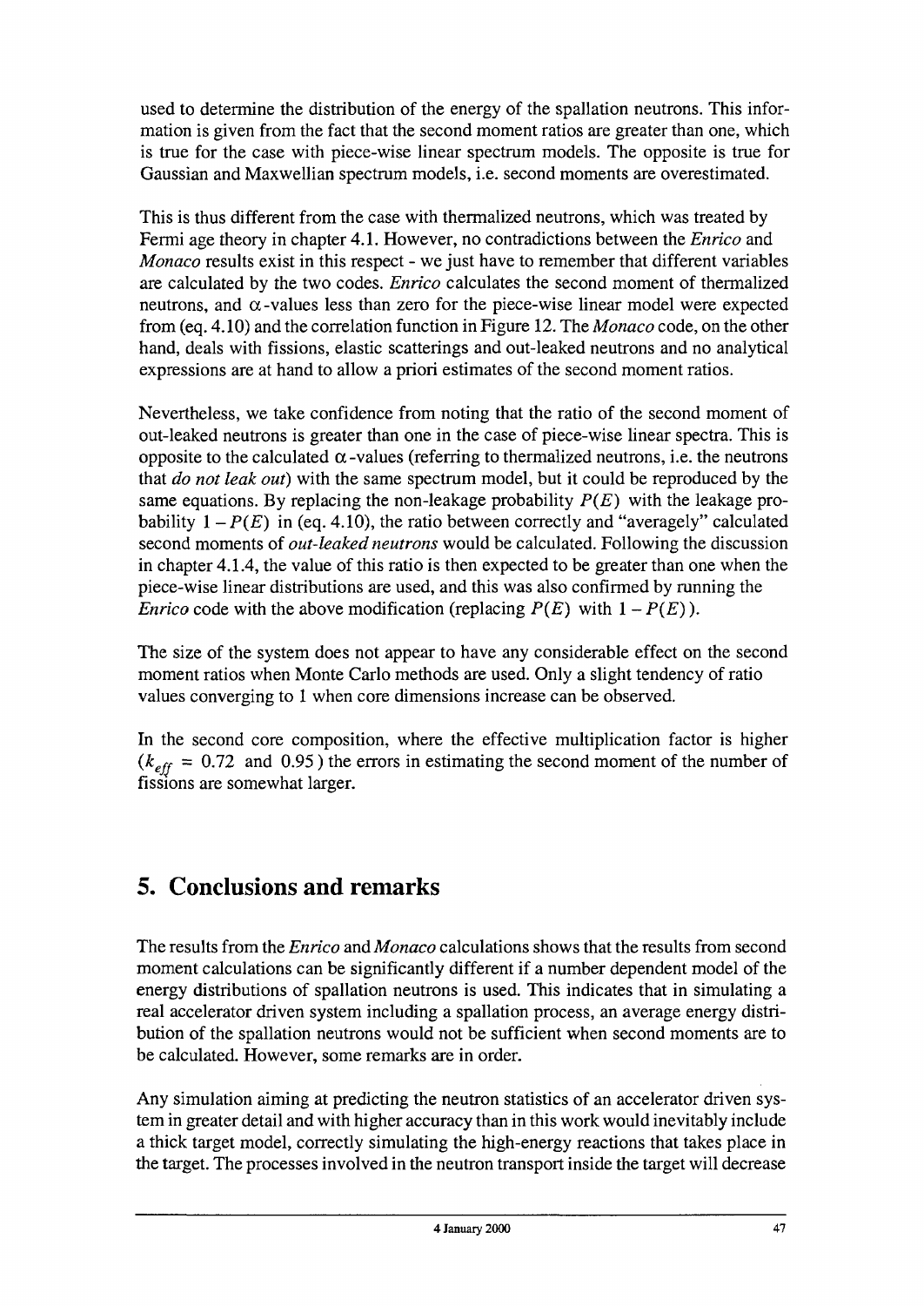used to determine the distribution of the energy of the spallation neutrons. This information is given from the fact that the second moment ratios are greater than one, which is true for the case with piece-wise linear spectrum models. The opposite is true for Gaussian and Maxwellian spectrum models, i.e. second moments are overestimated.

This is thus different from the case with thermalized neutrons, which was treated by Fermi age theory in chapter 4.1. However, no contradictions between the *Enrico* and *Monaco* results exist in this respect - we just have to remember that different variables are calculated by the two codes. *Enrico* calculates the second moment of thermalized neutrons, and $\alpha$-values less than zero for the piece-wise linear model were expected from (eq. 4.10) and the correlation function in Figure 12. The *Monaco* code, on the other hand, deals with fissions, elastic scatterings and out-leaked neutrons and no analytical expressions are at hand to allow a priori estimates of the second moment ratios.

Nevertheless, we take confidence from noting that the ratio of the second moment of out-leaked neutrons is greater than one in the case of piece-wise linear spectra. This is opposite to the calculated $\alpha$-values (referring to thermalized neutrons, i.e. the neutrons that *do not leak out*) with the same spectrum model, but it could be reproduced by the same equations. By replacing the non-leakage probability $P(E)$ with the leakage probability $1-P(E)$ in (eq. 4.10), the ratio between correctly and "averagely" calculated second moments of *out-leaked neutrons* would be calculated. Following the discussion in chapter 4.1.4, the value of this ratio is then expected to be greater than one when the piece-wise linear distributions are used, and this was also confirmed by running the *Enrico* code with the above modification (replacing $P(E)$ with $1-P(E)$).

The size of the system does not appear to have any considerable effect on the second moment ratios when Monte Carlo methods are used. Only a slight tendency of ratio values converging to 1 when core dimensions increase can be observed.

In the second core composition, where the effective multiplication factor is higher ($k_{eff} = 0.72$ and $0.95$) the errors in estimating the second moment of the number of fissions are somewhat larger.

# 5. Conclusions and remarks

The results from the *Enrico* and *Monaco* calculations shows that the results from second moment calculations can be significantly different if a number dependent model of the energy distributions of spallation neutrons is used. This indicates that in simulating a real accelerator driven system including a spallation process, an average energy distribution of the spallation neutrons would not be sufficient when second moments are to be calculated. However, some remarks are in order.

Any simulation aiming at predicting the neutron statistics of an accelerator driven system in greater detail and with higher accuracy than in this work would inevitably include a thick target model, correctly simulating the high-energy reactions that takes place in the target. The processes involved in the neutron transport inside the target will decrease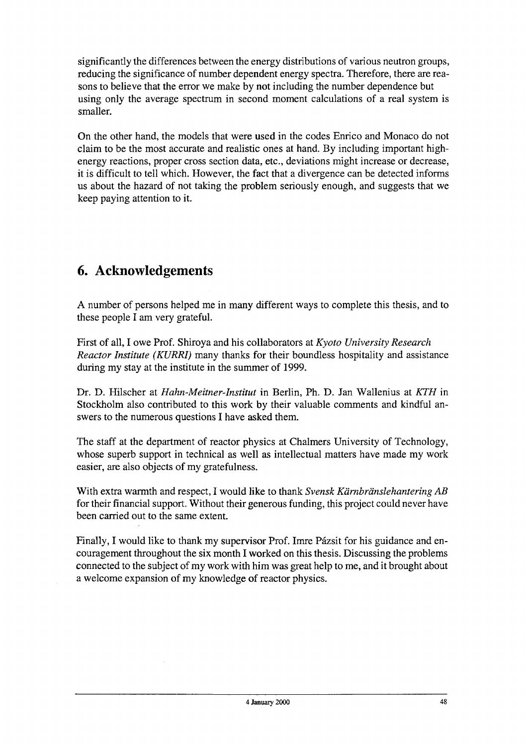significantly the differences between the energy distributions of various neutron groups, reducing the significance of number dependent energy spectra. Therefore, there are reasons to believe that the error we make by not including the number dependence but using only the average spectrum in second moment calculations of a real system is smaller.

On the other hand, the models that were used in the codes Enrico and Monaco do not claim to be the most accurate and realistic ones at hand. By including important high-energy reactions, proper cross section data, etc., deviations might increase or decrease, it is difficult to tell which. However, the fact that a divergence can be detected informs us about the hazard of not taking the problem seriously enough, and suggests that we keep paying attention to it.

# 6. Acknowledgements

A number of persons helped me in many different ways to complete this thesis, and to these people I am very grateful.

First of all, I owe Prof. Shiroya and his collaborators at *Kyoto University Research Reactor Institute (KURRI)* many thanks for their boundless hospitality and assistance during my stay at the institute in the summer of 1999.

Dr. D. Hilscher at *Hahn-Meitner-Institut* in Berlin, Ph. D. Jan Wallenius at *KTH* in Stockholm also contributed to this work by their valuable comments and kindful answers to the numerous questions I have asked them.

The staff at the department of reactor physics at Chalmers University of Technology, whose superb support in technical as well as intellectual matters have made my work easier, are also objects of my gratefulness.

With extra warmth and respect, I would like to thank *Svensk Kärnbränslehantering AB* for their financial support. Without their generous funding, this project could never have been carried out to the same extent.

Finally, I would like to thank my supervisor Prof. Imre Pázsit for his guidance and encouragement throughout the six month I worked on this thesis. Discussing the problems connected to the subject of my work with him was great help to me, and it brought about a welcome expansion of my knowledge of reactor physics.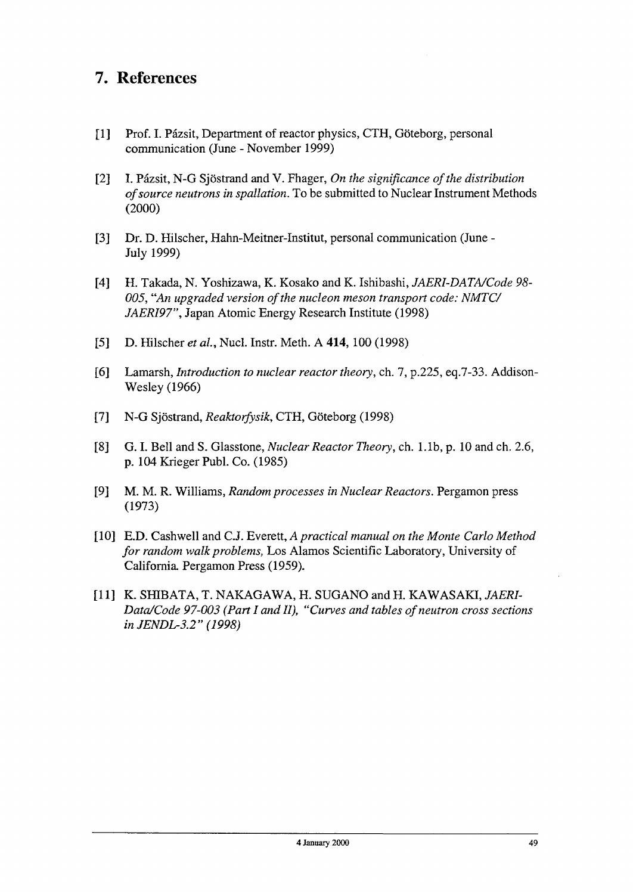## 7. References

[1] Prof. I. Pázsit, Department of reactor physics, CTH, Göteborg, personal communication (June - November 1999)

[2] I. Pázsit, N-G Sjöstrand and V. Fhager, *On the significance of the distribution of source neutrons in spallation.* To be submitted to Nuclear Instrument Methods (2000)

[3] Dr. D. Hilscher, Hahn-Meitner-Institut, personal communication (June - July 1999)

[4] H. Takada, N. Yoshizawa, K. Kosako and K. Ishibashi, *JAERI-DATA/Code 98-005, "An upgraded version of the nucleon meson transport code: NMTC/ JAERI97"*, Japan Atomic Energy Research Institute (1998)

[5] D. Hilscher *et al.*, Nucl. Instr. Meth. A **414**, 100 (1998)

[6] Lamarsh, *Introduction to nuclear reactor theory*, ch. 7, p.225, eq.7-33. Addison-Wesley (1966)

[7] N-G Sjöstrand, *Reaktorfysik*, CTH, Göteborg (1998)

[8] G. I. Bell and S. Glasstone, *Nuclear Reactor Theory*, ch. 1.1b, p. 10 and ch. 2.6, p. 104 Krieger Publ. Co. (1985)

[9] M. M. R. Williams, *Random processes in Nuclear Reactors*. Pergamon press (1973)

[10] E.D. Cashwell and C.J. Everett, *A practical manual on the Monte Carlo Method for random walk problems,* Los Alamos Scientific Laboratory, University of California. Pergamon Press (1959).

[11] K. SHIBATA, T. NAKAGAWA, H. SUGANO and H. KAWASAKI, *JAERI-Data/Code 97-003 (Part I and II), "Curves and tables of neutron cross sections in JENDL-3.2" (1998)*